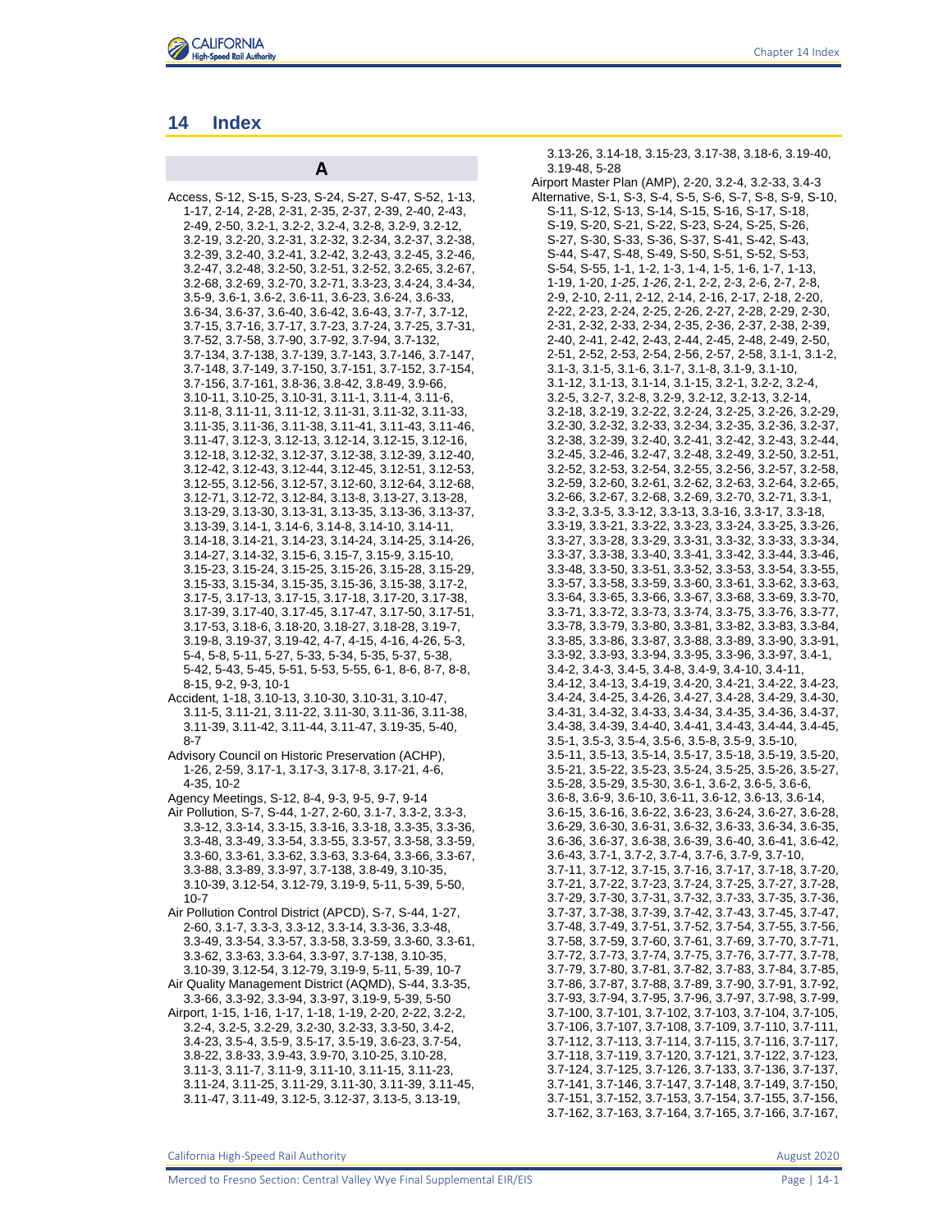# 14 Index

## A

Access, S-12, S-15, S-23, S-24, S-27, S-47, S-52, 1-13, 1-17, 2-14, 2-28, 2-31, 2-35, 2-37, 2-39, 2-40, 2-43, 2-49, 2-50, 3.2-1, 3.2-2, 3.2-4, 3.2-8, 3.2-9, 3.2-12, 3.2-19, 3.2-20, 3.2-31, 3.2-32, 3.2-34, 3.2-37, 3.2-38, 3.2-39, 3.2-40, 3.2-41, 3.2-42, 3.2-43, 3.2-45, 3.2-46, 3.2-47, 3.2-48, 3.2-50, 3.2-51, 3.2-52, 3.2-65, 3.2-67, 3.2-68, 3.2-69, 3.2-70, 3.2-71, 3.3-23, 3.4-24, 3.4-34, 3.5-9, 3.6-1, 3.6-2, 3.6-11, 3.6-23, 3.6-24, 3.6-33, 3.6-34, 3.6-37, 3.6-40, 3.6-42, 3.6-43, 3.7-7, 3.7-12, 3.7-15, 3.7-16, 3.7-17, 3.7-23, 3.7-24, 3.7-25, 3.7-31, 3.7-52, 3.7-58, 3.7-90, 3.7-92, 3.7-94, 3.7-132, 3.7-134, 3.7-138, 3.7-139, 3.7-143, 3.7-146, 3.7-147, 3.7-148, 3.7-149, 3.7-150, 3.7-151, 3.7-152, 3.7-154, 3.7-156, 3.7-161, 3.8-36, 3.8-42, 3.8-49, 3.9-66, 3.10-11, 3.10-25, 3.10-31, 3.11-1, 3.11-4, 3.11-6, 3.11-8, 3.11-11, 3.11-12, 3.11-31, 3.11-32, 3.11-33, 3.11-35, 3.11-36, 3.11-38, 3.11-41, 3.11-43, 3.11-46, 3.11-47, 3.12-3, 3.12-13, 3.12-14, 3.12-15, 3.12-16, 3.12-18, 3.12-32, 3.12-37, 3.12-38, 3.12-39, 3.12-40, 3.12-42, 3.12-43, 3.12-44, 3.12-45, 3.12-51, 3.12-53, 3.12-55, 3.12-56, 3.12-57, 3.12-60, 3.12-64, 3.12-68, 3.12-71, 3.12-72, 3.12-84, 3.13-8, 3.13-27, 3.13-28, 3.13-29, 3.13-30, 3.13-31, 3.13-35, 3.13-36, 3.13-37, 3.13-39, 3.14-1, 3.14-6, 3.14-8, 3.14-10, 3.14-11, 3.14-18, 3.14-21, 3.14-23, 3.14-24, 3.14-25, 3.14-26, 3.14-27, 3.14-32, 3.15-6, 3.15-7, 3.15-9, 3.15-10, 3.15-23, 3.15-24, 3.15-25, 3.15-26, 3.15-28, 3.15-29, 3.15-33, 3.15-34, 3.15-35, 3.15-36, 3.15-38, 3.17-2, 3.17-5, 3.17-13, 3.17-15, 3.17-18, 3.17-20, 3.17-38, 3.17-39, 3.17-40, 3.17-45, 3.17-47, 3.17-50, 3.17-51, 3.17-53, 3.18-6, 3.18-20, 3.18-27, 3.18-28, 3.19-7, 3.19-8, 3.19-37, 3.19-42, 4-7, 4-15, 4-16, 4-26, 5-3, 5-4, 5-8, 5-11, 5-27, 5-33, 5-34, 5-35, 5-37, 5-38, 5-42, 5-43, 5-45, 5-51, 5-53, 5-55, 6-1, 8-6, 8-7, 8-8, 8-15, 9-2, 9-3, 10-1

Accident, 1-18, 3.10-13, 3.10-30, 3.10-31, 3.10-47, 3.11-5, 3.11-21, 3.11-22, 3.11-30, 3.11-36, 3.11-38, 3.11-39, 3.11-42, 3.11-44, 3.11-47, 3.19-35, 5-40, 8-7

Advisory Council on Historic Preservation (ACHP), 1-26, 2-59, 3.17-1, 3.17-3, 3.17-8, 3.17-21, 4-6, 4-35, 10-2

Agency Meetings, S-12, 8-4, 9-3, 9-5, 9-7, 9-14

Air Pollution, S-7, S-44, 1-27, 2-60, 3.1-7, 3.3-2, 3.3-3, 3.3-12, 3.3-14, 3.3-15, 3.3-16, 3.3-18, 3.3-35, 3.3-36, 3.3-48, 3.3-49, 3.3-54, 3.3-55, 3.3-57, 3.3-58, 3.3-59, 3.3-60, 3.3-61, 3.3-62, 3.3-63, 3.3-64, 3.3-66, 3.3-67, 3.3-88, 3.3-89, 3.3-97, 3.7-138, 3.8-49, 3.10-35, 3.10-39, 3.12-54, 3.12-79, 3.19-9, 5-11, 5-39, 5-50, 10-7

Air Pollution Control District (APCD), S-7, S-44, 1-27, 2-60, 3.1-7, 3.3-3, 3.3-12, 3.3-14, 3.3-36, 3.3-48, 3.3-49, 3.3-54, 3.3-57, 3.3-58, 3.3-59, 3.3-60, 3.3-61, 3.3-62, 3.3-63, 3.3-64, 3.3-97, 3.7-138, 3.10-35, 3.10-39, 3.12-54, 3.12-79, 3.19-9, 5-11, 5-39, 10-7

Air Quality Management District (AQMD), S-44, 3.3-35, 3.3-66, 3.3-92, 3.3-94, 3.3-97, 3.19-9, 5-39, 5-50

Airport, 1-15, 1-16, 1-17, 1-18, 1-19, 2-20, 2-22, 3.2-2, 3.2-4, 3.2-5, 3.2-29, 3.2-30, 3.2-33, 3.3-50, 3.4-2, 3.4-23, 3.5-4, 3.5-9, 3.5-17, 3.5-19, 3.6-23, 3.7-54, 3.8-22, 3.8-33, 3.9-43, 3.9-70, 3.10-25, 3.10-28, 3.11-3, 3.11-7, 3.11-9, 3.11-10, 3.11-15, 3.11-23, 3.11-24, 3.11-25, 3.11-29, 3.11-30, 3.11-39, 3.11-45, 3.11-47, 3.11-49, 3.12-5, 3.12-37, 3.13-5, 3.13-19, 3.13-26, 3.14-18, 3.15-23, 3.17-38, 3.18-6, 3.19-40, 3.19-48, 5-28

Airport Master Plan (AMP), 2-20, 3.2-4, 3.2-33, 3.4-3

Alternative, S-1, S-3, S-4, S-5, S-6, S-7, S-8, S-9, S-10, S-11, S-12, S-13, S-14, S-15, S-16, S-17, S-18, S-19, S-20, S-21, S-22, S-23, S-24, S-25, S-26, S-27, S-30, S-33, S-36, S-37, S-41, S-42, S-43, S-44, S-47, S-48, S-49, S-50, S-51, S-52, S-53, S-54, S-55, 1-1, 1-2, 1-3, 1-4, 1-5, 1-6, 1-7, 1-13, 1-19, 1-20, *1-25*, *1-26*, 2-1, 2-2, 2-3, 2-6, 2-7, 2-8, 2-9, 2-10, 2-11, 2-12, 2-14, 2-16, 2-17, 2-18, 2-20, 2-22, 2-23, 2-24, 2-25, 2-26, 2-27, 2-28, 2-29, 2-30, 2-31, 2-32, 2-33, 2-34, 2-35, 2-36, 2-37, 2-38, 2-39, 2-40, 2-41, 2-42, 2-43, 2-44, 2-45, 2-48, 2-49, 2-50, 2-51, 2-52, 2-53, 2-54, 2-56, 2-57, 2-58, 3.1-1, 3.1-2, 3.1-3, 3.1-5, 3.1-6, 3.1-7, 3.1-8, 3.1-9, 3.1-10, 3.1-12, 3.1-13, 3.1-14, 3.1-15, 3.2-1, 3.2-2, 3.2-4, 3.2-5, 3.2-7, 3.2-8, 3.2-9, 3.2-12, 3.2-13, 3.2-14, 3.2-18, 3.2-19, 3.2-22, 3.2-24, 3.2-25, 3.2-26, 3.2-29, 3.2-30, 3.2-32, 3.2-33, 3.2-34, 3.2-35, 3.2-36, 3.2-37, 3.2-38, 3.2-39, 3.2-40, 3.2-41, 3.2-42, 3.2-43, 3.2-44, 3.2-45, 3.2-46, 3.2-47, 3.2-48, 3.2-49, 3.2-50, 3.2-51, 3.2-52, 3.2-53, 3.2-54, 3.2-55, 3.2-56, 3.2-57, 3.2-58, 3.2-59, 3.2-60, 3.2-61, 3.2-62, 3.2-63, 3.2-64, 3.2-65, 3.2-66, 3.2-67, 3.2-68, 3.2-69, 3.2-70, 3.2-71, 3.3-1, 3.3-2, 3.3-5, 3.3-12, 3.3-13, 3.3-16, 3.3-17, 3.3-18, 3.3-19, 3.3-21, 3.3-22, 3.3-23, 3.3-24, 3.3-25, 3.3-26, 3.3-27, 3.3-28, 3.3-29, 3.3-31, 3.3-32, 3.3-33, 3.3-34, 3.3-37, 3.3-38, 3.3-40, 3.3-41, 3.3-42, 3.3-44, 3.3-46, 3.3-48, 3.3-50, 3.3-51, 3.3-52, 3.3-53, 3.3-54, 3.3-55, 3.3-57, 3.3-58, 3.3-59, 3.3-60, 3.3-61, 3.3-62, 3.3-63, 3.3-64, 3.3-65, 3.3-66, 3.3-67, 3.3-68, 3.3-69, 3.3-70, 3.3-71, 3.3-72, 3.3-73, 3.3-74, 3.3-75, 3.3-76, 3.3-77, 3.3-78, 3.3-79, 3.3-80, 3.3-81, 3.3-82, 3.3-83, 3.3-84, 3.3-85, 3.3-86, 3.3-87, 3.3-88, 3.3-89, 3.3-90, 3.3-91, 3.3-92, 3.3-93, 3.3-94, 3.3-95, 3.3-96, 3.3-97, 3.4-1, 3.4-2, 3.4-3, 3.4-5, 3.4-8, 3.4-9, 3.4-10, 3.4-11, 3.4-12, 3.4-13, 3.4-19, 3.4-20, 3.4-21, 3.4-22, 3.4-23, 3.4-24, 3.4-25, 3.4-26, 3.4-27, 3.4-28, 3.4-29, 3.4-30, 3.4-31, 3.4-32, 3.4-33, 3.4-34, 3.4-35, 3.4-36, 3.4-37, 3.4-38, 3.4-39, 3.4-40, 3.4-41, 3.4-43, 3.4-44, 3.4-45, 3.5-1, 3.5-3, 3.5-4, 3.5-6, 3.5-8, 3.5-9, 3.5-10, 3.5-11, 3.5-13, 3.5-14, 3.5-17, 3.5-18, 3.5-19, 3.5-20, 3.5-21, 3.5-22, 3.5-23, 3.5-24, 3.5-25, 3.5-26, 3.5-27, 3.5-28, 3.5-29, 3.5-30, 3.6-1, 3.6-2, 3.6-5, 3.6-6, 3.6-8, 3.6-9, 3.6-10, 3.6-11, 3.6-12, 3.6-13, 3.6-14, 3.6-15, 3.6-16, 3.6-22, 3.6-23, 3.6-24, 3.6-27, 3.6-28, 3.6-29, 3.6-30, 3.6-31, 3.6-32, 3.6-33, 3.6-34, 3.6-35, 3.6-36, 3.6-37, 3.6-38, 3.6-39, 3.6-40, 3.6-41, 3.6-42, 3.6-43, 3.7-1, 3.7-2, 3.7-4, 3.7-6, 3.7-9, 3.7-10, 3.7-11, 3.7-12, 3.7-15, 3.7-16, 3.7-17, 3.7-18, 3.7-20, 3.7-21, 3.7-22, 3.7-23, 3.7-24, 3.7-25, 3.7-27, 3.7-28, 3.7-29, 3.7-30, 3.7-31, 3.7-32, 3.7-33, 3.7-35, 3.7-36, 3.7-37, 3.7-38, 3.7-39, 3.7-42, 3.7-43, 3.7-45, 3.7-47, 3.7-48, 3.7-49, 3.7-51, 3.7-52, 3.7-54, 3.7-55, 3.7-56, 3.7-58, 3.7-59, 3.7-60, 3.7-61, 3.7-69, 3.7-70, 3.7-71, 3.7-72, 3.7-73, 3.7-74, 3.7-75, 3.7-76, 3.7-77, 3.7-78, 3.7-79, 3.7-80, 3.7-81, 3.7-82, 3.7-83, 3.7-84, 3.7-85, 3.7-86, 3.7-87, 3.7-88, 3.7-89, 3.7-90, 3.7-91, 3.7-92, 3.7-93, 3.7-94, 3.7-95, 3.7-96, 3.7-97, 3.7-98, 3.7-99, 3.7-100, 3.7-101, 3.7-102, 3.7-103, 3.7-104, 3.7-105, 3.7-106, 3.7-107, 3.7-108, 3.7-109, 3.7-110, 3.7-111, 3.7-112, 3.7-113, 3.7-114, 3.7-115, 3.7-116, 3.7-117, 3.7-118, 3.7-119, 3.7-120, 3.7-121, 3.7-122, 3.7-123, 3.7-124, 3.7-125, 3.7-126, 3.7-133, 3.7-136, 3.7-137, 3.7-141, 3.7-146, 3.7-147, 3.7-148, 3.7-149, 3.7-150, 3.7-151, 3.7-152, 3.7-153, 3.7-154, 3.7-155, 3.7-156, 3.7-162, 3.7-163, 3.7-164, 3.7-165, 3.7-166, 3.7-167,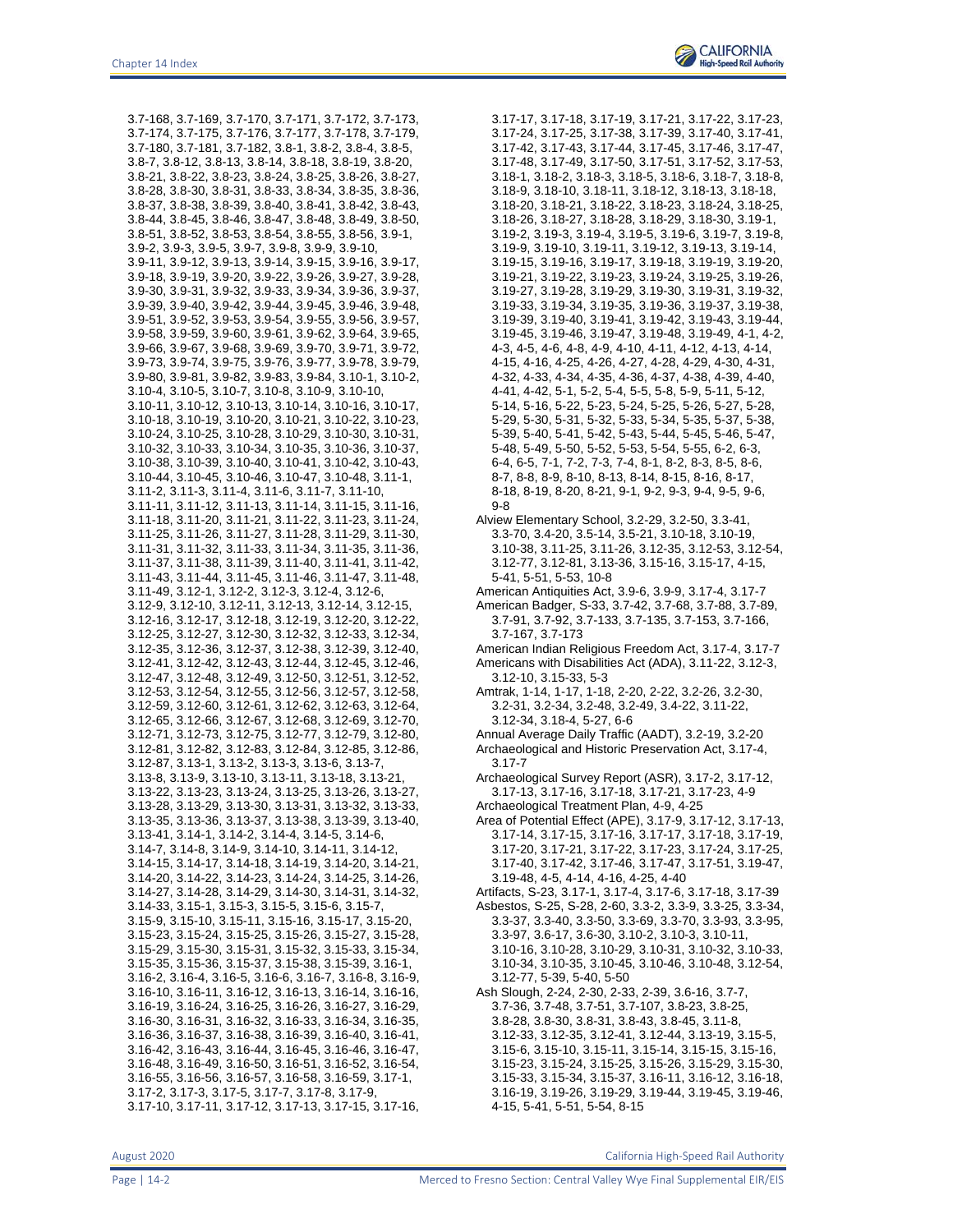3.7-168, 3.7-169, 3.7-170, 3.7-171, 3.7-172, 3.7-173, 3.7-174, 3.7-175, 3.7-176, 3.7-177, 3.7-178, 3.7-179, 3.7-180, 3.7-181, 3.7-182, 3.8-1, 3.8-2, 3.8-4, 3.8-5, 3.8-7, 3.8-12, 3.8-13, 3.8-14, 3.8-18, 3.8-19, 3.8-20, 3.8-21, 3.8-22, 3.8-23, 3.8-24, 3.8-25, 3.8-26, 3.8-27, 3.8-28, 3.8-30, 3.8-31, 3.8-33, 3.8-34, 3.8-35, 3.8-36, 3.8-37, 3.8-38, 3.8-39, 3.8-40, 3.8-41, 3.8-42, 3.8-43, 3.8-44, 3.8-45, 3.8-46, 3.8-47, 3.8-48, 3.8-49, 3.8-50, 3.8-51, 3.8-52, 3.8-53, 3.8-54, 3.8-55, 3.8-56, 3.9-1, 3.9-2, 3.9-3, 3.9-5, 3.9-7, 3.9-8, 3.9-9, 3.9-10, 3.9-11, 3.9-12, 3.9-13, 3.9-14, 3.9-15, 3.9-16, 3.9-17, 3.9-18, 3.9-19, 3.9-20, 3.9-22, 3.9-26, 3.9-27, 3.9-28, 3.9-30, 3.9-31, 3.9-32, 3.9-33, 3.9-34, 3.9-36, 3.9-37, 3.9-39, 3.9-40, 3.9-42, 3.9-44, 3.9-45, 3.9-46, 3.9-48, 3.9-51, 3.9-52, 3.9-53, 3.9-54, 3.9-55, 3.9-56, 3.9-57, 3.9-58, 3.9-59, 3.9-60, 3.9-61, 3.9-62, 3.9-64, 3.9-65, 3.9-66, 3.9-67, 3.9-68, 3.9-69, 3.9-70, 3.9-71, 3.9-72, 3.9-73, 3.9-74, 3.9-75, 3.9-76, 3.9-77, 3.9-78, 3.9-79, 3.9-80, 3.9-81, 3.9-82, 3.9-83, 3.9-84, 3.10-1, 3.10-2, 3.10-4, 3.10-5, 3.10-7, 3.10-8, 3.10-9, 3.10-10, 3.10-11, 3.10-12, 3.10-13, 3.10-14, 3.10-16, 3.10-17, 3.10-18, 3.10-19, 3.10-20, 3.10-21, 3.10-22, 3.10-23, 3.10-24, 3.10-25, 3.10-28, 3.10-29, 3.10-30, 3.10-31, 3.10-32, 3.10-33, 3.10-34, 3.10-35, 3.10-36, 3.10-37, 3.10-38, 3.10-39, 3.10-40, 3.10-41, 3.10-42, 3.10-43, 3.10-44, 3.10-45, 3.10-46, 3.10-47, 3.10-48, 3.11-1, 3.11-2, 3.11-3, 3.11-4, 3.11-6, 3.11-7, 3.11-10, 3.11-11, 3.11-12, 3.11-13, 3.11-14, 3.11-15, 3.11-16, 3.11-18, 3.11-20, 3.11-21, 3.11-22, 3.11-23, 3.11-24, 3.11-25, 3.11-26, 3.11-27, 3.11-28, 3.11-29, 3.11-30, 3.11-31, 3.11-32, 3.11-33, 3.11-34, 3.11-35, 3.11-36, 3.11-37, 3.11-38, 3.11-39, 3.11-40, 3.11-41, 3.11-42, 3.11-43, 3.11-44, 3.11-45, 3.11-46, 3.11-47, 3.11-48, 3.11-49, 3.12-1, 3.12-2, 3.12-3, 3.12-4, 3.12-6, 3.12-9, 3.12-10, 3.12-11, 3.12-13, 3.12-14, 3.12-15, 3.12-16, 3.12-17, 3.12-18, 3.12-19, 3.12-20, 3.12-22, 3.12-25, 3.12-27, 3.12-30, 3.12-32, 3.12-33, 3.12-34, 3.12-35, 3.12-36, 3.12-37, 3.12-38, 3.12-39, 3.12-40, 3.12-41, 3.12-42, 3.12-43, 3.12-44, 3.12-45, 3.12-46, 3.12-47, 3.12-48, 3.12-49, 3.12-50, 3.12-51, 3.12-52, 3.12-53, 3.12-54, 3.12-55, 3.12-56, 3.12-57, 3.12-58, 3.12-59, 3.12-60, 3.12-61, 3.12-62, 3.12-63, 3.12-64, 3.12-65, 3.12-66, 3.12-67, 3.12-68, 3.12-69, 3.12-70, 3.12-71, 3.12-73, 3.12-75, 3.12-77, 3.12-79, 3.12-80, 3.12-81, 3.12-82, 3.12-83, 3.12-84, 3.12-85, 3.12-86, 3.12-87, 3.13-1, 3.13-2, 3.13-3, 3.13-6, 3.13-7, 3.13-8, 3.13-9, 3.13-10, 3.13-11, 3.13-18, 3.13-21, 3.13-22, 3.13-23, 3.13-24, 3.13-25, 3.13-26, 3.13-27, 3.13-28, 3.13-29, 3.13-30, 3.13-31, 3.13-32, 3.13-33, 3.13-35, 3.13-36, 3.13-37, 3.13-38, 3.13-39, 3.13-40, 3.13-41, 3.14-1, 3.14-2, 3.14-4, 3.14-5, 3.14-6, 3.14-7, 3.14-8, 3.14-9, 3.14-10, 3.14-11, 3.14-12, 3.14-15, 3.14-17, 3.14-18, 3.14-19, 3.14-20, 3.14-21, 3.14-20, 3.14-22, 3.14-23, 3.14-24, 3.14-25, 3.14-26, 3.14-27, 3.14-28, 3.14-29, 3.14-30, 3.14-31, 3.14-32, 3.14-33, 3.15-1, 3.15-3, 3.15-5, 3.15-6, 3.15-7, 3.15-9, 3.15-10, 3.15-11, 3.15-16, 3.15-17, 3.15-20, 3.15-23, 3.15-24, 3.15-25, 3.15-26, 3.15-27, 3.15-28, 3.15-29, 3.15-30, 3.15-31, 3.15-32, 3.15-33, 3.15-34, 3.15-35, 3.15-36, 3.15-37, 3.15-38, 3.15-39, 3.16-1, 3.16-2, 3.16-4, 3.16-5, 3.16-6, 3.16-7, 3.16-8, 3.16-9, 3.16-10, 3.16-11, 3.16-12, 3.16-13, 3.16-14, 3.16-16, 3.16-19, 3.16-24, 3.16-25, 3.16-26, 3.16-27, 3.16-29, 3.16-30, 3.16-31, 3.16-32, 3.16-33, 3.16-34, 3.16-35, 3.16-36, 3.16-37, 3.16-38, 3.16-39, 3.16-40, 3.16-41, 3.16-42, 3.16-43, 3.16-44, 3.16-45, 3.16-46, 3.16-47, 3.16-48, 3.16-49, 3.16-50, 3.16-51, 3.16-52, 3.16-54, 3.16-55, 3.16-56, 3.16-57, 3.16-58, 3.16-59, 3.17-1, 3.17-2, 3.17-3, 3.17-5, 3.17-7, 3.17-8, 3.17-9, 3.17-10, 3.17-11, 3.17-12, 3.17-13, 3.17-15, 3.17-16, 3.17-17, 3.17-18, 3.17-19, 3.17-21, 3.17-22, 3.17-23, 3.17-24, 3.17-25, 3.17-38, 3.17-39, 3.17-40, 3.17-41, 3.17-42, 3.17-43, 3.17-44, 3.17-45, 3.17-46, 3.17-47, 3.17-48, 3.17-49, 3.17-50, 3.17-51, 3.17-52, 3.17-53, 3.18-1, 3.18-2, 3.18-3, 3.18-5, 3.18-6, 3.18-7, 3.18-8, 3.18-9, 3.18-10, 3.18-11, 3.18-12, 3.18-13, 3.18-18, 3.18-20, 3.18-21, 3.18-22, 3.18-23, 3.18-24, 3.18-25, 3.18-26, 3.18-27, 3.18-28, 3.18-29, 3.18-30, 3.19-1, 3.19-2, 3.19-3, 3.19-4, 3.19-5, 3.19-6, 3.19-7, 3.19-8, 3.19-9, 3.19-10, 3.19-11, 3.19-12, 3.19-13, 3.19-14, 3.19-15, 3.19-16, 3.19-17, 3.19-18, 3.19-19, 3.19-20, 3.19-21, 3.19-22, 3.19-23, 3.19-24, 3.19-25, 3.19-26, 3.19-27, 3.19-28, 3.19-29, 3.19-30, 3.19-31, 3.19-32, 3.19-33, 3.19-34, 3.19-35, 3.19-36, 3.19-37, 3.19-38, 3.19-39, 3.19-40, 3.19-41, 3.19-42, 3.19-43, 3.19-44, 3.19-45, 3.19-46, 3.19-47, 3.19-48, 3.19-49, 4-1, 4-2, 4-3, 4-5, 4-6, 4-8, 4-9, 4-10, 4-11, 4-12, 4-13, 4-14, 4-15, 4-16, 4-25, 4-26, 4-27, 4-28, 4-29, 4-30, 4-31, 4-32, 4-33, 4-34, 4-35, 4-36, 4-37, 4-38, 4-39, 4-40, 4-41, 4-42, 5-1, 5-2, 5-4, 5-5, 5-8, 5-9, 5-11, 5-12, 5-14, 5-16, 5-22, 5-23, 5-24, 5-25, 5-26, 5-27, 5-28, 5-29, 5-30, 5-31, 5-32, 5-33, 5-34, 5-35, 5-37, 5-38, 5-39, 5-40, 5-41, 5-42, 5-43, 5-44, 5-45, 5-46, 5-47, 5-48, 5-49, 5-50, 5-52, 5-53, 5-54, 5-55, 6-2, 6-3, 6-4, 6-5, 7-1, 7-2, 7-3, 7-4, 8-1, 8-2, 8-3, 8-5, 8-6, 8-7, 8-8, 8-9, 8-10, 8-13, 8-14, 8-15, 8-16, 8-17, 8-18, 8-19, 8-20, 8-21, 9-1, 9-2, 9-3, 9-4, 9-5, 9-6, 9-8

Alview Elementary School, 3.2-29, 3.2-50, 3.3-41, 3.3-70, 3.4-20, 3.5-14, 3.5-21, 3.10-18, 3.10-19, 3.10-38, 3.11-25, 3.11-26, 3.12-35, 3.12-53, 3.12-54, 3.12-77, 3.12-81, 3.13-36, 3.15-16, 3.15-17, 4-15, 5-41, 5-51, 5-53, 10-8

American Antiquities Act, 3.9-6, 3.9-9, 3.17-4, 3.17-7

American Badger, S-33, 3.7-42, 3.7-68, 3.7-88, 3.7-89, 3.7-91, 3.7-92, 3.7-133, 3.7-135, 3.7-153, 3.7-166, 3.7-167, 3.7-173

American Indian Religious Freedom Act, 3.17-4, 3.17-7

Americans with Disabilities Act (ADA), 3.11-22, 3.12-3, 3.12-10, 3.15-33, 5-3

Amtrak, 1-14, 1-17, 1-18, 2-20, 2-22, 3.2-26, 3.2-30, 3.2-31, 3.2-34, 3.2-48, 3.2-49, 3.4-22, 3.11-22, 3.12-34, 3.18-4, 5-27, 6-6

Annual Average Daily Traffic (AADT), 3.2-19, 3.2-20

Archaeological and Historic Preservation Act, 3.17-4, 3.17-7

Archaeological Survey Report (ASR), 3.17-2, 3.17-12, 3.17-13, 3.17-16, 3.17-18, 3.17-21, 3.17-23, 4-9

Archaeological Treatment Plan, 4-9, 4-25

Area of Potential Effect (APE), 3.17-9, 3.17-12, 3.17-13, 3.17-14, 3.17-15, 3.17-16, 3.17-17, 3.17-18, 3.17-19, 3.17-20, 3.17-21, 3.17-22, 3.17-23, 3.17-24, 3.17-25, 3.17-40, 3.17-42, 3.17-46, 3.17-47, 3.17-51, 3.19-47, 3.19-48, 4-5, 4-14, 4-16, 4-25, 4-40

Artifacts, S-23, 3.17-1, 3.17-4, 3.17-6, 3.17-18, 3.17-39

Asbestos, S-25, S-28, 2-60, 3.3-2, 3.3-9, 3.3-25, 3.3-34, 3.3-37, 3.3-40, 3.3-50, 3.3-69, 3.3-70, 3.3-93, 3.3-95, 3.3-97, 3.6-17, 3.6-30, 3.10-2, 3.10-3, 3.10-11, 3.10-16, 3.10-28, 3.10-29, 3.10-31, 3.10-32, 3.10-33, 3.10-34, 3.10-35, 3.10-45, 3.10-46, 3.10-48, 3.12-54, 3.12-77, 5-39, 5-40, 5-50

Ash Slough, 2-24, 2-30, 2-33, 2-39, 3.6-16, 3.7-7, 3.7-36, 3.7-48, 3.7-51, 3.7-107, 3.8-23, 3.8-25, 3.8-28, 3.8-30, 3.8-31, 3.8-43, 3.8-45, 3.11-8, 3.12-33, 3.12-35, 3.12-41, 3.12-44, 3.13-19, 3.15-5, 3.15-6, 3.15-10, 3.15-11, 3.15-14, 3.15-15, 3.15-16, 3.15-23, 3.15-24, 3.15-25, 3.15-26, 3.15-29, 3.15-30, 3.15-33, 3.15-34, 3.15-37, 3.16-11, 3.16-12, 3.16-18, 3.16-19, 3.19-26, 3.19-29, 3.19-44, 3.19-45, 3.19-46, 4-15, 5-41, 5-51, 5-54, 8-15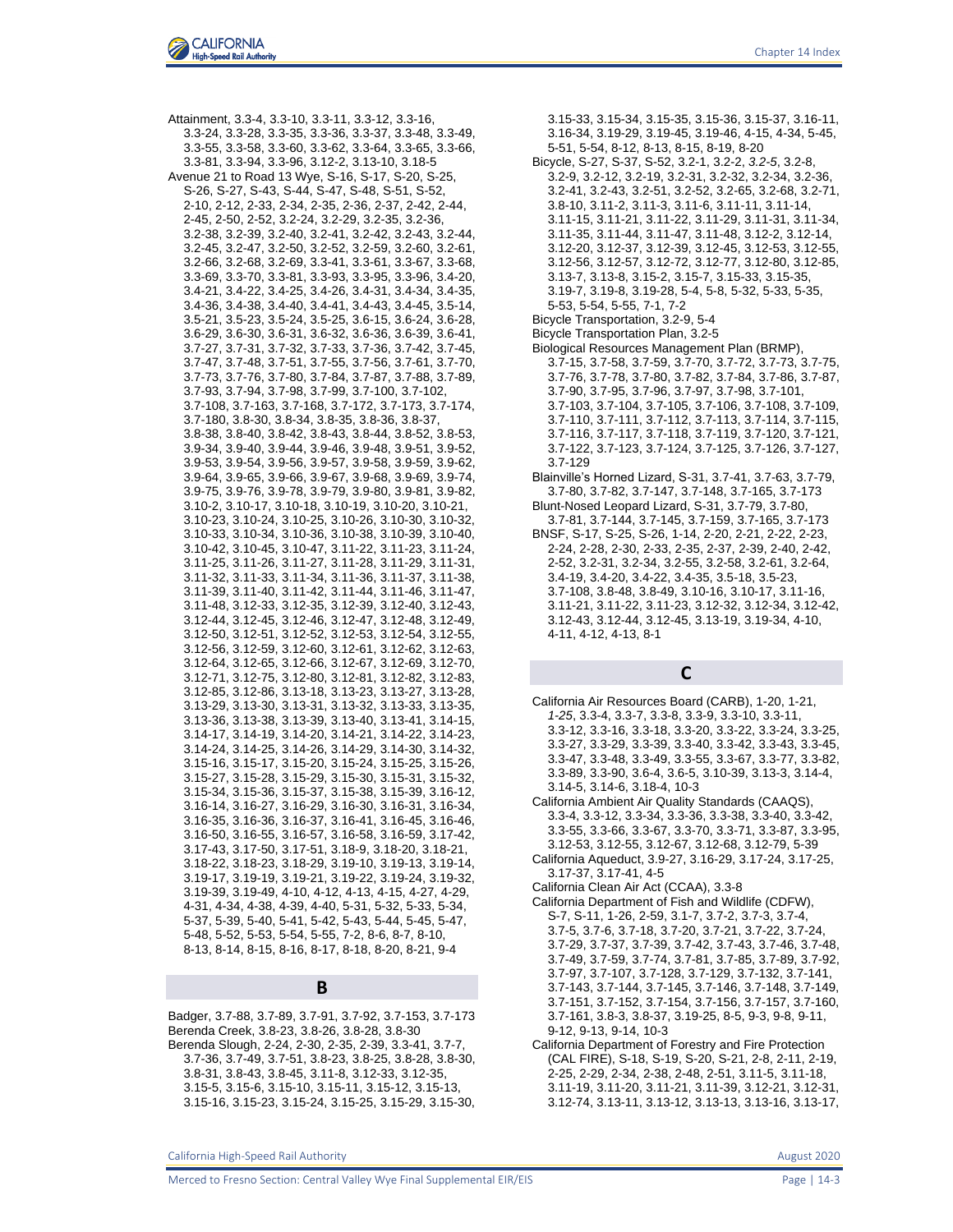Attainment, 3.3-4, 3.3-10, 3.3-11, 3.3-12, 3.3-16, 3.3-24, 3.3-28, 3.3-35, 3.3-36, 3.3-37, 3.3-48, 3.3-49, 3.3-55, 3.3-58, 3.3-60, 3.3-62, 3.3-64, 3.3-65, 3.3-66, 3.3-81, 3.3-94, 3.3-96, 3.12-2, 3.13-10, 3.18-5

Avenue 21 to Road 13 Wye, S-16, S-17, S-20, S-25, S-26, S-27, S-43, S-44, S-47, S-48, S-51, S-52, 2-10, 2-12, 2-33, 2-34, 2-35, 2-36, 2-37, 2-42, 2-44, 2-45, 2-50, 2-52, 3.2-24, 3.2-29, 3.2-35, 3.2-36, 3.2-38, 3.2-39, 3.2-40, 3.2-41, 3.2-42, 3.2-43, 3.2-44, 3.2-45, 3.2-47, 3.2-50, 3.2-52, 3.2-59, 3.2-60, 3.2-61, 3.2-66, 3.2-68, 3.2-69, 3.3-41, 3.3-61, 3.3-67, 3.3-68, 3.3-69, 3.3-70, 3.3-81, 3.3-93, 3.3-95, 3.3-96, 3.4-20, 3.4-21, 3.4-22, 3.4-25, 3.4-26, 3.4-31, 3.4-34, 3.4-35, 3.4-36, 3.4-38, 3.4-40, 3.4-41, 3.4-43, 3.4-45, 3.5-14, 3.5-21, 3.5-23, 3.5-24, 3.5-25, 3.6-15, 3.6-24, 3.6-28, 3.6-29, 3.6-30, 3.6-31, 3.6-32, 3.6-36, 3.6-39, 3.6-41, 3.7-27, 3.7-31, 3.7-32, 3.7-33, 3.7-36, 3.7-42, 3.7-45, 3.7-47, 3.7-48, 3.7-51, 3.7-55, 3.7-56, 3.7-61, 3.7-70, 3.7-73, 3.7-76, 3.7-80, 3.7-84, 3.7-87, 3.7-88, 3.7-89, 3.7-93, 3.7-94, 3.7-98, 3.7-99, 3.7-100, 3.7-102, 3.7-108, 3.7-163, 3.7-168, 3.7-172, 3.7-173, 3.7-174, 3.7-180, 3.8-30, 3.8-34, 3.8-35, 3.8-36, 3.8-37, 3.8-38, 3.8-40, 3.8-42, 3.8-43, 3.8-44, 3.8-52, 3.8-53, 3.9-34, 3.9-40, 3.9-44, 3.9-46, 3.9-48, 3.9-51, 3.9-52, 3.9-53, 3.9-54, 3.9-56, 3.9-57, 3.9-58, 3.9-59, 3.9-62, 3.9-64, 3.9-65, 3.9-66, 3.9-67, 3.9-68, 3.9-69, 3.9-74, 3.9-75, 3.9-76, 3.9-78, 3.9-79, 3.9-80, 3.9-81, 3.9-82, 3.10-2, 3.10-17, 3.10-18, 3.10-19, 3.10-20, 3.10-21, 3.10-23, 3.10-24, 3.10-25, 3.10-26, 3.10-30, 3.10-32, 3.10-33, 3.10-34, 3.10-36, 3.10-38, 3.10-39, 3.10-40, 3.10-42, 3.10-45, 3.10-47, 3.11-22, 3.11-23, 3.11-24, 3.11-25, 3.11-26, 3.11-27, 3.11-28, 3.11-29, 3.11-31, 3.11-32, 3.11-33, 3.11-34, 3.11-36, 3.11-37, 3.11-38, 3.11-39, 3.11-40, 3.11-42, 3.11-44, 3.11-46, 3.11-47, 3.11-48, 3.12-33, 3.12-35, 3.12-39, 3.12-40, 3.12-43, 3.12-44, 3.12-45, 3.12-46, 3.12-47, 3.12-48, 3.12-49, 3.12-50, 3.12-51, 3.12-52, 3.12-53, 3.12-54, 3.12-55, 3.12-56, 3.12-59, 3.12-60, 3.12-61, 3.12-62, 3.12-63, 3.12-64, 3.12-65, 3.12-66, 3.12-67, 3.12-69, 3.12-70, 3.12-71, 3.12-75, 3.12-80, 3.12-81, 3.12-82, 3.12-83, 3.12-85, 3.12-86, 3.13-18, 3.13-23, 3.13-27, 3.13-28, 3.13-29, 3.13-30, 3.13-31, 3.13-32, 3.13-33, 3.13-35, 3.13-36, 3.13-38, 3.13-39, 3.13-40, 3.13-41, 3.14-15, 3.14-17, 3.14-19, 3.14-20, 3.14-21, 3.14-22, 3.14-23, 3.14-24, 3.14-25, 3.14-26, 3.14-29, 3.14-30, 3.14-32, 3.15-16, 3.15-17, 3.15-20, 3.15-24, 3.15-25, 3.15-26, 3.15-27, 3.15-28, 3.15-29, 3.15-30, 3.15-31, 3.15-32, 3.15-34, 3.15-36, 3.15-37, 3.15-38, 3.15-39, 3.16-12, 3.16-14, 3.16-27, 3.16-29, 3.16-30, 3.16-31, 3.16-34, 3.16-35, 3.16-36, 3.16-37, 3.16-41, 3.16-45, 3.16-46, 3.16-50, 3.16-55, 3.16-57, 3.16-58, 3.16-59, 3.17-42, 3.17-43, 3.17-50, 3.17-51, 3.18-9, 3.18-20, 3.18-21, 3.18-22, 3.18-23, 3.18-29, 3.19-10, 3.19-13, 3.19-14, 3.19-17, 3.19-19, 3.19-21, 3.19-22, 3.19-24, 3.19-32, 3.19-39, 3.19-49, 4-10, 4-12, 4-13, 4-15, 4-27, 4-29, 4-31, 4-34, 4-38, 4-39, 4-40, 5-31, 5-32, 5-33, 5-34, 5-37, 5-39, 5-40, 5-41, 5-42, 5-43, 5-44, 5-45, 5-47, 5-48, 5-52, 5-53, 5-54, 5-55, 7-2, 8-6, 8-7, 8-10, 8-13, 8-14, 8-15, 8-16, 8-17, 8-18, 8-20, 8-21, 9-4

## B

Badger, 3.7-88, 3.7-89, 3.7-91, 3.7-92, 3.7-153, 3.7-173

Berenda Creek, 3.8-23, 3.8-26, 3.8-28, 3.8-30

Berenda Slough, 2-24, 2-30, 2-35, 2-39, 3.3-41, 3.7-7, 3.7-36, 3.7-49, 3.7-51, 3.8-23, 3.8-25, 3.8-28, 3.8-30, 3.8-31, 3.8-43, 3.8-45, 3.11-8, 3.12-33, 3.12-35, 3.15-5, 3.15-6, 3.15-10, 3.15-11, 3.15-12, 3.15-13, 3.15-16, 3.15-23, 3.15-24, 3.15-25, 3.15-29, 3.15-30, 3.15-33, 3.15-34, 3.15-35, 3.15-36, 3.15-37, 3.16-11, 3.16-34, 3.19-29, 3.19-45, 3.19-46, 4-15, 4-34, 5-45, 5-51, 5-54, 8-12, 8-13, 8-15, 8-19, 8-20

Bicycle, S-27, S-37, S-52, 3.2-1, 3.2-2, *3.2-5*, 3.2-8, 3.2-9, 3.2-12, 3.2-19, 3.2-31, 3.2-32, 3.2-34, 3.2-36, 3.2-41, 3.2-43, 3.2-51, 3.2-52, 3.2-65, 3.2-68, 3.2-71, 3.8-10, 3.11-2, 3.11-3, 3.11-6, 3.11-11, 3.11-14, 3.11-15, 3.11-21, 3.11-22, 3.11-29, 3.11-31, 3.11-34, 3.11-35, 3.11-44, 3.11-47, 3.11-48, 3.12-2, 3.12-14, 3.12-20, 3.12-37, 3.12-39, 3.12-45, 3.12-53, 3.12-55, 3.12-56, 3.12-57, 3.12-72, 3.12-77, 3.12-80, 3.12-85, 3.13-7, 3.13-8, 3.15-2, 3.15-7, 3.15-33, 3.15-35, 3.19-7, 3.19-8, 3.19-28, 5-4, 5-8, 5-32, 5-33, 5-35, 5-53, 5-54, 5-55, 7-1, 7-2

Bicycle Transportation, 3.2-9, 5-4

Bicycle Transportation Plan, 3.2-5

Biological Resources Management Plan (BRMP), 3.7-15, 3.7-58, 3.7-59, 3.7-70, 3.7-72, 3.7-73, 3.7-75, 3.7-76, 3.7-78, 3.7-80, 3.7-82, 3.7-84, 3.7-86, 3.7-87, 3.7-90, 3.7-95, 3.7-96, 3.7-97, 3.7-98, 3.7-101, 3.7-103, 3.7-104, 3.7-105, 3.7-106, 3.7-108, 3.7-109, 3.7-110, 3.7-111, 3.7-112, 3.7-113, 3.7-114, 3.7-115, 3.7-116, 3.7-117, 3.7-118, 3.7-119, 3.7-120, 3.7-121, 3.7-122, 3.7-123, 3.7-124, 3.7-125, 3.7-126, 3.7-127, 3.7-129

Blainville's Horned Lizard, S-31, 3.7-41, 3.7-63, 3.7-79, 3.7-80, 3.7-82, 3.7-147, 3.7-148, 3.7-165, 3.7-173

Blunt-Nosed Leopard Lizard, S-31, 3.7-79, 3.7-80, 3.7-81, 3.7-144, 3.7-145, 3.7-159, 3.7-165, 3.7-173

BNSF, S-17, S-25, S-26, 1-14, 2-20, 2-21, 2-22, 2-23, 2-24, 2-28, 2-30, 2-33, 2-35, 2-37, 2-39, 2-40, 2-42, 2-52, 3.2-31, 3.2-34, 3.2-55, 3.2-58, 3.2-61, 3.2-64, 3.4-19, 3.4-20, 3.4-22, 3.4-35, 3.5-18, 3.5-23, 3.7-108, 3.8-48, 3.8-49, 3.10-16, 3.10-17, 3.11-16, 3.11-21, 3.11-22, 3.11-23, 3.12-32, 3.12-34, 3.12-42, 3.12-43, 3.12-44, 3.12-45, 3.13-19, 3.19-34, 4-10, 4-11, 4-12, 4-13, 8-1

## C

California Air Resources Board (CARB), 1-20, 1-21, *1-25*, 3.3-4, 3.3-7, 3.3-8, 3.3-9, 3.3-10, 3.3-11, 3.3-12, 3.3-16, 3.3-18, 3.3-20, 3.3-22, 3.3-24, 3.3-25, 3.3-27, 3.3-29, 3.3-39, 3.3-40, 3.3-42, 3.3-43, 3.3-45, 3.3-47, 3.3-48, 3.3-49, 3.3-55, 3.3-67, 3.3-77, 3.3-82, 3.3-89, 3.3-90, 3.6-4, 3.6-5, 3.10-39, 3.13-3, 3.14-4, 3.14-5, 3.14-6, 3.18-4, 10-3

California Ambient Air Quality Standards (CAAQS), 3.3-4, 3.3-12, 3.3-34, 3.3-36, 3.3-38, 3.3-40, 3.3-42, 3.3-55, 3.3-66, 3.3-67, 3.3-70, 3.3-71, 3.3-87, 3.3-95, 3.12-53, 3.12-55, 3.12-67, 3.12-68, 3.12-79, 5-39

California Aqueduct, 3.9-27, 3.16-29, 3.17-24, 3.17-25, 3.17-37, 3.17-41, 4-5

California Clean Air Act (CCAA), 3.3-8

California Department of Fish and Wildlife (CDFW), S-7, S-11, 1-26, 2-59, 3.1-7, 3.7-2, 3.7-3, 3.7-4, 3.7-5, 3.7-6, 3.7-18, 3.7-20, 3.7-21, 3.7-22, 3.7-24, 3.7-29, 3.7-37, 3.7-39, 3.7-42, 3.7-43, 3.7-46, 3.7-48, 3.7-49, 3.7-59, 3.7-74, 3.7-81, 3.7-85, 3.7-89, 3.7-92, 3.7-97, 3.7-107, 3.7-128, 3.7-129, 3.7-132, 3.7-141, 3.7-143, 3.7-144, 3.7-145, 3.7-146, 3.7-148, 3.7-149, 3.7-151, 3.7-152, 3.7-154, 3.7-156, 3.7-157, 3.7-160, 3.7-161, 3.8-3, 3.8-37, 3.19-25, 8-5, 9-3, 9-8, 9-11, 9-12, 9-13, 9-14, 10-3

California Department of Forestry and Fire Protection (CAL FIRE), S-18, S-19, S-20, S-21, 2-8, 2-11, 2-19, 2-25, 2-29, 2-34, 2-38, 2-48, 2-51, 3.11-5, 3.11-18, 3.11-19, 3.11-20, 3.11-21, 3.11-39, 3.12-21, 3.12-31, 3.12-74, 3.13-11, 3.13-12, 3.13-13, 3.13-16, 3.13-17,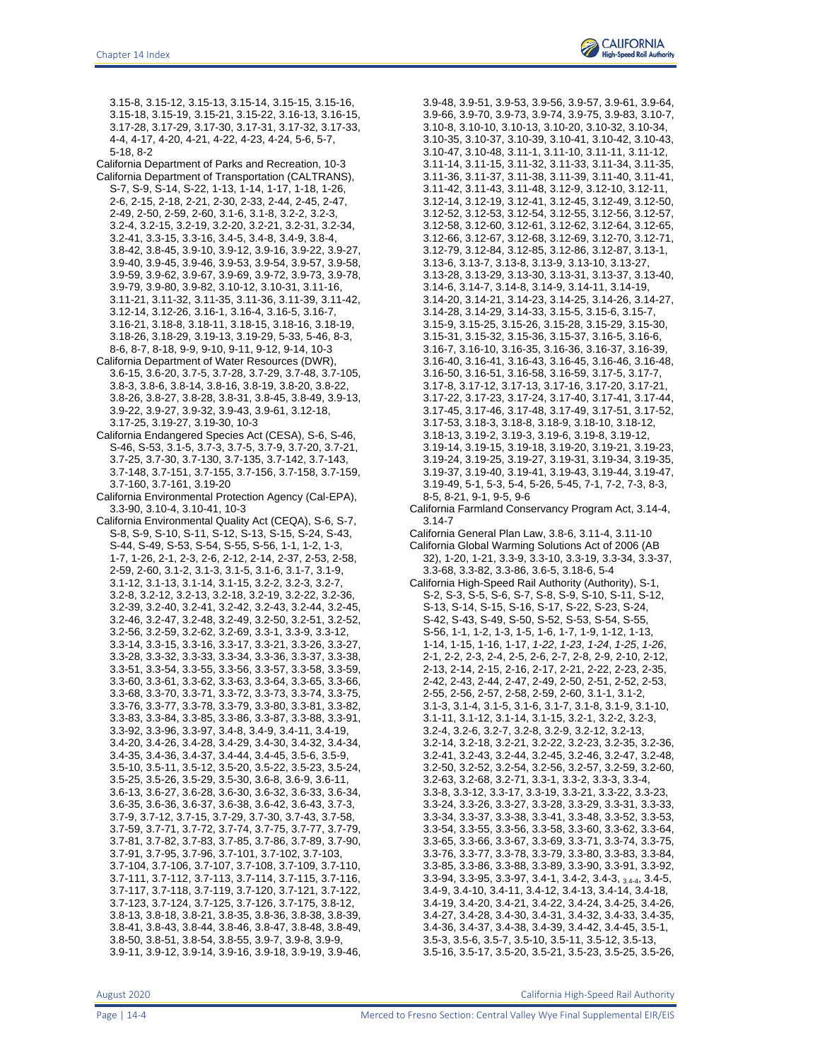3.15-8, 3.15-12, 3.15-13, 3.15-14, 3.15-15, 3.15-16, 3.15-18, 3.15-19, 3.15-21, 3.15-22, 3.16-13, 3.16-15, 3.17-28, 3.17-29, 3.17-30, 3.17-31, 3.17-32, 3.17-33, 4-4, 4-17, 4-20, 4-21, 4-22, 4-23, 4-24, 5-6, 5-7, 5-18, 8-2

California Department of Parks and Recreation, 10-3

California Department of Transportation (CALTRANS), S-7, S-9, S-14, S-22, 1-13, 1-14, 1-17, 1-18, 1-26, 2-6, 2-15, 2-18, 2-21, 2-30, 2-33, 2-44, 2-45, 2-47, 2-49, 2-50, 2-59, 2-60, 3.1-6, 3.1-8, 3.2-2, 3.2-3, 3.2-4, 3.2-15, 3.2-19, 3.2-20, 3.2-21, 3.2-31, 3.2-34, 3.2-41, 3.3-15, 3.3-16, 3.4-5, 3.4-8, 3.4-9, 3.8-4, 3.8-42, 3.8-45, 3.9-10, 3.9-12, 3.9-16, 3.9-22, 3.9-27, 3.9-40, 3.9-45, 3.9-46, 3.9-53, 3.9-54, 3.9-57, 3.9-58, 3.9-59, 3.9-62, 3.9-67, 3.9-69, 3.9-72, 3.9-73, 3.9-78, 3.9-79, 3.9-80, 3.9-82, 3.10-12, 3.10-31, 3.11-16, 3.11-21, 3.11-32, 3.11-35, 3.11-36, 3.11-39, 3.11-42, 3.12-14, 3.12-26, 3.16-1, 3.16-4, 3.16-5, 3.16-7, 3.16-21, 3.18-8, 3.18-11, 3.18-15, 3.18-16, 3.18-19, 3.18-26, 3.18-29, 3.19-13, 3.19-29, 5-33, 5-46, 8-3, 8-6, 8-7, 8-18, 9-9, 9-10, 9-11, 9-12, 9-14, 10-3

California Department of Water Resources (DWR), 3.6-15, 3.6-20, 3.7-5, 3.7-28, 3.7-29, 3.7-48, 3.7-105, 3.8-3, 3.8-6, 3.8-14, 3.8-16, 3.8-19, 3.8-20, 3.8-22, 3.8-26, 3.8-27, 3.8-28, 3.8-31, 3.8-45, 3.8-49, 3.9-13, 3.9-22, 3.9-27, 3.9-32, 3.9-43, 3.9-61, 3.12-18, 3.17-25, 3.19-27, 3.19-30, 10-3

California Endangered Species Act (CESA), S-6, S-46, S-46, S-53, 3.1-5, 3.7-3, 3.7-5, 3.7-9, 3.7-20, 3.7-21, 3.7-25, 3.7-30, 3.7-130, 3.7-135, 3.7-142, 3.7-143, 3.7-148, 3.7-151, 3.7-155, 3.7-156, 3.7-158, 3.7-159, 3.7-160, 3.7-161, 3.19-20

California Environmental Protection Agency (Cal-EPA), 3.3-90, 3.10-4, 3.10-41, 10-3

California Environmental Quality Act (CEQA), S-6, S-7, S-8, S-9, S-10, S-11, S-12, S-13, S-15, S-24, S-43, S-44, S-49, S-53, S-54, S-55, S-56, 1-1, 1-2, 1-3, 1-7, 1-26, 2-1, 2-3, 2-6, 2-12, 2-14, 2-37, 2-53, 2-58, 2-59, 2-60, 3.1-2, 3.1-3, 3.1-5, 3.1-6, 3.1-7, 3.1-9, 3.1-12, 3.1-13, 3.1-14, 3.1-15, 3.2-2, 3.2-3, 3.2-7, 3.2-8, 3.2-12, 3.2-13, 3.2-18, 3.2-19, 3.2-22, 3.2-36, 3.2-39, 3.2-40, 3.2-41, 3.2-42, 3.2-43, 3.2-44, 3.2-45, 3.2-46, 3.2-47, 3.2-48, 3.2-49, 3.2-50, 3.2-51, 3.2-52, 3.2-56, 3.2-59, 3.2-62, 3.2-69, 3.3-1, 3.3-9, 3.3-12, 3.3-14, 3.3-15, 3.3-16, 3.3-17, 3.3-21, 3.3-26, 3.3-27, 3.3-28, 3.3-32, 3.3-33, 3.3-34, 3.3-36, 3.3-37, 3.3-38, 3.3-51, 3.3-54, 3.3-55, 3.3-56, 3.3-57, 3.3-58, 3.3-59, 3.3-60, 3.3-61, 3.3-62, 3.3-63, 3.3-64, 3.3-65, 3.3-66, 3.3-68, 3.3-70, 3.3-71, 3.3-72, 3.3-73, 3.3-74, 3.3-75, 3.3-76, 3.3-77, 3.3-78, 3.3-79, 3.3-80, 3.3-81, 3.3-82, 3.3-83, 3.3-84, 3.3-85, 3.3-86, 3.3-87, 3.3-88, 3.3-91, 3.3-92, 3.3-96, 3.3-97, 3.4-8, 3.4-9, 3.4-11, 3.4-19, 3.4-20, 3.4-26, 3.4-28, 3.4-29, 3.4-30, 3.4-32, 3.4-34, 3.4-35, 3.4-36, 3.4-37, 3.4-44, 3.4-45, 3.5-6, 3.5-9, 3.5-10, 3.5-11, 3.5-12, 3.5-20, 3.5-22, 3.5-23, 3.5-24, 3.5-25, 3.5-26, 3.5-29, 3.5-30, 3.6-8, 3.6-9, 3.6-11, 3.6-13, 3.6-27, 3.6-28, 3.6-30, 3.6-32, 3.6-33, 3.6-34, 3.6-35, 3.6-36, 3.6-37, 3.6-38, 3.6-42, 3.6-43, 3.7-3, 3.7-9, 3.7-12, 3.7-15, 3.7-29, 3.7-30, 3.7-43, 3.7-58, 3.7-59, 3.7-71, 3.7-72, 3.7-74, 3.7-75, 3.7-77, 3.7-79, 3.7-81, 3.7-82, 3.7-83, 3.7-85, 3.7-86, 3.7-89, 3.7-90, 3.7-91, 3.7-95, 3.7-96, 3.7-101, 3.7-102, 3.7-103, 3.7-104, 3.7-106, 3.7-107, 3.7-108, 3.7-109, 3.7-110, 3.7-111, 3.7-112, 3.7-113, 3.7-114, 3.7-115, 3.7-116, 3.7-117, 3.7-118, 3.7-119, 3.7-120, 3.7-121, 3.7-122, 3.7-123, 3.7-124, 3.7-125, 3.7-126, 3.7-175, 3.8-12, 3.8-13, 3.8-18, 3.8-21, 3.8-35, 3.8-36, 3.8-38, 3.8-39, 3.8-41, 3.8-43, 3.8-44, 3.8-46, 3.8-47, 3.8-48, 3.8-49, 3.8-50, 3.8-51, 3.8-54, 3.8-55, 3.9-7, 3.9-8, 3.9-9, 3.9-11, 3.9-12, 3.9-14, 3.9-16, 3.9-18, 3.9-19, 3.9-46, 3.9-48, 3.9-51, 3.9-53, 3.9-56, 3.9-57, 3.9-61, 3.9-64, 3.9-66, 3.9-70, 3.9-73, 3.9-74, 3.9-75, 3.9-83, 3.10-7, 3.10-8, 3.10-10, 3.10-13, 3.10-20, 3.10-32, 3.10-34, 3.10-35, 3.10-37, 3.10-39, 3.10-41, 3.10-42, 3.10-43, 3.10-47, 3.10-48, 3.11-1, 3.11-10, 3.11-11, 3.11-12, 3.11-14, 3.11-15, 3.11-32, 3.11-33, 3.11-34, 3.11-35, 3.11-36, 3.11-37, 3.11-38, 3.11-39, 3.11-40, 3.11-41, 3.11-42, 3.11-43, 3.11-48, 3.12-9, 3.12-10, 3.12-11, 3.12-14, 3.12-19, 3.12-41, 3.12-45, 3.12-49, 3.12-50, 3.12-52, 3.12-53, 3.12-54, 3.12-55, 3.12-56, 3.12-57, 3.12-58, 3.12-60, 3.12-61, 3.12-62, 3.12-64, 3.12-65, 3.12-66, 3.12-67, 3.12-68, 3.12-69, 3.12-70, 3.12-71, 3.12-79, 3.12-84, 3.12-85, 3.12-86, 3.12-87, 3.13-1, 3.13-6, 3.13-7, 3.13-8, 3.13-9, 3.13-10, 3.13-27, 3.13-28, 3.13-29, 3.13-30, 3.13-31, 3.13-37, 3.13-40, 3.14-6, 3.14-7, 3.14-8, 3.14-9, 3.14-11, 3.14-19, 3.14-20, 3.14-21, 3.14-23, 3.14-25, 3.14-26, 3.14-27, 3.14-28, 3.14-29, 3.14-33, 3.15-5, 3.15-6, 3.15-7, 3.15-9, 3.15-25, 3.15-26, 3.15-28, 3.15-29, 3.15-30, 3.15-31, 3.15-32, 3.15-36, 3.15-37, 3.16-5, 3.16-6, 3.16-7, 3.16-10, 3.16-35, 3.16-36, 3.16-37, 3.16-39, 3.16-40, 3.16-41, 3.16-43, 3.16-45, 3.16-46, 3.16-48, 3.16-50, 3.16-51, 3.16-58, 3.16-59, 3.17-5, 3.17-7, 3.17-8, 3.17-12, 3.17-13, 3.17-16, 3.17-20, 3.17-21, 3.17-22, 3.17-23, 3.17-24, 3.17-40, 3.17-41, 3.17-44, 3.17-45, 3.17-46, 3.17-48, 3.17-49, 3.17-51, 3.17-52, 3.17-53, 3.18-3, 3.18-8, 3.18-9, 3.18-10, 3.18-12, 3.18-13, 3.19-2, 3.19-3, 3.19-6, 3.19-8, 3.19-12, 3.19-14, 3.19-15, 3.19-18, 3.19-20, 3.19-21, 3.19-23, 3.19-24, 3.19-25, 3.19-27, 3.19-31, 3.19-34, 3.19-35, 3.19-37, 3.19-40, 3.19-41, 3.19-43, 3.19-44, 3.19-47, 3.19-49, 5-1, 5-3, 5-4, 5-26, 5-45, 7-1, 7-2, 7-3, 8-3, 8-5, 8-21, 9-1, 9-5, 9-6

California Farmland Conservancy Program Act, 3.14-4, 3.14-7

California General Plan Law, 3.8-6, 3.11-4, 3.11-10

California Global Warming Solutions Act of 2006 (AB 32), 1-20, 1-21, 3.3-9, 3.3-10, 3.3-19, 3.3-34, 3.3-37, 3.3-68, 3.3-82, 3.3-86, 3.6-5, 3.18-6, 5-4

California High-Speed Rail Authority (Authority), S-1, S-2, S-3, S-5, S-6, S-7, S-8, S-9, S-10, S-11, S-12, S-13, S-14, S-15, S-16, S-17, S-22, S-23, S-24, S-42, S-43, S-49, S-50, S-52, S-53, S-54, S-55, S-56, 1-1, 1-2, 1-3, 1-5, 1-6, 1-7, 1-9, 1-12, 1-13, 1-14, 1-15, 1-16, 1-17, *1-22*, *1-23*, *1-24*, *1-25*, *1-26*, 2-1, 2-2, 2-3, 2-4, 2-5, 2-6, 2-7, 2-8, 2-9, 2-10, 2-12, 2-13, 2-14, 2-15, 2-16, 2-17, 2-21, 2-22, 2-23, 2-35, 2-42, 2-43, 2-44, 2-47, 2-49, 2-50, 2-51, 2-52, 2-53, 2-55, 2-56, 2-57, 2-58, 2-59, 2-60, 3.1-1, 3.1-2, 3.1-3, 3.1-4, 3.1-5, 3.1-6, 3.1-7, 3.1-8, 3.1-9, 3.1-10, 3.1-11, 3.1-12, 3.1-14, 3.1-15, 3.2-1, 3.2-2, 3.2-3, 3.2-4, 3.2-6, 3.2-7, 3.2-8, 3.2-9, 3.2-12, 3.2-13, 3.2-14, 3.2-18, 3.2-21, 3.2-22, 3.2-23, 3.2-35, 3.2-36, 3.2-41, 3.2-43, 3.2-44, 3.2-45, 3.2-46, 3.2-47, 3.2-48, 3.2-50, 3.2-52, 3.2-54, 3.2-56, 3.2-57, 3.2-59, 3.2-60, 3.2-63, 3.2-68, 3.2-71, 3.3-1, 3.3-2, 3.3-3, 3.3-4, 3.3-8, 3.3-12, 3.3-17, 3.3-19, 3.3-21, 3.3-22, 3.3-23, 3.3-24, 3.3-26, 3.3-27, 3.3-28, 3.3-29, 3.3-31, 3.3-33, 3.3-34, 3.3-37, 3.3-38, 3.3-41, 3.3-48, 3.3-52, 3.3-53, 3.3-54, 3.3-55, 3.3-56, 3.3-58, 3.3-60, 3.3-62, 3.3-64, 3.3-65, 3.3-66, 3.3-67, 3.3-69, 3.3-71, 3.3-74, 3.3-75, 3.3-76, 3.3-77, 3.3-78, 3.3-79, 3.3-80, 3.3-83, 3.3-84, 3.3-85, 3.3-86, 3.3-88, 3.3-89, 3.3-90, 3.3-91, 3.3-92, 3.3-94, 3.3-95, 3.3-97, 3.4-1, 3.4-2, 3.4-3, 3.4-4, 3.4-5, 3.4-9, 3.4-10, 3.4-11, 3.4-12, 3.4-13, 3.4-14, 3.4-18, 3.4-19, 3.4-20, 3.4-21, 3.4-22, 3.4-24, 3.4-25, 3.4-26, 3.4-27, 3.4-28, 3.4-30, 3.4-31, 3.4-32, 3.4-33, 3.4-35, 3.4-36, 3.4-37, 3.4-38, 3.4-39, 3.4-42, 3.4-45, 3.5-1, 3.5-3, 3.5-6, 3.5-7, 3.5-10, 3.5-11, 3.5-12, 3.5-13, 3.5-16, 3.5-17, 3.5-20, 3.5-21, 3.5-23, 3.5-25, 3.5-26,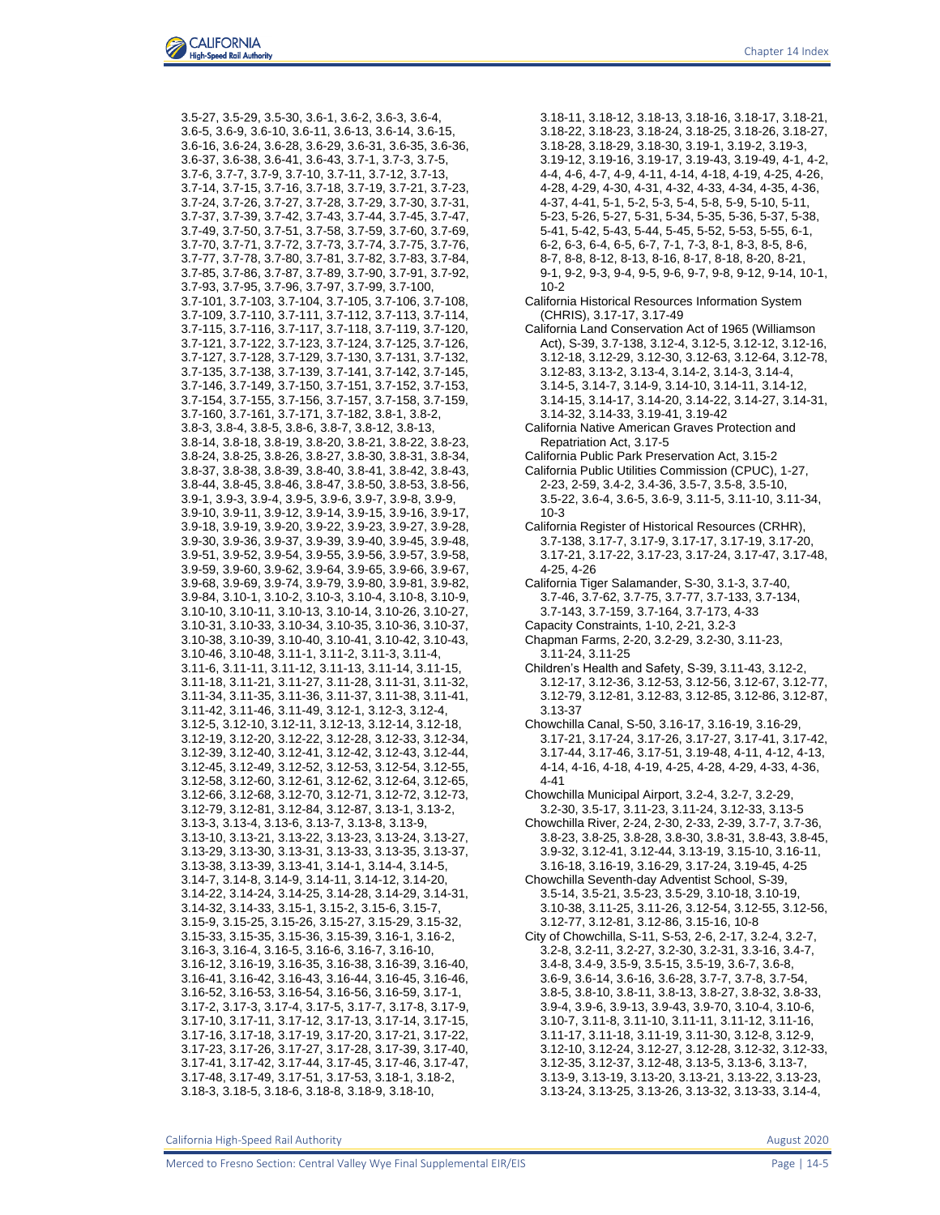3.5-27, 3.5-29, 3.5-30, 3.6-1, 3.6-2, 3.6-3, 3.6-4, 3.6-5, 3.6-9, 3.6-10, 3.6-11, 3.6-13, 3.6-14, 3.6-15, 3.6-16, 3.6-24, 3.6-28, 3.6-29, 3.6-31, 3.6-35, 3.6-36, 3.6-37, 3.6-38, 3.6-41, 3.6-43, 3.7-1, 3.7-3, 3.7-5, 3.7-6, 3.7-7, 3.7-9, 3.7-10, 3.7-11, 3.7-12, 3.7-13, 3.7-14, 3.7-15, 3.7-16, 3.7-18, 3.7-19, 3.7-21, 3.7-23, 3.7-24, 3.7-26, 3.7-27, 3.7-28, 3.7-29, 3.7-30, 3.7-31, 3.7-37, 3.7-39, 3.7-42, 3.7-43, 3.7-44, 3.7-45, 3.7-47, 3.7-49, 3.7-50, 3.7-51, 3.7-58, 3.7-59, 3.7-60, 3.7-69, 3.7-70, 3.7-71, 3.7-72, 3.7-73, 3.7-74, 3.7-75, 3.7-76, 3.7-77, 3.7-78, 3.7-80, 3.7-81, 3.7-82, 3.7-83, 3.7-84, 3.7-85, 3.7-86, 3.7-87, 3.7-89, 3.7-90, 3.7-91, 3.7-92, 3.7-93, 3.7-95, 3.7-96, 3.7-97, 3.7-99, 3.7-100, 3.7-101, 3.7-103, 3.7-104, 3.7-105, 3.7-106, 3.7-108, 3.7-109, 3.7-110, 3.7-111, 3.7-112, 3.7-113, 3.7-114, 3.7-115, 3.7-116, 3.7-117, 3.7-118, 3.7-119, 3.7-120, 3.7-121, 3.7-122, 3.7-123, 3.7-124, 3.7-125, 3.7-126, 3.7-127, 3.7-128, 3.7-129, 3.7-130, 3.7-131, 3.7-132, 3.7-135, 3.7-138, 3.7-139, 3.7-141, 3.7-142, 3.7-145, 3.7-146, 3.7-149, 3.7-150, 3.7-151, 3.7-152, 3.7-153, 3.7-154, 3.7-155, 3.7-156, 3.7-157, 3.7-158, 3.7-159, 3.7-160, 3.7-161, 3.7-171, 3.7-182, 3.8-1, 3.8-2, 3.8-3, 3.8-4, 3.8-5, 3.8-6, 3.8-7, 3.8-12, 3.8-13, 3.8-14, 3.8-18, 3.8-19, 3.8-20, 3.8-21, 3.8-22, 3.8-23, 3.8-24, 3.8-25, 3.8-26, 3.8-27, 3.8-30, 3.8-31, 3.8-34, 3.8-37, 3.8-38, 3.8-39, 3.8-40, 3.8-41, 3.8-42, 3.8-43, 3.8-44, 3.8-45, 3.8-46, 3.8-47, 3.8-50, 3.8-53, 3.8-56, 3.9-1, 3.9-3, 3.9-4, 3.9-5, 3.9-6, 3.9-7, 3.9-8, 3.9-9, 3.9-10, 3.9-11, 3.9-12, 3.9-14, 3.9-15, 3.9-16, 3.9-17, 3.9-18, 3.9-19, 3.9-20, 3.9-22, 3.9-23, 3.9-27, 3.9-28, 3.9-30, 3.9-36, 3.9-37, 3.9-39, 3.9-40, 3.9-45, 3.9-48, 3.9-51, 3.9-52, 3.9-54, 3.9-55, 3.9-56, 3.9-57, 3.9-58, 3.9-59, 3.9-60, 3.9-62, 3.9-64, 3.9-65, 3.9-66, 3.9-67, 3.9-68, 3.9-69, 3.9-74, 3.9-79, 3.9-80, 3.9-81, 3.9-82, 3.9-84, 3.10-1, 3.10-2, 3.10-3, 3.10-4, 3.10-8, 3.10-9, 3.10-10, 3.10-11, 3.10-13, 3.10-14, 3.10-26, 3.10-27, 3.10-31, 3.10-33, 3.10-34, 3.10-35, 3.10-36, 3.10-37, 3.10-38, 3.10-39, 3.10-40, 3.10-41, 3.10-42, 3.10-43, 3.10-46, 3.10-48, 3.11-1, 3.11-2, 3.11-3, 3.11-4, 3.11-6, 3.11-11, 3.11-12, 3.11-13, 3.11-14, 3.11-15, 3.11-18, 3.11-21, 3.11-27, 3.11-28, 3.11-31, 3.11-32, 3.11-34, 3.11-35, 3.11-36, 3.11-37, 3.11-38, 3.11-41, 3.11-42, 3.11-46, 3.11-49, 3.12-1, 3.12-3, 3.12-4, 3.12-5, 3.12-10, 3.12-11, 3.12-13, 3.12-14, 3.12-18, 3.12-19, 3.12-20, 3.12-22, 3.12-28, 3.12-33, 3.12-34, 3.12-39, 3.12-40, 3.12-41, 3.12-42, 3.12-43, 3.12-44, 3.12-45, 3.12-49, 3.12-52, 3.12-53, 3.12-54, 3.12-55, 3.12-58, 3.12-60, 3.12-61, 3.12-62, 3.12-64, 3.12-65, 3.12-66, 3.12-68, 3.12-70, 3.12-71, 3.12-72, 3.12-73, 3.12-79, 3.12-81, 3.12-84, 3.12-87, 3.13-1, 3.13-2, 3.13-3, 3.13-4, 3.13-6, 3.13-7, 3.13-8, 3.13-9, 3.13-10, 3.13-21, 3.13-22, 3.13-23, 3.13-24, 3.13-27, 3.13-29, 3.13-30, 3.13-31, 3.13-33, 3.13-35, 3.13-37, 3.13-38, 3.13-39, 3.13-41, 3.14-1, 3.14-4, 3.14-5, 3.14-7, 3.14-8, 3.14-9, 3.14-11, 3.14-12, 3.14-20, 3.14-22, 3.14-24, 3.14-25, 3.14-28, 3.14-29, 3.14-31, 3.14-32, 3.14-33, 3.15-1, 3.15-2, 3.15-6, 3.15-7, 3.15-9, 3.15-25, 3.15-26, 3.15-27, 3.15-29, 3.15-32, 3.15-33, 3.15-35, 3.15-36, 3.15-39, 3.16-1, 3.16-2, 3.16-3, 3.16-4, 3.16-5, 3.16-6, 3.16-7, 3.16-10, 3.16-12, 3.16-19, 3.16-35, 3.16-38, 3.16-39, 3.16-40, 3.16-41, 3.16-42, 3.16-43, 3.16-44, 3.16-45, 3.16-46, 3.16-52, 3.16-53, 3.16-54, 3.16-56, 3.16-59, 3.17-1, 3.17-2, 3.17-3, 3.17-4, 3.17-5, 3.17-7, 3.17-8, 3.17-9, 3.17-10, 3.17-11, 3.17-12, 3.17-13, 3.17-14, 3.17-15, 3.17-16, 3.17-18, 3.17-19, 3.17-20, 3.17-21, 3.17-22, 3.17-23, 3.17-26, 3.17-27, 3.17-28, 3.17-39, 3.17-40, 3.17-41, 3.17-42, 3.17-44, 3.17-45, 3.17-46, 3.17-47, 3.17-48, 3.17-49, 3.17-51, 3.17-53, 3.18-1, 3.18-2, 3.18-3, 3.18-5, 3.18-6, 3.18-8, 3.18-9, 3.18-10, 3.18-11, 3.18-12, 3.18-13, 3.18-16, 3.18-17, 3.18-21, 3.18-22, 3.18-23, 3.18-24, 3.18-25, 3.18-26, 3.18-27, 3.18-28, 3.18-29, 3.18-30, 3.19-1, 3.19-2, 3.19-3, 3.19-12, 3.19-16, 3.19-17, 3.19-43, 3.19-49, 4-1, 4-2, 4-4, 4-6, 4-7, 4-9, 4-11, 4-14, 4-18, 4-19, 4-25, 4-26, 4-28, 4-29, 4-30, 4-31, 4-32, 4-33, 4-34, 4-35, 4-36, 4-37, 4-41, 5-1, 5-2, 5-3, 5-4, 5-8, 5-9, 5-10, 5-11, 5-23, 5-26, 5-27, 5-31, 5-34, 5-35, 5-36, 5-37, 5-38, 5-41, 5-42, 5-43, 5-44, 5-45, 5-52, 5-53, 5-55, 6-1, 6-2, 6-3, 6-4, 6-5, 6-7, 7-1, 7-3, 8-1, 8-3, 8-5, 8-6, 8-7, 8-8, 8-12, 8-13, 8-16, 8-17, 8-18, 8-20, 8-21, 9-1, 9-2, 9-3, 9-4, 9-5, 9-6, 9-7, 9-8, 9-12, 9-14, 10-1, 10-2

California Historical Resources Information System (CHRIS), 3.17-17, 3.17-49

California Land Conservation Act of 1965 (Williamson Act), S-39, 3.7-138, 3.12-4, 3.12-5, 3.12-12, 3.12-16, 3.12-18, 3.12-29, 3.12-30, 3.12-63, 3.12-64, 3.12-78, 3.12-83, 3.13-2, 3.13-4, 3.14-2, 3.14-3, 3.14-4, 3.14-5, 3.14-7, 3.14-9, 3.14-10, 3.14-11, 3.14-12, 3.14-15, 3.14-17, 3.14-20, 3.14-22, 3.14-27, 3.14-31, 3.14-32, 3.14-33, 3.19-41, 3.19-42

California Native American Graves Protection and Repatriation Act, 3.17-5

California Public Park Preservation Act, 3.15-2

California Public Utilities Commission (CPUC), 1-27, 2-23, 2-59, 3.4-2, 3.4-36, 3.5-7, 3.5-8, 3.5-10, 3.5-22, 3.6-4, 3.6-5, 3.6-9, 3.11-5, 3.11-10, 3.11-34, 10-3

California Register of Historical Resources (CRHR), 3.7-138, 3.17-7, 3.17-9, 3.17-17, 3.17-19, 3.17-20, 3.17-21, 3.17-22, 3.17-23, 3.17-24, 3.17-47, 3.17-48, 4-25, 4-26

California Tiger Salamander, S-30, 3.1-3, 3.7-40, 3.7-46, 3.7-62, 3.7-75, 3.7-77, 3.7-133, 3.7-134, 3.7-143, 3.7-159, 3.7-164, 3.7-173, 4-33

Capacity Constraints, 1-10, 2-21, 3.2-3

Chapman Farms, 2-20, 3.2-29, 3.2-30, 3.11-23, 3.11-24, 3.11-25

Children's Health and Safety, S-39, 3.11-43, 3.12-2, 3.12-17, 3.12-36, 3.12-53, 3.12-56, 3.12-67, 3.12-77, 3.12-79, 3.12-81, 3.12-83, 3.12-85, 3.12-86, 3.12-87, 3.13-37

Chowchilla Canal, S-50, 3.16-17, 3.16-19, 3.16-29, 3.17-21, 3.17-24, 3.17-26, 3.17-27, 3.17-41, 3.17-42, 3.17-44, 3.17-46, 3.17-51, 3.19-48, 4-11, 4-12, 4-13, 4-14, 4-16, 4-18, 4-19, 4-25, 4-28, 4-29, 4-33, 4-36, 4-41

Chowchilla Municipal Airport, 3.2-4, 3.2-7, 3.2-29, 3.2-30, 3.5-17, 3.11-23, 3.11-24, 3.12-33, 3.13-5

Chowchilla River, 2-24, 2-30, 2-33, 2-39, 3.7-7, 3.7-36, 3.8-23, 3.8-25, 3.8-28, 3.8-30, 3.8-31, 3.8-43, 3.8-45, 3.9-32, 3.12-41, 3.12-44, 3.13-19, 3.15-10, 3.16-11, 3.16-18, 3.16-19, 3.16-29, 3.17-24, 3.19-45, 4-25

Chowchilla Seventh-day Adventist School, S-39, 3.5-14, 3.5-21, 3.5-23, 3.5-29, 3.10-18, 3.10-19, 3.10-38, 3.11-25, 3.11-26, 3.12-54, 3.12-55, 3.12-56, 3.12-77, 3.12-81, 3.12-86, 3.15-16, 10-8

City of Chowchilla, S-11, S-53, 2-6, 2-17, 3.2-4, 3.2-7, 3.2-8, 3.2-11, 3.2-27, 3.2-30, 3.2-31, 3.3-16, 3.4-7, 3.4-8, 3.4-9, 3.5-9, 3.5-15, 3.5-19, 3.6-7, 3.6-8, 3.6-9, 3.6-14, 3.6-16, 3.6-28, 3.7-7, 3.7-8, 3.7-54, 3.8-5, 3.8-10, 3.8-11, 3.8-13, 3.8-27, 3.8-32, 3.8-33, 3.9-4, 3.9-6, 3.9-13, 3.9-43, 3.9-70, 3.10-4, 3.10-6, 3.10-7, 3.11-8, 3.11-10, 3.11-11, 3.11-12, 3.11-16, 3.11-17, 3.11-18, 3.11-19, 3.11-30, 3.12-8, 3.12-9, 3.12-10, 3.12-24, 3.12-27, 3.12-28, 3.12-32, 3.12-33, 3.12-35, 3.12-37, 3.12-48, 3.13-5, 3.13-6, 3.13-7, 3.13-9, 3.13-19, 3.13-20, 3.13-21, 3.13-22, 3.13-23, 3.13-24, 3.13-25, 3.13-26, 3.13-32, 3.13-33, 3.14-4,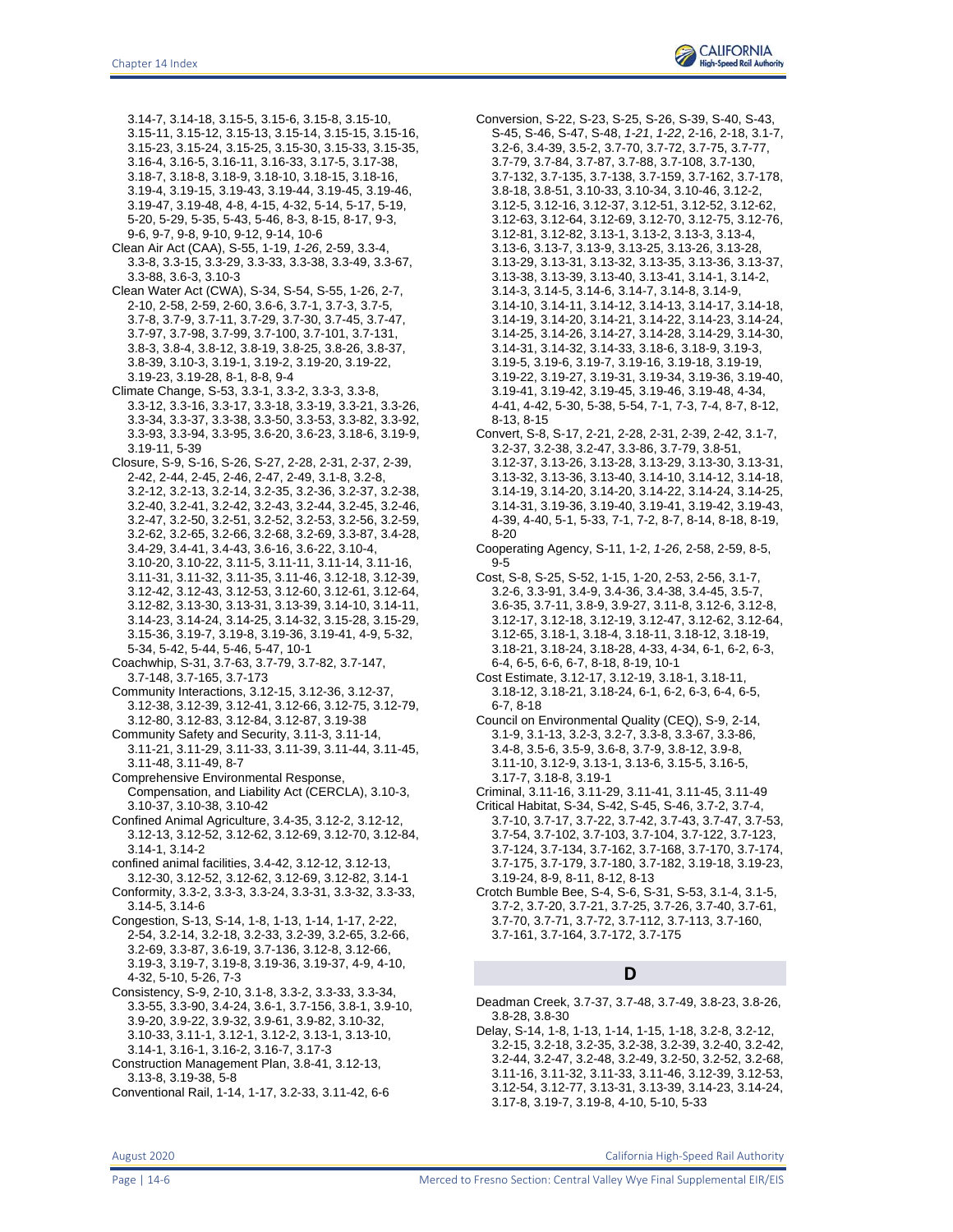3.14-7, 3.14-18, 3.15-5, 3.15-6, 3.15-8, 3.15-10, 3.15-11, 3.15-12, 3.15-13, 3.15-14, 3.15-15, 3.15-16, 3.15-23, 3.15-24, 3.15-25, 3.15-30, 3.15-33, 3.15-35, 3.16-4, 3.16-5, 3.16-11, 3.16-33, 3.17-5, 3.17-38, 3.18-7, 3.18-8, 3.18-9, 3.18-10, 3.18-15, 3.18-16, 3.19-4, 3.19-15, 3.19-43, 3.19-44, 3.19-45, 3.19-46, 3.19-47, 3.19-48, 4-8, 4-15, 4-32, 5-14, 5-17, 5-19, 5-20, 5-29, 5-35, 5-43, 5-46, 8-3, 8-15, 8-17, 9-3, 9-6, 9-7, 9-8, 9-10, 9-12, 9-14, 10-6

Clean Air Act (CAA), S-55, 1-19, *1-26*, 2-59, 3.3-4, 3.3-8, 3.3-15, 3.3-29, 3.3-33, 3.3-38, 3.3-49, 3.3-67, 3.3-88, 3.6-3, 3.10-3

Clean Water Act (CWA), S-34, S-54, S-55, 1-26, 2-7, 2-10, 2-58, 2-59, 2-60, 3.6-6, 3.7-1, 3.7-3, 3.7-5, 3.7-8, 3.7-9, 3.7-11, 3.7-29, 3.7-30, 3.7-45, 3.7-47, 3.7-97, 3.7-98, 3.7-99, 3.7-100, 3.7-101, 3.7-131, 3.8-3, 3.8-4, 3.8-12, 3.8-19, 3.8-25, 3.8-26, 3.8-37, 3.8-39, 3.10-3, 3.19-1, 3.19-2, 3.19-20, 3.19-22, 3.19-23, 3.19-28, 8-1, 8-8, 9-4

Climate Change, S-53, 3.3-1, 3.3-2, 3.3-3, 3.3-8, 3.3-12, 3.3-16, 3.3-17, 3.3-18, 3.3-19, 3.3-21, 3.3-26, 3.3-34, 3.3-37, 3.3-38, 3.3-50, 3.3-53, 3.3-82, 3.3-92, 3.3-93, 3.3-94, 3.3-95, 3.6-20, 3.6-23, 3.18-6, 3.19-9, 3.19-11, 5-39

Closure, S-9, S-16, S-26, S-27, 2-28, 2-31, 2-37, 2-39, 2-42, 2-44, 2-45, 2-46, 2-47, 2-49, 3.1-8, 3.2-8, 3.2-12, 3.2-13, 3.2-14, 3.2-35, 3.2-36, 3.2-37, 3.2-38, 3.2-40, 3.2-41, 3.2-42, 3.2-43, 3.2-44, 3.2-45, 3.2-46, 3.2-47, 3.2-50, 3.2-51, 3.2-52, 3.2-53, 3.2-56, 3.2-59, 3.2-62, 3.2-65, 3.2-66, 3.2-68, 3.2-69, 3.3-87, 3.4-28, 3.4-29, 3.4-41, 3.4-43, 3.6-16, 3.6-22, 3.10-4, 3.10-20, 3.10-22, 3.11-5, 3.11-11, 3.11-14, 3.11-16, 3.11-31, 3.11-32, 3.11-35, 3.11-46, 3.12-18, 3.12-39, 3.12-42, 3.12-43, 3.12-53, 3.12-60, 3.12-61, 3.12-64, 3.12-82, 3.13-30, 3.13-31, 3.13-39, 3.14-10, 3.14-11, 3.14-23, 3.14-24, 3.14-25, 3.14-32, 3.15-28, 3.15-29, 3.15-36, 3.19-7, 3.19-8, 3.19-36, 3.19-41, 4-9, 5-32, 5-34, 5-42, 5-44, 5-46, 5-47, 10-1

Coachwhip, S-31, 3.7-63, 3.7-79, 3.7-82, 3.7-147, 3.7-148, 3.7-165, 3.7-173

Community Interactions, 3.12-15, 3.12-36, 3.12-37, 3.12-38, 3.12-39, 3.12-41, 3.12-66, 3.12-75, 3.12-79, 3.12-80, 3.12-83, 3.12-84, 3.12-87, 3.19-38

Community Safety and Security, 3.11-3, 3.11-14, 3.11-21, 3.11-29, 3.11-33, 3.11-39, 3.11-44, 3.11-45, 3.11-48, 3.11-49, 8-7

Comprehensive Environmental Response, Compensation, and Liability Act (CERCLA), 3.10-3, 3.10-37, 3.10-38, 3.10-42

Confined Animal Agriculture, 3.4-35, 3.12-2, 3.12-12, 3.12-13, 3.12-52, 3.12-62, 3.12-69, 3.12-70, 3.12-84, 3.14-1, 3.14-2

confined animal facilities, 3.4-42, 3.12-12, 3.12-13, 3.12-30, 3.12-52, 3.12-62, 3.12-69, 3.12-82, 3.14-1

Conformity, 3.3-2, 3.3-3, 3.3-24, 3.3-31, 3.3-32, 3.3-33, 3.14-5, 3.14-6

Congestion, S-13, S-14, 1-8, 1-13, 1-14, 1-17, 2-22, 2-54, 3.2-14, 3.2-18, 3.2-33, 3.2-39, 3.2-65, 3.2-66, 3.2-69, 3.3-87, 3.6-19, 3.7-136, 3.12-8, 3.12-66, 3.19-3, 3.19-7, 3.19-8, 3.19-36, 3.19-37, 4-9, 4-10, 4-32, 5-10, 5-26, 7-3

Consistency, S-9, 2-10, 3.1-8, 3.3-2, 3.3-33, 3.3-34, 3.3-55, 3.3-90, 3.4-24, 3.6-1, 3.7-156, 3.8-1, 3.9-10, 3.9-20, 3.9-22, 3.9-32, 3.9-61, 3.9-82, 3.10-32, 3.10-33, 3.11-1, 3.12-1, 3.12-2, 3.13-1, 3.13-10, 3.14-1, 3.16-1, 3.16-2, 3.16-7, 3.17-3

Construction Management Plan, 3.8-41, 3.12-13, 3.13-8, 3.19-38, 5-8

Conventional Rail, 1-14, 1-17, 3.2-33, 3.11-42, 6-6

Conversion, S-22, S-23, S-25, S-26, S-39, S-40, S-43, S-45, S-46, S-47, S-48, *1-21*, *1-22*, 2-16, 2-18, 3.1-7, 3.2-6, 3.4-39, 3.5-2, 3.7-70, 3.7-72, 3.7-75, 3.7-77, 3.7-79, 3.7-84, 3.7-87, 3.7-88, 3.7-108, 3.7-130, 3.7-132, 3.7-135, 3.7-138, 3.7-159, 3.7-162, 3.7-178, 3.8-18, 3.8-51, 3.10-33, 3.10-34, 3.10-46, 3.12-2, 3.12-5, 3.12-16, 3.12-37, 3.12-51, 3.12-52, 3.12-62, 3.12-63, 3.12-64, 3.12-69, 3.12-70, 3.12-75, 3.12-76, 3.12-81, 3.12-82, 3.13-1, 3.13-2, 3.13-3, 3.13-4, 3.13-6, 3.13-7, 3.13-9, 3.13-25, 3.13-26, 3.13-28, 3.13-29, 3.13-31, 3.13-32, 3.13-35, 3.13-36, 3.13-37, 3.13-38, 3.13-39, 3.13-40, 3.13-41, 3.14-1, 3.14-2, 3.14-3, 3.14-5, 3.14-6, 3.14-7, 3.14-8, 3.14-9, 3.14-10, 3.14-11, 3.14-12, 3.14-13, 3.14-17, 3.14-18, 3.14-19, 3.14-20, 3.14-21, 3.14-22, 3.14-23, 3.14-24, 3.14-25, 3.14-26, 3.14-27, 3.14-28, 3.14-29, 3.14-30, 3.14-31, 3.14-32, 3.14-33, 3.18-6, 3.18-9, 3.19-3, 3.19-5, 3.19-6, 3.19-7, 3.19-16, 3.19-18, 3.19-19, 3.19-22, 3.19-27, 3.19-31, 3.19-34, 3.19-36, 3.19-40, 3.19-41, 3.19-42, 3.19-45, 3.19-46, 3.19-48, 4-34, 4-41, 4-42, 5-30, 5-38, 5-54, 7-1, 7-3, 7-4, 8-7, 8-12, 8-13, 8-15

Convert, S-8, S-17, 2-21, 2-28, 2-31, 2-39, 2-42, 3.1-7, 3.2-37, 3.2-38, 3.2-47, 3.3-86, 3.7-79, 3.8-51, 3.12-37, 3.13-26, 3.13-28, 3.13-29, 3.13-30, 3.13-31, 3.13-32, 3.13-36, 3.13-40, 3.14-10, 3.14-12, 3.14-18, 3.14-19, 3.14-20, 3.14-20, 3.14-22, 3.14-24, 3.14-25, 3.14-31, 3.19-36, 3.19-40, 3.19-41, 3.19-42, 3.19-43, 4-39, 4-40, 5-1, 5-33, 7-1, 7-2, 8-7, 8-14, 8-18, 8-19, 8-20

Cooperating Agency, S-11, 1-2, *1-26*, 2-58, 2-59, 8-5, 9-5

Cost, S-8, S-25, S-52, 1-15, 1-20, 2-53, 2-56, 3.1-7, 3.2-6, 3.3-91, 3.4-9, 3.4-36, 3.4-38, 3.4-45, 3.5-7, 3.6-35, 3.7-11, 3.8-9, 3.9-27, 3.11-8, 3.12-6, 3.12-8, 3.12-17, 3.12-18, 3.12-19, 3.12-47, 3.12-62, 3.12-64, 3.12-65, 3.18-1, 3.18-4, 3.18-11, 3.18-12, 3.18-19, 3.18-21, 3.18-24, 3.18-28, 4-33, 4-34, 6-1, 6-2, 6-3, 6-4, 6-5, 6-6, 6-7, 8-18, 8-19, 10-1

Cost Estimate, 3.12-17, 3.12-19, 3.18-1, 3.18-11, 3.18-12, 3.18-21, 3.18-24, 6-1, 6-2, 6-3, 6-4, 6-5, 6-7, 8-18

Council on Environmental Quality (CEQ), S-9, 2-14, 3.1-9, 3.1-13, 3.2-3, 3.2-7, 3.3-8, 3.3-67, 3.3-86, 3.4-8, 3.5-6, 3.5-9, 3.6-8, 3.7-9, 3.8-12, 3.9-8, 3.11-10, 3.12-9, 3.13-1, 3.13-6, 3.15-5, 3.16-5, 3.17-7, 3.18-8, 3.19-1

Criminal, 3.11-16, 3.11-29, 3.11-41, 3.11-45, 3.11-49

Critical Habitat, S-34, S-42, S-45, S-46, 3.7-2, 3.7-4, 3.7-10, 3.7-17, 3.7-22, 3.7-42, 3.7-43, 3.7-47, 3.7-53, 3.7-54, 3.7-102, 3.7-103, 3.7-104, 3.7-122, 3.7-123, 3.7-124, 3.7-134, 3.7-162, 3.7-168, 3.7-170, 3.7-174, 3.7-175, 3.7-179, 3.7-180, 3.7-182, 3.19-18, 3.19-23, 3.19-24, 8-9, 8-11, 8-12, 8-13

Crotch Bumble Bee, S-4, S-6, S-31, S-53, 3.1-4, 3.1-5, 3.7-2, 3.7-20, 3.7-21, 3.7-25, 3.7-26, 3.7-40, 3.7-61, 3.7-70, 3.7-71, 3.7-72, 3.7-112, 3.7-113, 3.7-160, 3.7-161, 3.7-164, 3.7-172, 3.7-175

## D

Deadman Creek, 3.7-37, 3.7-48, 3.7-49, 3.8-23, 3.8-26, 3.8-28, 3.8-30

Delay, S-14, 1-8, 1-13, 1-14, 1-15, 1-18, 3.2-8, 3.2-12, 3.2-15, 3.2-18, 3.2-35, 3.2-38, 3.2-39, 3.2-40, 3.2-42, 3.2-44, 3.2-47, 3.2-48, 3.2-49, 3.2-50, 3.2-52, 3.2-68, 3.11-16, 3.11-32, 3.11-33, 3.11-46, 3.12-39, 3.12-53, 3.12-54, 3.12-77, 3.13-31, 3.13-39, 3.14-23, 3.14-24, 3.17-8, 3.19-7, 3.19-8, 4-10, 5-10, 5-33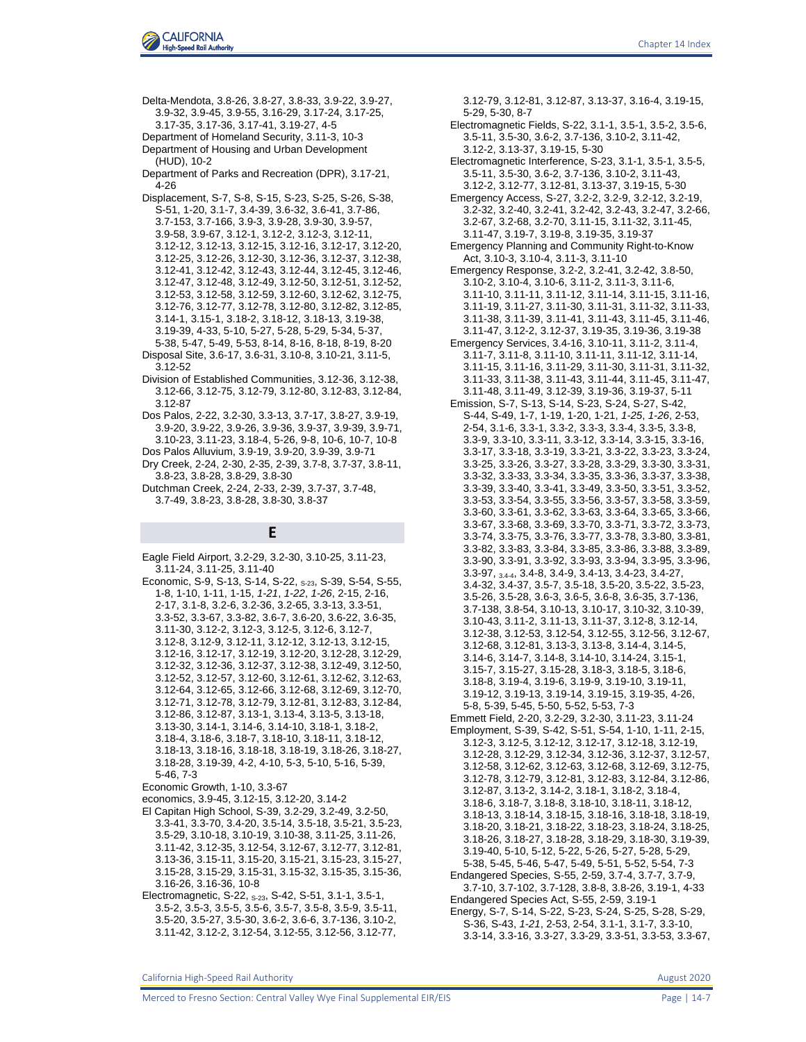Delta-Mendota, 3.8-26, 3.8-27, 3.8-33, 3.9-22, 3.9-27, 3.9-32, 3.9-45, 3.9-55, 3.16-29, 3.17-24, 3.17-25, 3.17-35, 3.17-36, 3.17-41, 3.19-27, 4-5

Department of Homeland Security, 3.11-3, 10-3

Department of Housing and Urban Development (HUD), 10-2

Department of Parks and Recreation (DPR), 3.17-21, 4-26

Displacement, S-7, S-8, S-15, S-23, S-25, S-26, S-38, S-51, 1-20, 3.1-7, 3.4-39, 3.6-32, 3.6-41, 3.7-86, 3.7-153, 3.7-166, 3.9-3, 3.9-28, 3.9-30, 3.9-57, 3.9-58, 3.9-67, 3.12-1, 3.12-2, 3.12-3, 3.12-11, 3.12-12, 3.12-13, 3.12-15, 3.12-16, 3.12-17, 3.12-20, 3.12-25, 3.12-26, 3.12-30, 3.12-36, 3.12-37, 3.12-38, 3.12-41, 3.12-42, 3.12-43, 3.12-44, 3.12-45, 3.12-46, 3.12-47, 3.12-48, 3.12-49, 3.12-50, 3.12-51, 3.12-52, 3.12-53, 3.12-58, 3.12-59, 3.12-60, 3.12-62, 3.12-75, 3.12-76, 3.12-77, 3.12-78, 3.12-80, 3.12-82, 3.12-85, 3.14-1, 3.15-1, 3.18-2, 3.18-12, 3.18-13, 3.19-38, 3.19-39, 4-33, 5-10, 5-27, 5-28, 5-29, 5-34, 5-37, 5-38, 5-47, 5-49, 5-53, 8-14, 8-16, 8-18, 8-19, 8-20

Disposal Site, 3.6-17, 3.6-31, 3.10-8, 3.10-21, 3.11-5, 3.12-52

Division of Established Communities, 3.12-36, 3.12-38, 3.12-66, 3.12-75, 3.12-79, 3.12-80, 3.12-83, 3.12-84, 3.12-87

Dos Palos, 2-22, 3.2-30, 3.3-13, 3.7-17, 3.8-27, 3.9-19, 3.9-20, 3.9-22, 3.9-26, 3.9-36, 3.9-37, 3.9-39, 3.9-71, 3.10-23, 3.11-23, 3.18-4, 5-26, 9-8, 10-6, 10-7, 10-8

Dos Palos Alluvium, 3.9-19, 3.9-20, 3.9-39, 3.9-71

Dry Creek, 2-24, 2-30, 2-35, 2-39, 3.7-8, 3.7-37, 3.8-11, 3.8-23, 3.8-28, 3.8-29, 3.8-30

Dutchman Creek, 2-24, 2-33, 2-39, 3.7-37, 3.7-48, 3.7-49, 3.8-23, 3.8-28, 3.8-30, 3.8-37

## E

Eagle Field Airport, 3.2-29, 3.2-30, 3.10-25, 3.11-23, 3.11-24, 3.11-25, 3.11-40

Economic, S-9, S-13, S-14, S-22, S-23, S-39, S-54, S-55, 1-8, 1-10, 1-11, 1-15, *1-21*, *1-22*, *1-26*, 2-15, 2-16, 2-17, 3.1-8, 3.2-6, 3.2-36, 3.2-65, 3.3-13, 3.3-51, 3.3-52, 3.3-67, 3.3-82, 3.6-7, 3.6-20, 3.6-22, 3.6-35, 3.11-30, 3.12-2, 3.12-3, 3.12-5, 3.12-6, 3.12-7, 3.12-8, 3.12-9, 3.12-11, 3.12-12, 3.12-13, 3.12-15, 3.12-16, 3.12-17, 3.12-19, 3.12-20, 3.12-28, 3.12-29, 3.12-32, 3.12-36, 3.12-37, 3.12-38, 3.12-49, 3.12-50, 3.12-52, 3.12-57, 3.12-60, 3.12-61, 3.12-62, 3.12-63, 3.12-64, 3.12-65, 3.12-66, 3.12-68, 3.12-69, 3.12-70, 3.12-71, 3.12-78, 3.12-79, 3.12-81, 3.12-83, 3.12-84, 3.12-86, 3.12-87, 3.13-1, 3.13-4, 3.13-5, 3.13-18, 3.13-30, 3.14-1, 3.14-6, 3.14-10, 3.18-1, 3.18-2, 3.18-4, 3.18-6, 3.18-7, 3.18-10, 3.18-11, 3.18-12, 3.18-13, 3.18-16, 3.18-18, 3.18-19, 3.18-26, 3.18-27, 3.18-28, 3.19-39, 4-2, 4-10, 5-3, 5-10, 5-16, 5-39, 5-46, 7-3

Economic Growth, 1-10, 3.3-67

economics, 3.9-45, 3.12-15, 3.12-20, 3.14-2

El Capitan High School, S-39, 3.2-29, 3.2-49, 3.2-50, 3.3-41, 3.3-70, 3.4-20, 3.5-14, 3.5-18, 3.5-21, 3.5-23, 3.5-29, 3.10-18, 3.10-19, 3.10-38, 3.11-25, 3.11-26, 3.11-42, 3.12-35, 3.12-54, 3.12-67, 3.12-77, 3.12-81, 3.13-36, 3.15-11, 3.15-20, 3.15-21, 3.15-23, 3.15-27, 3.15-28, 3.15-29, 3.15-31, 3.15-32, 3.15-35, 3.15-36, 3.16-26, 3.16-36, 10-8

Electromagnetic, S-22, S-23, S-42, S-51, 3.1-1, 3.5-1, 3.5-2, 3.5-3, 3.5-5, 3.5-6, 3.5-7, 3.5-8, 3.5-9, 3.5-11, 3.5-20, 3.5-27, 3.5-30, 3.6-2, 3.6-6, 3.7-136, 3.10-2, 3.11-42, 3.12-2, 3.12-54, 3.12-55, 3.12-56, 3.12-77, 3.12-79, 3.12-81, 3.12-87, 3.13-37, 3.16-4, 3.19-15, 5-29, 5-30, 8-7

Electromagnetic Fields, S-22, 3.1-1, 3.5-1, 3.5-2, 3.5-6, 3.5-11, 3.5-30, 3.6-2, 3.7-136, 3.10-2, 3.11-42, 3.12-2, 3.13-37, 3.19-15, 5-30

Electromagnetic Interference, S-23, 3.1-1, 3.5-1, 3.5-5, 3.5-11, 3.5-30, 3.6-2, 3.7-136, 3.10-2, 3.11-43, 3.12-2, 3.12-77, 3.12-81, 3.13-37, 3.19-15, 5-30

Emergency Access, S-27, 3.2-2, 3.2-9, 3.2-12, 3.2-19, 3.2-32, 3.2-40, 3.2-41, 3.2-42, 3.2-43, 3.2-47, 3.2-66, 3.2-67, 3.2-68, 3.2-70, 3.11-15, 3.11-32, 3.11-45, 3.11-47, 3.19-7, 3.19-8, 3.19-35, 3.19-37

Emergency Planning and Community Right-to-Know Act, 3.10-3, 3.10-4, 3.11-3, 3.11-10

Emergency Response, 3.2-2, 3.2-41, 3.2-42, 3.8-50, 3.10-2, 3.10-4, 3.10-6, 3.11-2, 3.11-3, 3.11-6, 3.11-10, 3.11-11, 3.11-12, 3.11-14, 3.11-15, 3.11-16, 3.11-19, 3.11-27, 3.11-30, 3.11-31, 3.11-32, 3.11-33, 3.11-38, 3.11-39, 3.11-41, 3.11-43, 3.11-45, 3.11-46, 3.11-47, 3.12-2, 3.12-37, 3.19-35, 3.19-36, 3.19-38

Emergency Services, 3.4-16, 3.10-11, 3.11-2, 3.11-4, 3.11-7, 3.11-8, 3.11-10, 3.11-11, 3.11-12, 3.11-14, 3.11-15, 3.11-16, 3.11-29, 3.11-30, 3.11-31, 3.11-32, 3.11-33, 3.11-38, 3.11-43, 3.11-44, 3.11-45, 3.11-47, 3.11-48, 3.11-49, 3.12-39, 3.19-36, 3.19-37, 5-11

Emission, S-7, S-13, S-14, S-23, S-24, S-27, S-42, S-44, S-49, 1-7, 1-19, 1-20, 1-21, *1-25*, *1-26*, 2-53, 2-54, 3.1-6, 3.3-1, 3.3-2, 3.3-3, 3.3-4, 3.3-5, 3.3-8, 3.3-9, 3.3-10, 3.3-11, 3.3-12, 3.3-14, 3.3-15, 3.3-16, 3.3-17, 3.3-18, 3.3-19, 3.3-21, 3.3-22, 3.3-23, 3.3-24, 3.3-25, 3.3-26, 3.3-27, 3.3-28, 3.3-29, 3.3-30, 3.3-31, 3.3-32, 3.3-33, 3.3-34, 3.3-35, 3.3-36, 3.3-37, 3.3-38, 3.3-39, 3.3-40, 3.3-41, 3.3-49, 3.3-50, 3.3-51, 3.3-52, 3.3-53, 3.3-54, 3.3-55, 3.3-56, 3.3-57, 3.3-58, 3.3-59, 3.3-60, 3.3-61, 3.3-62, 3.3-63, 3.3-64, 3.3-65, 3.3-66, 3.3-67, 3.3-68, 3.3-69, 3.3-70, 3.3-71, 3.3-72, 3.3-73, 3.3-74, 3.3-75, 3.3-76, 3.3-77, 3.3-78, 3.3-80, 3.3-81, 3.3-82, 3.3-83, 3.3-84, 3.3-85, 3.3-86, 3.3-88, 3.3-89, 3.3-90, 3.3-91, 3.3-92, 3.3-93, 3.3-94, 3.3-95, 3.3-96, 3.3-97, 3.4-4, 3.4-8, 3.4-9, 3.4-13, 3.4-23, 3.4-27, 3.4-32, 3.4-37, 3.5-7, 3.5-18, 3.5-20, 3.5-22, 3.5-23, 3.5-26, 3.5-28, 3.6-3, 3.6-5, 3.6-8, 3.6-35, 3.7-136, 3.7-138, 3.8-54, 3.10-13, 3.10-17, 3.10-32, 3.10-39, 3.10-43, 3.11-2, 3.11-13, 3.11-37, 3.12-8, 3.12-14, 3.12-38, 3.12-53, 3.12-54, 3.12-55, 3.12-56, 3.12-67, 3.12-68, 3.12-81, 3.13-3, 3.13-8, 3.14-4, 3.14-5, 3.14-6, 3.14-7, 3.14-8, 3.14-10, 3.14-24, 3.15-1, 3.15-7, 3.15-27, 3.15-28, 3.18-3, 3.18-5, 3.18-6, 3.18-8, 3.19-4, 3.19-6, 3.19-9, 3.19-10, 3.19-11, 3.19-12, 3.19-13, 3.19-14, 3.19-15, 3.19-35, 4-26, 5-8, 5-39, 5-45, 5-50, 5-52, 5-53, 7-3

Emmett Field, 2-20, 3.2-29, 3.2-30, 3.11-23, 3.11-24

Employment, S-39, S-42, S-51, S-54, 1-10, 1-11, 2-15, 3.12-3, 3.12-5, 3.12-12, 3.12-17, 3.12-18, 3.12-19, 3.12-28, 3.12-29, 3.12-34, 3.12-36, 3.12-37, 3.12-57, 3.12-58, 3.12-62, 3.12-63, 3.12-68, 3.12-69, 3.12-75, 3.12-78, 3.12-79, 3.12-81, 3.12-83, 3.12-84, 3.12-86, 3.12-87, 3.13-2, 3.14-2, 3.18-1, 3.18-2, 3.18-4, 3.18-6, 3.18-7, 3.18-8, 3.18-10, 3.18-11, 3.18-12, 3.18-13, 3.18-14, 3.18-15, 3.18-16, 3.18-18, 3.18-19, 3.18-20, 3.18-21, 3.18-22, 3.18-23, 3.18-24, 3.18-25, 3.18-26, 3.18-27, 3.18-28, 3.18-29, 3.18-30, 3.19-39, 3.19-40, 5-10, 5-12, 5-22, 5-26, 5-27, 5-28, 5-29, 5-38, 5-45, 5-46, 5-47, 5-49, 5-51, 5-52, 5-54, 7-3

Endangered Species, S-55, 2-59, 3.7-4, 3.7-7, 3.7-9, 3.7-10, 3.7-102, 3.7-128, 3.8-8, 3.8-26, 3.19-1, 4-33

Endangered Species Act, S-55, 2-59, 3.19-1

Energy, S-7, S-14, S-22, S-23, S-24, S-25, S-28, S-29, S-36, S-43, *1-21*, 2-53, 2-54, 3.1-1, 3.1-7, 3.3-10, 3.3-14, 3.3-16, 3.3-27, 3.3-29, 3.3-51, 3.3-53, 3.3-67,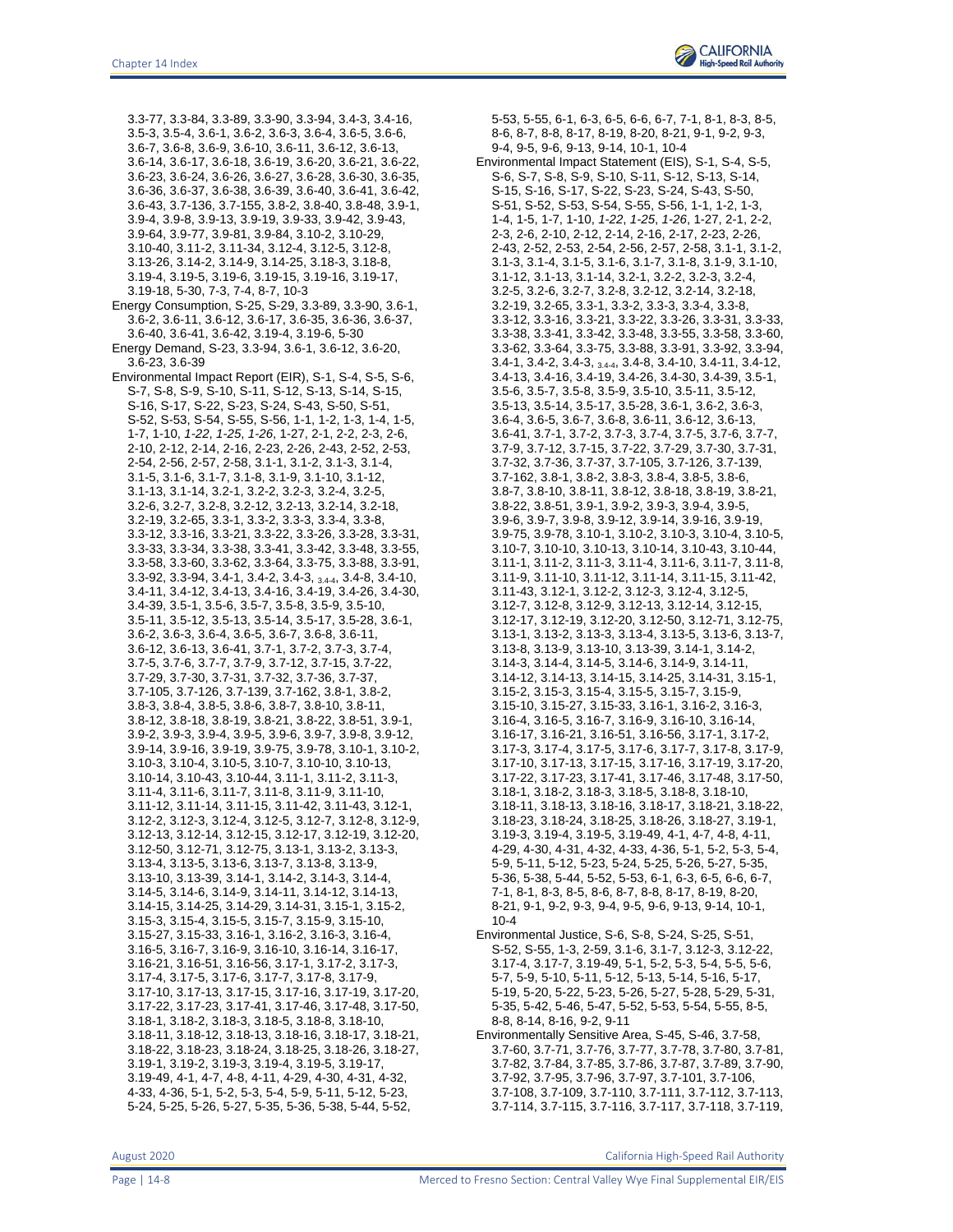3.3-77, 3.3-84, 3.3-89, 3.3-90, 3.3-94, 3.4-3, 3.4-16, 3.5-3, 3.5-4, 3.6-1, 3.6-2, 3.6-3, 3.6-4, 3.6-5, 3.6-6, 3.6-7, 3.6-8, 3.6-9, 3.6-10, 3.6-11, 3.6-12, 3.6-13, 3.6-14, 3.6-17, 3.6-18, 3.6-19, 3.6-20, 3.6-21, 3.6-22, 3.6-23, 3.6-24, 3.6-26, 3.6-27, 3.6-28, 3.6-30, 3.6-35, 3.6-36, 3.6-37, 3.6-38, 3.6-39, 3.6-40, 3.6-41, 3.6-42, 3.6-43, 3.7-136, 3.7-155, 3.8-2, 3.8-40, 3.8-48, 3.9-1, 3.9-4, 3.9-8, 3.9-13, 3.9-19, 3.9-33, 3.9-42, 3.9-43, 3.9-64, 3.9-77, 3.9-81, 3.9-84, 3.10-2, 3.10-29, 3.10-40, 3.11-2, 3.11-34, 3.12-4, 3.12-5, 3.12-8, 3.13-26, 3.14-2, 3.14-9, 3.14-25, 3.18-3, 3.18-8, 3.19-4, 3.19-5, 3.19-6, 3.19-15, 3.19-16, 3.19-17, 3.19-18, 5-30, 7-3, 7-4, 8-7, 10-3

Energy Consumption, S-25, S-29, 3.3-89, 3.3-90, 3.6-1, 3.6-2, 3.6-11, 3.6-12, 3.6-17, 3.6-35, 3.6-36, 3.6-37, 3.6-40, 3.6-41, 3.6-42, 3.19-4, 3.19-6, 5-30

Energy Demand, S-23, 3.3-94, 3.6-1, 3.6-12, 3.6-20, 3.6-23, 3.6-39

Environmental Impact Report (EIR), S-1, S-4, S-5, S-6, S-7, S-8, S-9, S-10, S-11, S-12, S-13, S-14, S-15, S-16, S-17, S-22, S-23, S-24, S-43, S-50, S-51, S-52, S-53, S-54, S-55, S-56, 1-1, 1-2, 1-3, 1-4, 1-5, 1-7, 1-10, *1-22*, *1-25*, *1-26*, 1-27, 2-1, 2-2, 2-3, 2-6, 2-10, 2-12, 2-14, 2-16, 2-23, 2-26, 2-43, 2-52, 2-53, 2-54, 2-56, 2-57, 2-58, 3.1-1, 3.1-2, 3.1-3, 3.1-4, 3.1-5, 3.1-6, 3.1-7, 3.1-8, 3.1-9, 3.1-10, 3.1-12, 3.1-13, 3.1-14, 3.2-1, 3.2-2, 3.2-3, 3.2-4, 3.2-5, 3.2-6, 3.2-7, 3.2-8, 3.2-12, 3.2-13, 3.2-14, 3.2-18, 3.2-19, 3.2-65, 3.3-1, 3.3-2, 3.3-3, 3.3-4, 3.3-8, 3.3-12, 3.3-16, 3.3-21, 3.3-22, 3.3-26, 3.3-28, 3.3-31, 3.3-33, 3.3-34, 3.3-38, 3.3-41, 3.3-42, 3.3-48, 3.3-55, 3.3-58, 3.3-60, 3.3-62, 3.3-64, 3.3-75, 3.3-88, 3.3-91, 3.3-92, 3.3-94, 3.4-1, 3.4-2, 3.4-3, 3.4-4, 3.4-8, 3.4-10, 3.4-11, 3.4-12, 3.4-13, 3.4-16, 3.4-19, 3.4-26, 3.4-30, 3.4-39, 3.5-1, 3.5-6, 3.5-7, 3.5-8, 3.5-9, 3.5-10, 3.5-11, 3.5-12, 3.5-13, 3.5-14, 3.5-17, 3.5-28, 3.6-1, 3.6-2, 3.6-3, 3.6-4, 3.6-5, 3.6-7, 3.6-8, 3.6-11, 3.6-12, 3.6-13, 3.6-41, 3.7-1, 3.7-2, 3.7-3, 3.7-4, 3.7-5, 3.7-6, 3.7-7, 3.7-9, 3.7-12, 3.7-15, 3.7-22, 3.7-29, 3.7-30, 3.7-31, 3.7-32, 3.7-36, 3.7-37, 3.7-105, 3.7-126, 3.7-139, 3.7-162, 3.8-1, 3.8-2, 3.8-3, 3.8-4, 3.8-5, 3.8-6, 3.8-7, 3.8-10, 3.8-11, 3.8-12, 3.8-18, 3.8-19, 3.8-21, 3.8-22, 3.8-51, 3.9-1, 3.9-2, 3.9-3, 3.9-4, 3.9-5, 3.9-6, 3.9-7, 3.9-8, 3.9-12, 3.9-14, 3.9-16, 3.9-19, 3.9-75, 3.9-78, 3.10-1, 3.10-2, 3.10-3, 3.10-4, 3.10-5, 3.10-7, 3.10-10, 3.10-13, 3.10-14, 3.10-43, 3.10-44, 3.11-1, 3.11-2, 3.11-3, 3.11-4, 3.11-6, 3.11-7, 3.11-8, 3.11-9, 3.11-10, 3.11-12, 3.11-14, 3.11-15, 3.11-42, 3.11-43, 3.12-1, 3.12-2, 3.12-3, 3.12-4, 3.12-5, 3.12-7, 3.12-8, 3.12-9, 3.12-13, 3.12-14, 3.12-15, 3.12-17, 3.12-19, 3.12-20, 3.12-50, 3.12-71, 3.12-75, 3.13-1, 3.13-2, 3.13-3, 3.13-4, 3.13-5, 3.13-6, 3.13-7, 3.13-8, 3.13-9, 3.13-10, 3.13-39, 3.14-1, 3.14-2, 3.14-3, 3.14-4, 3.14-5, 3.14-6, 3.14-9, 3.14-11, 3.14-12, 3.14-13, 3.14-15, 3.14-25, 3.14-29, 3.14-31, 3.15-1, 3.15-2, 3.15-3, 3.15-4, 3.15-5, 3.15-7, 3.15-9, 3.15-10, 3.15-27, 3.15-33, 3.16-1, 3.16-2, 3.16-3, 3.16-4, 3.16-5, 3.16-7, 3.16-9, 3.16-10, 3.16-14, 3.16-17, 3.16-21, 3.16-51, 3.16-56, 3.17-1, 3.17-2, 3.17-3, 3.17-4, 3.17-5, 3.17-6, 3.17-7, 3.17-8, 3.17-9, 3.17-10, 3.17-13, 3.17-15, 3.17-16, 3.17-19, 3.17-20, 3.17-22, 3.17-23, 3.17-41, 3.17-46, 3.17-48, 3.17-50, 3.18-1, 3.18-2, 3.18-3, 3.18-5, 3.18-8, 3.18-10, 3.18-11, 3.18-12, 3.18-13, 3.18-16, 3.18-17, 3.18-21, 3.18-22, 3.18-23, 3.18-24, 3.18-25, 3.18-26, 3.18-27, 3.19-1, 3.19-2, 3.19-3, 3.19-4, 3.19-5, 3.19-17, 3.19-49, 4-1, 4-7, 4-8, 4-11, 4-29, 4-30, 4-31, 4-32, 4-33, 4-36, 5-1, 5-2, 5-3, 5-4, 5-9, 5-11, 5-12, 5-23, 5-24, 5-25, 5-26, 5-27, 5-35, 5-36, 5-38, 5-44, 5-52, 5-53, 5-55, 6-1, 6-3, 6-5, 6-6, 6-7, 7-1, 8-1, 8-3, 8-5, 8-6, 8-7, 8-8, 8-17, 8-19, 8-20, 8-21, 9-1, 9-2, 9-3, 9-4, 9-5, 9-6, 9-13, 9-14, 10-1, 10-4

Environmental Impact Statement (EIS), S-1, S-4, S-5, S-6, S-7, S-8, S-9, S-10, S-11, S-12, S-13, S-14, S-15, S-16, S-17, S-22, S-23, S-24, S-43, S-50, S-51, S-52, S-53, S-54, S-55, S-56, 1-1, 1-2, 1-3, 1-4, 1-5, 1-7, 1-10, *1-22*, *1-25*, *1-26*, 1-27, 2-1, 2-2, 2-3, 2-6, 2-10, 2-12, 2-14, 2-16, 2-17, 2-23, 2-26, 2-43, 2-52, 2-53, 2-54, 2-56, 2-57, 2-58, 3.1-1, 3.1-2, 3.1-3, 3.1-4, 3.1-5, 3.1-6, 3.1-7, 3.1-8, 3.1-9, 3.1-10, 3.1-12, 3.1-13, 3.1-14, 3.2-1, 3.2-2, 3.2-3, 3.2-4, 3.2-5, 3.2-6, 3.2-7, 3.2-8, 3.2-12, 3.2-14, 3.2-18, 3.2-19, 3.2-65, 3.3-1, 3.3-2, 3.3-3, 3.3-4, 3.3-8, 3.3-12, 3.3-16, 3.3-21, 3.3-22, 3.3-26, 3.3-31, 3.3-33, 3.3-38, 3.3-41, 3.3-42, 3.3-48, 3.3-55, 3.3-58, 3.3-60, 3.3-62, 3.3-64, 3.3-75, 3.3-88, 3.3-91, 3.3-92, 3.3-94, 3.4-1, 3.4-2, 3.4-3, 3.4-4, 3.4-8, 3.4-10, 3.4-11, 3.4-12, 3.4-13, 3.4-16, 3.4-19, 3.4-26, 3.4-30, 3.4-39, 3.5-1, 3.5-6, 3.5-7, 3.5-8, 3.5-9, 3.5-10, 3.5-11, 3.5-12, 3.5-13, 3.5-14, 3.5-17, 3.5-28, 3.6-1, 3.6-2, 3.6-3, 3.6-4, 3.6-5, 3.6-7, 3.6-8, 3.6-11, 3.6-12, 3.6-13, 3.6-41, 3.7-1, 3.7-2, 3.7-3, 3.7-4, 3.7-5, 3.7-6, 3.7-7, 3.7-9, 3.7-12, 3.7-15, 3.7-22, 3.7-29, 3.7-30, 3.7-31, 3.7-32, 3.7-36, 3.7-37, 3.7-105, 3.7-126, 3.7-139, 3.7-162, 3.8-1, 3.8-2, 3.8-3, 3.8-4, 3.8-5, 3.8-6, 3.8-7, 3.8-10, 3.8-11, 3.8-12, 3.8-18, 3.8-19, 3.8-21, 3.8-22, 3.8-51, 3.9-1, 3.9-2, 3.9-3, 3.9-4, 3.9-5, 3.9-6, 3.9-7, 3.9-8, 3.9-12, 3.9-14, 3.9-16, 3.9-19, 3.9-75, 3.9-78, 3.10-1, 3.10-2, 3.10-3, 3.10-4, 3.10-5, 3.10-7, 3.10-10, 3.10-13, 3.10-14, 3.10-43, 3.10-44, 3.11-1, 3.11-2, 3.11-3, 3.11-4, 3.11-6, 3.11-7, 3.11-8, 3.11-9, 3.11-10, 3.11-12, 3.11-14, 3.11-15, 3.11-42, 3.11-43, 3.12-1, 3.12-2, 3.12-3, 3.12-4, 3.12-5, 3.12-7, 3.12-8, 3.12-9, 3.12-13, 3.12-14, 3.12-15, 3.12-17, 3.12-19, 3.12-20, 3.12-50, 3.12-71, 3.12-75, 3.13-1, 3.13-2, 3.13-3, 3.13-4, 3.13-5, 3.13-6, 3.13-7, 3.13-8, 3.13-9, 3.13-10, 3.13-39, 3.14-1, 3.14-2, 3.14-3, 3.14-4, 3.14-5, 3.14-6, 3.14-9, 3.14-11, 3.14-12, 3.14-13, 3.14-15, 3.14-25, 3.14-31, 3.15-1, 3.15-2, 3.15-3, 3.15-4, 3.15-5, 3.15-7, 3.15-9, 3.15-10, 3.15-27, 3.15-33, 3.16-1, 3.16-2, 3.16-3, 3.16-4, 3.16-5, 3.16-7, 3.16-9, 3.16-10, 3.16-14, 3.16-17, 3.16-21, 3.16-51, 3.16-56, 3.17-1, 3.17-2, 3.17-3, 3.17-4, 3.17-5, 3.17-6, 3.17-7, 3.17-8, 3.17-9, 3.17-10, 3.17-13, 3.17-15, 3.17-16, 3.17-19, 3.17-20, 3.17-22, 3.17-23, 3.17-41, 3.17-46, 3.17-48, 3.17-50, 3.18-1, 3.18-2, 3.18-3, 3.18-5, 3.18-8, 3.18-10, 3.18-11, 3.18-13, 3.18-16, 3.18-17, 3.18-21, 3.18-22, 3.18-23, 3.18-24, 3.18-25, 3.18-26, 3.18-27, 3.19-1, 3.19-3, 3.19-4, 3.19-5, 3.19-49, 4-1, 4-7, 4-8, 4-11, 4-29, 4-30, 4-31, 4-32, 4-33, 4-36, 5-1, 5-2, 5-3, 5-4, 5-9, 5-11, 5-12, 5-23, 5-24, 5-25, 5-26, 5-27, 5-35, 5-36, 5-38, 5-44, 5-52, 5-53, 6-1, 6-3, 6-5, 6-6, 6-7, 7-1, 8-1, 8-3, 8-5, 8-6, 8-7, 8-8, 8-17, 8-19, 8-20, 8-21, 9-1, 9-2, 9-3, 9-4, 9-5, 9-6, 9-13, 9-14, 10-1, 10-4

Environmental Justice, S-6, S-8, S-24, S-25, S-51, S-52, S-55, 1-3, 2-59, 3.1-6, 3.1-7, 3.12-3, 3.12-22, 3.17-4, 3.17-7, 3.19-49, 5-1, 5-2, 5-3, 5-4, 5-5, 5-6, 5-7, 5-9, 5-10, 5-11, 5-12, 5-13, 5-14, 5-16, 5-17, 5-19, 5-20, 5-22, 5-23, 5-26, 5-27, 5-28, 5-29, 5-31, 5-35, 5-42, 5-46, 5-47, 5-52, 5-53, 5-54, 5-55, 8-5, 8-8, 8-14, 8-16, 9-2, 9-11

Environmentally Sensitive Area, S-45, S-46, 3.7-58, 3.7-60, 3.7-71, 3.7-76, 3.7-77, 3.7-78, 3.7-80, 3.7-81, 3.7-82, 3.7-84, 3.7-85, 3.7-86, 3.7-87, 3.7-89, 3.7-90, 3.7-92, 3.7-95, 3.7-96, 3.7-97, 3.7-101, 3.7-106, 3.7-108, 3.7-109, 3.7-110, 3.7-111, 3.7-112, 3.7-113, 3.7-114, 3.7-115, 3.7-116, 3.7-117, 3.7-118, 3.7-119,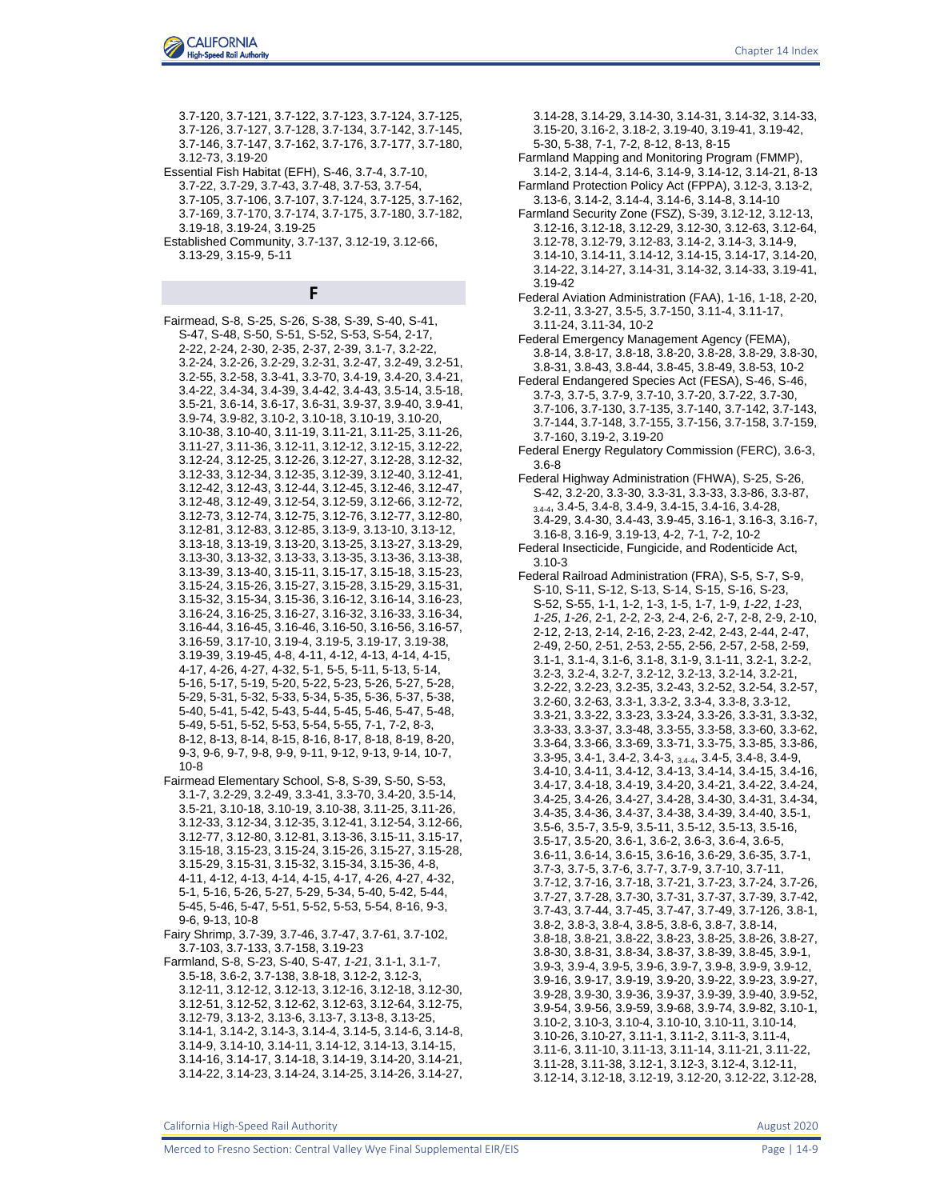3.7-120, 3.7-121, 3.7-122, 3.7-123, 3.7-124, 3.7-125, 3.7-126, 3.7-127, 3.7-128, 3.7-134, 3.7-142, 3.7-145, 3.7-146, 3.7-147, 3.7-162, 3.7-176, 3.7-177, 3.7-180, 3.12-73, 3.19-20

Essential Fish Habitat (EFH), S-46, 3.7-4, 3.7-10, 3.7-22, 3.7-29, 3.7-43, 3.7-48, 3.7-53, 3.7-54, 3.7-105, 3.7-106, 3.7-107, 3.7-124, 3.7-125, 3.7-162, 3.7-169, 3.7-170, 3.7-174, 3.7-175, 3.7-180, 3.7-182, 3.19-18, 3.19-24, 3.19-25

Established Community, 3.7-137, 3.12-19, 3.12-66, 3.13-29, 3.15-9, 5-11

## F

Fairmead, S-8, S-25, S-26, S-38, S-39, S-40, S-41, S-47, S-48, S-50, S-51, S-52, S-53, S-54, 2-17, 2-22, 2-24, 2-30, 2-35, 2-37, 2-39, 3.1-7, 3.2-22, 3.2-24, 3.2-26, 3.2-29, 3.2-31, 3.2-47, 3.2-49, 3.2-51, 3.2-55, 3.2-58, 3.3-41, 3.3-70, 3.4-19, 3.4-20, 3.4-21, 3.4-22, 3.4-34, 3.4-39, 3.4-42, 3.4-43, 3.5-14, 3.5-18, 3.5-21, 3.6-14, 3.6-17, 3.6-31, 3.9-37, 3.9-40, 3.9-41, 3.9-74, 3.9-82, 3.10-2, 3.10-18, 3.10-19, 3.10-20, 3.10-38, 3.10-40, 3.11-19, 3.11-21, 3.11-25, 3.11-26, 3.11-27, 3.11-36, 3.12-11, 3.12-12, 3.12-15, 3.12-22, 3.12-24, 3.12-25, 3.12-26, 3.12-27, 3.12-28, 3.12-32, 3.12-33, 3.12-34, 3.12-35, 3.12-39, 3.12-40, 3.12-41, 3.12-42, 3.12-43, 3.12-44, 3.12-45, 3.12-46, 3.12-47, 3.12-48, 3.12-49, 3.12-54, 3.12-59, 3.12-66, 3.12-72, 3.12-73, 3.12-74, 3.12-75, 3.12-76, 3.12-77, 3.12-80, 3.12-81, 3.12-83, 3.12-85, 3.13-9, 3.13-10, 3.13-12, 3.13-18, 3.13-19, 3.13-20, 3.13-25, 3.13-27, 3.13-29, 3.13-30, 3.13-32, 3.13-33, 3.13-35, 3.13-36, 3.13-38, 3.13-39, 3.13-40, 3.15-11, 3.15-17, 3.15-18, 3.15-23, 3.15-24, 3.15-26, 3.15-27, 3.15-28, 3.15-29, 3.15-31, 3.15-32, 3.15-34, 3.15-36, 3.16-12, 3.16-14, 3.16-23, 3.16-24, 3.16-25, 3.16-27, 3.16-32, 3.16-33, 3.16-34, 3.16-44, 3.16-45, 3.16-46, 3.16-50, 3.16-56, 3.16-57, 3.16-59, 3.17-10, 3.19-4, 3.19-5, 3.19-17, 3.19-38, 3.19-39, 3.19-45, 4-8, 4-11, 4-12, 4-13, 4-14, 4-15, 4-17, 4-26, 4-27, 4-32, 5-1, 5-5, 5-11, 5-13, 5-14, 5-16, 5-17, 5-19, 5-20, 5-22, 5-23, 5-26, 5-27, 5-28, 5-29, 5-31, 5-32, 5-33, 5-34, 5-35, 5-36, 5-37, 5-38, 5-40, 5-41, 5-42, 5-43, 5-44, 5-45, 5-46, 5-47, 5-48, 5-49, 5-51, 5-52, 5-53, 5-54, 5-55, 7-1, 7-2, 8-3, 8-12, 8-13, 8-14, 8-15, 8-16, 8-17, 8-18, 8-19, 8-20, 9-3, 9-6, 9-7, 9-8, 9-9, 9-11, 9-12, 9-13, 9-14, 10-7, 10-8

Fairmead Elementary School, S-8, S-39, S-50, S-53, 3.1-7, 3.2-29, 3.2-49, 3.3-41, 3.3-70, 3.4-20, 3.5-14, 3.5-21, 3.10-18, 3.10-19, 3.10-38, 3.11-25, 3.11-26, 3.12-33, 3.12-34, 3.12-35, 3.12-41, 3.12-54, 3.12-66, 3.12-77, 3.12-80, 3.12-81, 3.13-36, 3.15-11, 3.15-17, 3.15-18, 3.15-23, 3.15-24, 3.15-26, 3.15-27, 3.15-28, 3.15-29, 3.15-31, 3.15-32, 3.15-34, 3.15-36, 4-8, 4-11, 4-12, 4-13, 4-14, 4-15, 4-17, 4-26, 4-27, 4-32, 5-1, 5-16, 5-26, 5-27, 5-29, 5-34, 5-40, 5-42, 5-44, 5-45, 5-46, 5-47, 5-51, 5-52, 5-53, 5-54, 8-16, 9-3, 9-6, 9-13, 10-8

Fairy Shrimp, 3.7-39, 3.7-46, 3.7-47, 3.7-61, 3.7-102, 3.7-103, 3.7-133, 3.7-158, 3.19-23

Farmland, S-8, S-23, S-40, S-47, *1-21*, 3.1-1, 3.1-7, 3.5-18, 3.6-2, 3.7-138, 3.8-18, 3.12-2, 3.12-3, 3.12-11, 3.12-12, 3.12-13, 3.12-16, 3.12-18, 3.12-30, 3.12-51, 3.12-52, 3.12-62, 3.12-63, 3.12-64, 3.12-75, 3.12-79, 3.13-2, 3.13-6, 3.13-7, 3.13-8, 3.13-25, 3.14-1, 3.14-2, 3.14-3, 3.14-4, 3.14-5, 3.14-6, 3.14-8, 3.14-9, 3.14-10, 3.14-11, 3.14-12, 3.14-13, 3.14-15, 3.14-16, 3.14-17, 3.14-18, 3.14-19, 3.14-20, 3.14-21, 3.14-22, 3.14-23, 3.14-24, 3.14-25, 3.14-26, 3.14-27, 3.14-28, 3.14-29, 3.14-30, 3.14-31, 3.14-32, 3.14-33, 3.15-20, 3.16-2, 3.18-2, 3.19-40, 3.19-41, 3.19-42, 5-30, 5-38, 7-1, 7-2, 8-12, 8-13, 8-15

Farmland Mapping and Monitoring Program (FMMP), 3.14-2, 3.14-4, 3.14-6, 3.14-9, 3.14-12, 3.14-21, 8-13

Farmland Protection Policy Act (FPPA), 3.12-3, 3.13-2, 3.13-6, 3.14-2, 3.14-4, 3.14-6, 3.14-8, 3.14-10

Farmland Security Zone (FSZ), S-39, 3.12-12, 3.12-13, 3.12-16, 3.12-18, 3.12-29, 3.12-30, 3.12-63, 3.12-64, 3.12-78, 3.12-79, 3.12-83, 3.14-2, 3.14-3, 3.14-9, 3.14-10, 3.14-11, 3.14-12, 3.14-15, 3.14-17, 3.14-20, 3.14-22, 3.14-27, 3.14-31, 3.14-32, 3.14-33, 3.19-41, 3.19-42

Federal Aviation Administration (FAA), 1-16, 1-18, 2-20, 3.2-11, 3.3-27, 3.5-5, 3.7-150, 3.11-4, 3.11-17, 3.11-24, 3.11-34, 10-2

Federal Emergency Management Agency (FEMA), 3.8-14, 3.8-17, 3.8-18, 3.8-20, 3.8-28, 3.8-29, 3.8-30, 3.8-31, 3.8-43, 3.8-44, 3.8-45, 3.8-49, 3.8-53, 10-2

Federal Endangered Species Act (FESA), S-46, S-46, 3.7-3, 3.7-5, 3.7-9, 3.7-10, 3.7-20, 3.7-22, 3.7-30, 3.7-106, 3.7-130, 3.7-135, 3.7-140, 3.7-142, 3.7-143, 3.7-144, 3.7-148, 3.7-155, 3.7-156, 3.7-158, 3.7-159, 3.7-160, 3.19-2, 3.19-20

Federal Energy Regulatory Commission (FERC), 3.6-3, 3.6-8

Federal Highway Administration (FHWA), S-25, S-26, S-42, 3.2-20, 3.3-30, 3.3-31, 3.3-33, 3.3-86, 3.3-87, 3.4-4, 3.4-5, 3.4-8, 3.4-9, 3.4-15, 3.4-16, 3.4-28, 3.4-29, 3.4-30, 3.4-43, 3.9-45, 3.16-1, 3.16-3, 3.16-7, 3.16-8, 3.16-9, 3.19-13, 4-2, 7-1, 7-2, 10-2

Federal Insecticide, Fungicide, and Rodenticide Act, 3.10-3

Federal Railroad Administration (FRA), S-5, S-7, S-9, S-10, S-11, S-12, S-13, S-14, S-15, S-16, S-23, S-52, S-55, 1-1, 1-2, 1-3, 1-5, 1-7, 1-9, *1-22*, *1-23*, *1-25*, *1-26*, 2-1, 2-2, 2-3, 2-4, 2-6, 2-7, 2-8, 2-9, 2-10, 2-12, 2-13, 2-14, 2-16, 2-23, 2-42, 2-43, 2-44, 2-47, 2-49, 2-50, 2-51, 2-53, 2-55, 2-56, 2-57, 2-58, 2-59, 3.1-1, 3.1-4, 3.1-6, 3.1-8, 3.1-9, 3.1-11, 3.2-1, 3.2-2, 3.2-3, 3.2-4, 3.2-7, 3.2-12, 3.2-13, 3.2-14, 3.2-21, 3.2-22, 3.2-23, 3.2-35, 3.2-43, 3.2-52, 3.2-54, 3.2-57, 3.2-60, 3.2-63, 3.3-1, 3.3-2, 3.3-4, 3.3-8, 3.3-12, 3.3-21, 3.3-22, 3.3-23, 3.3-24, 3.3-26, 3.3-31, 3.3-32, 3.3-33, 3.3-37, 3.3-48, 3.3-55, 3.3-58, 3.3-60, 3.3-62, 3.3-64, 3.3-66, 3.3-69, 3.3-71, 3.3-75, 3.3-85, 3.3-86, 3.3-95, 3.4-1, 3.4-2, 3.4-3, 3.4-4, 3.4-5, 3.4-8, 3.4-9, 3.4-10, 3.4-11, 3.4-12, 3.4-13, 3.4-14, 3.4-15, 3.4-16, 3.4-17, 3.4-18, 3.4-19, 3.4-20, 3.4-21, 3.4-22, 3.4-24, 3.4-25, 3.4-26, 3.4-27, 3.4-28, 3.4-30, 3.4-31, 3.4-34, 3.4-35, 3.4-36, 3.4-37, 3.4-38, 3.4-39, 3.4-40, 3.5-1, 3.5-6, 3.5-7, 3.5-9, 3.5-11, 3.5-12, 3.5-13, 3.5-16, 3.5-17, 3.5-20, 3.6-1, 3.6-2, 3.6-3, 3.6-4, 3.6-5, 3.6-11, 3.6-14, 3.6-15, 3.6-16, 3.6-29, 3.6-35, 3.7-1, 3.7-3, 3.7-5, 3.7-6, 3.7-7, 3.7-9, 3.7-10, 3.7-11, 3.7-12, 3.7-16, 3.7-18, 3.7-21, 3.7-23, 3.7-24, 3.7-26, 3.7-27, 3.7-28, 3.7-30, 3.7-31, 3.7-37, 3.7-39, 3.7-42, 3.7-43, 3.7-44, 3.7-45, 3.7-47, 3.7-49, 3.7-126, 3.8-1, 3.8-2, 3.8-3, 3.8-4, 3.8-5, 3.8-6, 3.8-7, 3.8-14, 3.8-18, 3.8-21, 3.8-22, 3.8-23, 3.8-25, 3.8-26, 3.8-27, 3.8-30, 3.8-31, 3.8-34, 3.8-37, 3.8-39, 3.8-45, 3.9-1, 3.9-3, 3.9-4, 3.9-5, 3.9-6, 3.9-7, 3.9-8, 3.9-9, 3.9-12, 3.9-16, 3.9-17, 3.9-19, 3.9-20, 3.9-22, 3.9-23, 3.9-27, 3.9-28, 3.9-30, 3.9-36, 3.9-37, 3.9-39, 3.9-40, 3.9-52, 3.9-54, 3.9-56, 3.9-59, 3.9-68, 3.9-74, 3.9-82, 3.10-1, 3.10-2, 3.10-3, 3.10-4, 3.10-10, 3.10-11, 3.10-14, 3.10-26, 3.10-27, 3.11-1, 3.11-2, 3.11-3, 3.11-4, 3.11-6, 3.11-10, 3.11-13, 3.11-14, 3.11-21, 3.11-22, 3.11-28, 3.11-38, 3.12-1, 3.12-3, 3.12-4, 3.12-11, 3.12-14, 3.12-18, 3.12-19, 3.12-20, 3.12-22, 3.12-28,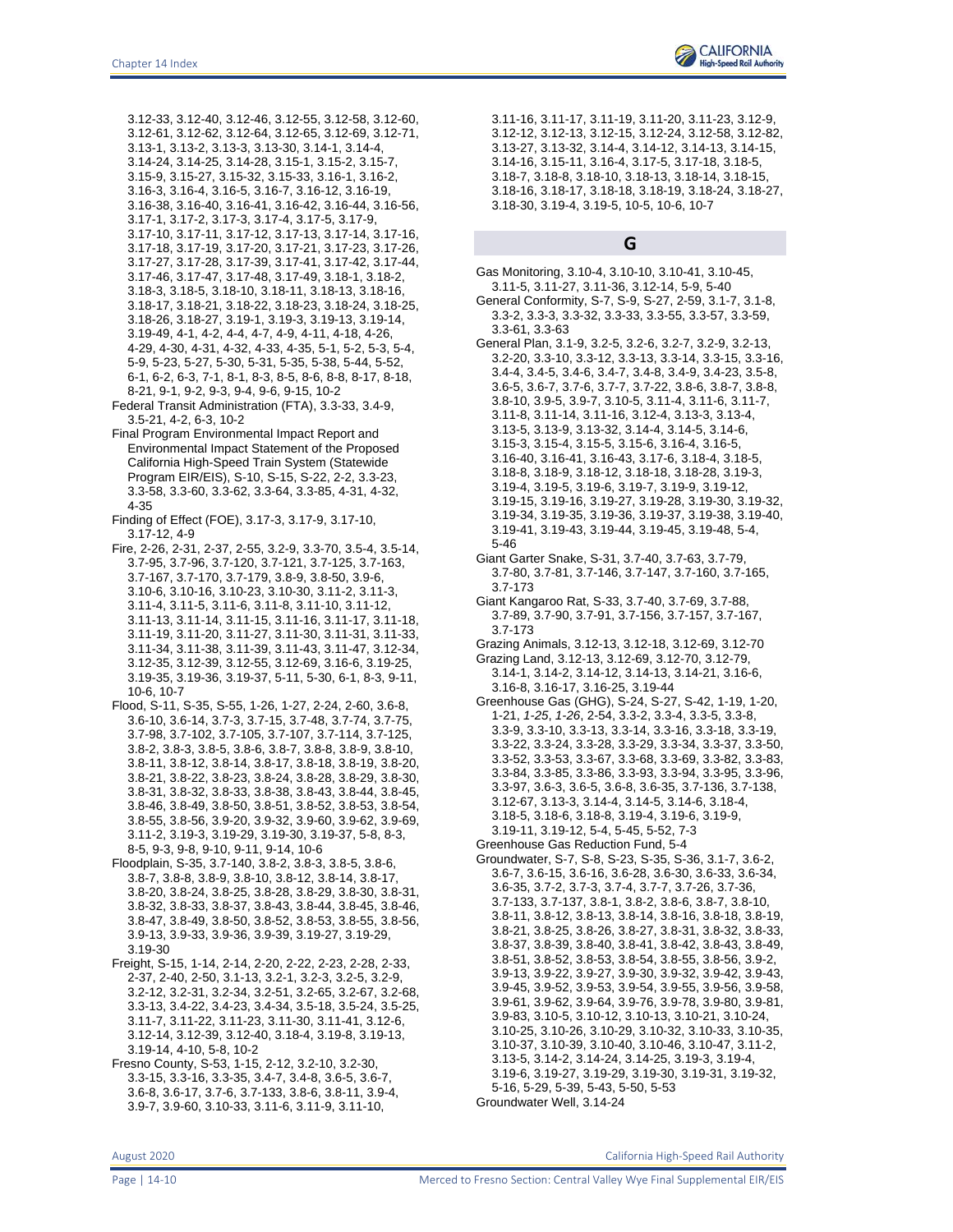3.12-33, 3.12-40, 3.12-46, 3.12-55, 3.12-58, 3.12-60, 3.12-61, 3.12-62, 3.12-64, 3.12-65, 3.12-69, 3.12-71, 3.13-1, 3.13-2, 3.13-3, 3.13-30, 3.14-1, 3.14-4, 3.14-24, 3.14-25, 3.14-28, 3.15-1, 3.15-2, 3.15-7, 3.15-9, 3.15-27, 3.15-32, 3.15-33, 3.16-1, 3.16-2, 3.16-3, 3.16-4, 3.16-5, 3.16-7, 3.16-12, 3.16-19, 3.16-38, 3.16-40, 3.16-41, 3.16-42, 3.16-44, 3.16-56, 3.17-1, 3.17-2, 3.17-3, 3.17-4, 3.17-5, 3.17-9, 3.17-10, 3.17-11, 3.17-12, 3.17-13, 3.17-14, 3.17-16, 3.17-18, 3.17-19, 3.17-20, 3.17-21, 3.17-23, 3.17-26, 3.17-27, 3.17-28, 3.17-39, 3.17-41, 3.17-42, 3.17-44, 3.17-46, 3.17-47, 3.17-48, 3.17-49, 3.18-1, 3.18-2, 3.18-3, 3.18-5, 3.18-10, 3.18-11, 3.18-13, 3.18-16, 3.18-17, 3.18-21, 3.18-22, 3.18-23, 3.18-24, 3.18-25, 3.18-26, 3.18-27, 3.19-1, 3.19-3, 3.19-13, 3.19-14, 3.19-49, 4-1, 4-2, 4-4, 4-7, 4-9, 4-11, 4-18, 4-26, 4-29, 4-30, 4-31, 4-32, 4-33, 4-35, 5-1, 5-2, 5-3, 5-4, 5-9, 5-23, 5-27, 5-30, 5-31, 5-35, 5-38, 5-44, 5-52, 6-1, 6-2, 6-3, 7-1, 8-1, 8-3, 8-5, 8-8, 8-17, 8-18, 8-21, 9-1, 9-2, 9-3, 9-4, 9-6, 9-15, 10-2

Federal Transit Administration (FTA), 3.3-33, 3.4-9, 3.5-21, 4-2, 6-3, 10-2

Final Program Environmental Impact Report and Environmental Impact Statement of the Proposed California High-Speed Train System (Statewide Program EIR/EIS), S-10, S-15, S-22, 2-2, 3.3-23, 3.3-58, 3.3-60, 3.3-62, 3.3-64, 3.3-85, 4-31, 4-32, 4-35

Finding of Effect (FOE), 3.17-3, 3.17-9, 3.17-10, 3.17-12, 4-9

Fire, 2-26, 2-31, 2-37, 2-55, 3.2-9, 3.3-70, 3.5-4, 3.5-14, 3.7-95, 3.7-96, 3.7-120, 3.7-121, 3.7-125, 3.7-163, 3.7-167, 3.7-170, 3.7-179, 3.8-9, 3.8-50, 3.9-6, 3.10-6, 3.10-16, 3.10-23, 3.10-30, 3.11-2, 3.11-3, 3.11-4, 3.11-5, 3.11-6, 3.11-8, 3.11-10, 3.11-12, 3.11-13, 3.11-14, 3.11-15, 3.11-16, 3.11-17, 3.11-18, 3.11-19, 3.11-20, 3.11-27, 3.11-30, 3.11-31, 3.11-33, 3.11-34, 3.11-38, 3.11-39, 3.11-43, 3.11-47, 3.12-34, 3.12-35, 3.12-39, 3.12-55, 3.12-69, 3.16-6, 3.19-25, 3.19-35, 3.19-36, 3.19-37, 5-11, 5-30, 6-1, 8-3, 9-11, 10-6, 10-7

Flood, S-11, S-35, S-55, 1-26, 1-27, 2-24, 2-60, 3.6-8, 3.6-10, 3.6-14, 3.7-3, 3.7-15, 3.7-48, 3.7-74, 3.7-75, 3.7-98, 3.7-102, 3.7-105, 3.7-107, 3.7-114, 3.7-125, 3.8-2, 3.8-3, 3.8-5, 3.8-6, 3.8-7, 3.8-8, 3.8-9, 3.8-10, 3.8-11, 3.8-12, 3.8-14, 3.8-17, 3.8-18, 3.8-19, 3.8-20, 3.8-21, 3.8-22, 3.8-23, 3.8-24, 3.8-28, 3.8-29, 3.8-30, 3.8-31, 3.8-32, 3.8-33, 3.8-38, 3.8-43, 3.8-44, 3.8-45, 3.8-46, 3.8-49, 3.8-50, 3.8-51, 3.8-52, 3.8-53, 3.8-54, 3.8-55, 3.8-56, 3.9-20, 3.9-32, 3.9-60, 3.9-62, 3.9-69, 3.11-2, 3.19-3, 3.19-29, 3.19-30, 3.19-37, 5-8, 8-3, 8-5, 9-3, 9-8, 9-10, 9-11, 9-14, 10-6

Floodplain, S-35, 3.7-140, 3.8-2, 3.8-3, 3.8-5, 3.8-6, 3.8-7, 3.8-8, 3.8-9, 3.8-10, 3.8-12, 3.8-14, 3.8-17, 3.8-20, 3.8-24, 3.8-25, 3.8-28, 3.8-29, 3.8-30, 3.8-31, 3.8-32, 3.8-33, 3.8-37, 3.8-43, 3.8-44, 3.8-45, 3.8-46, 3.8-47, 3.8-49, 3.8-50, 3.8-52, 3.8-53, 3.8-55, 3.8-56, 3.9-13, 3.9-33, 3.9-36, 3.9-39, 3.19-27, 3.19-29, 3.19-30

Freight, S-15, 1-14, 2-14, 2-20, 2-22, 2-23, 2-28, 2-33, 2-37, 2-40, 2-50, 3.1-13, 3.2-1, 3.2-3, 3.2-5, 3.2-9, 3.2-12, 3.2-31, 3.2-34, 3.2-51, 3.2-65, 3.2-67, 3.2-68, 3.3-13, 3.4-22, 3.4-23, 3.4-34, 3.5-18, 3.5-24, 3.5-25, 3.11-7, 3.11-22, 3.11-23, 3.11-30, 3.11-41, 3.12-6, 3.12-14, 3.12-39, 3.12-40, 3.18-4, 3.19-8, 3.19-13, 3.19-14, 4-10, 5-8, 10-2

Fresno County, S-53, 1-15, 2-12, 3.2-10, 3.2-30, 3.3-15, 3.3-16, 3.3-35, 3.4-7, 3.4-8, 3.6-5, 3.6-7, 3.6-8, 3.6-17, 3.7-6, 3.7-133, 3.8-6, 3.8-11, 3.9-4, 3.9-7, 3.9-60, 3.10-33, 3.11-6, 3.11-9, 3.11-10, 3.11-16, 3.11-17, 3.11-19, 3.11-20, 3.11-23, 3.12-9, 3.12-12, 3.12-13, 3.12-15, 3.12-24, 3.12-58, 3.12-82, 3.13-27, 3.13-32, 3.14-4, 3.14-12, 3.14-13, 3.14-15, 3.14-16, 3.15-11, 3.16-4, 3.17-5, 3.17-18, 3.18-5, 3.18-7, 3.18-8, 3.18-10, 3.18-13, 3.18-14, 3.18-15, 3.18-16, 3.18-17, 3.18-18, 3.18-19, 3.18-24, 3.18-27, 3.18-30, 3.19-4, 3.19-5, 10-5, 10-6, 10-7

## G

Gas Monitoring, 3.10-4, 3.10-10, 3.10-41, 3.10-45, 3.11-5, 3.11-27, 3.11-36, 3.12-14, 5-9, 5-40

General Conformity, S-7, S-9, S-27, 2-59, 3.1-7, 3.1-8, 3.3-2, 3.3-3, 3.3-32, 3.3-33, 3.3-55, 3.3-57, 3.3-59, 3.3-61, 3.3-63

General Plan, 3.1-9, 3.2-5, 3.2-6, 3.2-7, 3.2-9, 3.2-13, 3.2-20, 3.3-10, 3.3-12, 3.3-13, 3.3-14, 3.3-15, 3.3-16, 3.4-4, 3.4-5, 3.4-6, 3.4-7, 3.4-8, 3.4-9, 3.4-23, 3.5-8, 3.6-5, 3.6-7, 3.7-6, 3.7-7, 3.7-22, 3.8-6, 3.8-7, 3.8-8, 3.8-10, 3.9-5, 3.9-7, 3.10-5, 3.11-4, 3.11-6, 3.11-7, 3.11-8, 3.11-14, 3.11-16, 3.12-4, 3.13-3, 3.13-4, 3.13-5, 3.13-9, 3.13-32, 3.14-4, 3.14-5, 3.14-6, 3.15-3, 3.15-4, 3.15-5, 3.15-6, 3.16-4, 3.16-5, 3.16-40, 3.16-41, 3.16-43, 3.17-6, 3.18-4, 3.18-5, 3.18-8, 3.18-9, 3.18-12, 3.18-18, 3.18-28, 3.19-3, 3.19-4, 3.19-5, 3.19-6, 3.19-7, 3.19-9, 3.19-12, 3.19-15, 3.19-16, 3.19-27, 3.19-28, 3.19-30, 3.19-32, 3.19-34, 3.19-35, 3.19-36, 3.19-37, 3.19-38, 3.19-40, 3.19-41, 3.19-43, 3.19-44, 3.19-45, 3.19-48, 5-4, 5-46

Giant Garter Snake, S-31, 3.7-40, 3.7-63, 3.7-79, 3.7-80, 3.7-81, 3.7-146, 3.7-147, 3.7-160, 3.7-165, 3.7-173

Giant Kangaroo Rat, S-33, 3.7-40, 3.7-69, 3.7-88, 3.7-89, 3.7-90, 3.7-91, 3.7-156, 3.7-157, 3.7-167, 3.7-173

Grazing Animals, 3.12-13, 3.12-18, 3.12-69, 3.12-70

Grazing Land, 3.12-13, 3.12-69, 3.12-70, 3.12-79, 3.14-1, 3.14-2, 3.14-12, 3.14-13, 3.14-21, 3.16-6, 3.16-8, 3.16-17, 3.16-25, 3.19-44

Greenhouse Gas (GHG), S-24, S-27, S-42, 1-19, 1-20, 1-21, *1-25*, *1-26*, 2-54, 3.3-2, 3.3-4, 3.3-5, 3.3-8, 3.3-9, 3.3-10, 3.3-13, 3.3-14, 3.3-16, 3.3-18, 3.3-19, 3.3-22, 3.3-24, 3.3-28, 3.3-29, 3.3-34, 3.3-37, 3.3-50, 3.3-52, 3.3-53, 3.3-67, 3.3-68, 3.3-69, 3.3-82, 3.3-83, 3.3-84, 3.3-85, 3.3-86, 3.3-93, 3.3-94, 3.3-95, 3.3-96, 3.3-97, 3.6-3, 3.6-5, 3.6-8, 3.6-35, 3.7-136, 3.7-138, 3.12-67, 3.13-3, 3.14-4, 3.14-5, 3.14-6, 3.18-4, 3.18-5, 3.18-6, 3.18-8, 3.19-4, 3.19-6, 3.19-9, 3.19-11, 3.19-12, 5-4, 5-45, 5-52, 7-3

Greenhouse Gas Reduction Fund, 5-4

Groundwater, S-7, S-8, S-23, S-35, S-36, 3.1-7, 3.6-2, 3.6-7, 3.6-15, 3.6-16, 3.6-28, 3.6-30, 3.6-33, 3.6-34, 3.6-35, 3.7-2, 3.7-3, 3.7-4, 3.7-7, 3.7-26, 3.7-36, 3.7-133, 3.7-137, 3.8-1, 3.8-2, 3.8-6, 3.8-7, 3.8-10, 3.8-11, 3.8-12, 3.8-13, 3.8-14, 3.8-16, 3.8-18, 3.8-19, 3.8-21, 3.8-25, 3.8-26, 3.8-27, 3.8-31, 3.8-32, 3.8-33, 3.8-37, 3.8-39, 3.8-40, 3.8-41, 3.8-42, 3.8-43, 3.8-49, 3.8-51, 3.8-52, 3.8-53, 3.8-54, 3.8-55, 3.8-56, 3.9-2, 3.9-13, 3.9-22, 3.9-27, 3.9-30, 3.9-32, 3.9-42, 3.9-43, 3.9-45, 3.9-52, 3.9-53, 3.9-54, 3.9-55, 3.9-56, 3.9-58, 3.9-61, 3.9-62, 3.9-64, 3.9-76, 3.9-78, 3.9-80, 3.9-81, 3.9-83, 3.10-5, 3.10-12, 3.10-13, 3.10-21, 3.10-24, 3.10-25, 3.10-26, 3.10-29, 3.10-32, 3.10-33, 3.10-35, 3.10-37, 3.10-39, 3.10-40, 3.10-46, 3.10-47, 3.11-2, 3.13-5, 3.14-2, 3.14-24, 3.14-25, 3.19-3, 3.19-4, 3.19-6, 3.19-27, 3.19-29, 3.19-30, 3.19-31, 3.19-32, 5-16, 5-29, 5-39, 5-43, 5-50, 5-53

Groundwater Well, 3.14-24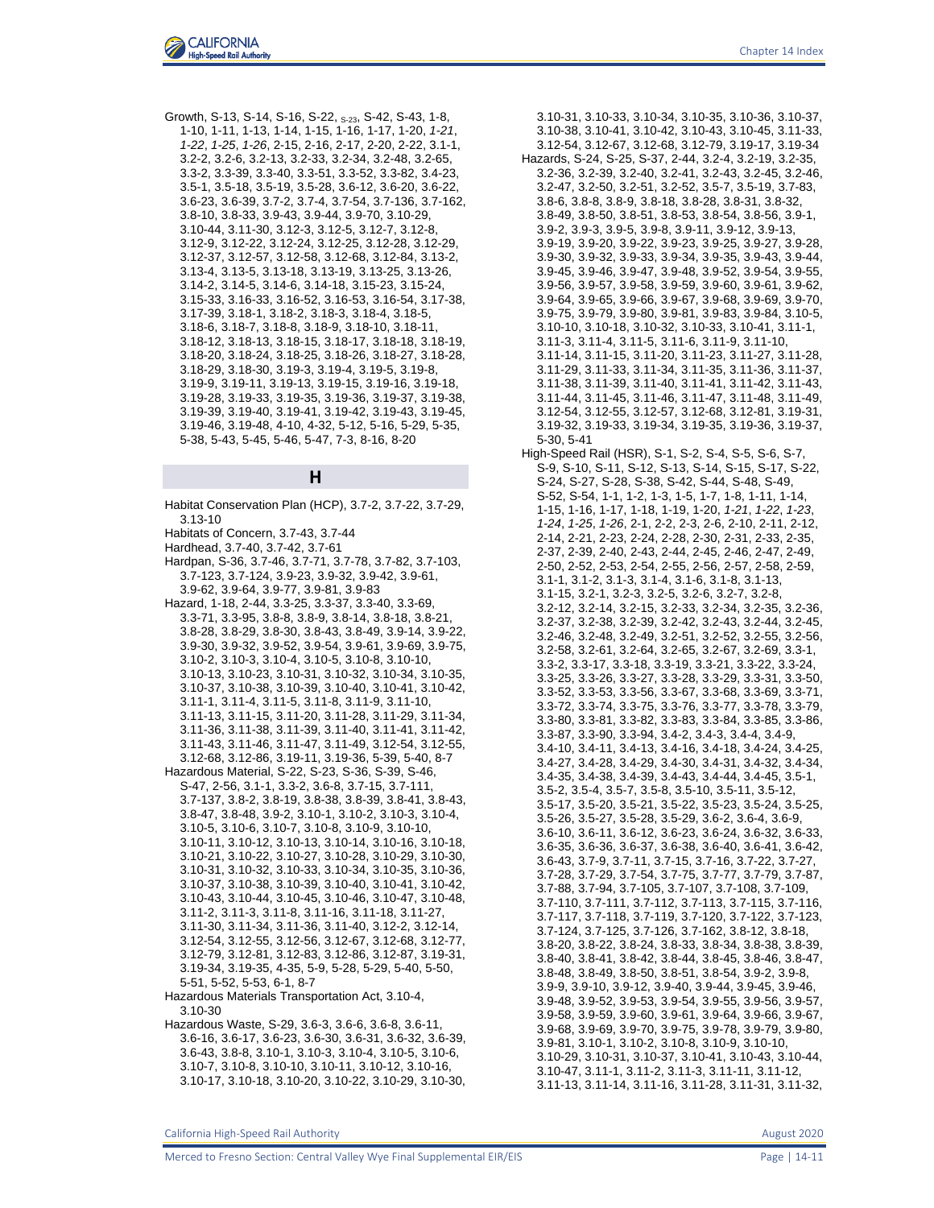Growth, S-13, S-14, S-16, S-22, S-23, S-42, S-43, 1-8, 1-10, 1-11, 1-13, 1-14, 1-15, 1-16, 1-17, 1-20, *1-21*, *1-22*, *1-25*, *1-26*, 2-15, 2-16, 2-17, 2-20, 2-22, 3.1-1, 3.2-2, 3.2-6, 3.2-13, 3.2-33, 3.2-34, 3.2-48, 3.2-65, 3.3-2, 3.3-39, 3.3-40, 3.3-51, 3.3-52, 3.3-82, 3.4-23, 3.5-1, 3.5-18, 3.5-19, 3.5-28, 3.6-12, 3.6-20, 3.6-22, 3.6-23, 3.6-39, 3.7-2, 3.7-4, 3.7-54, 3.7-136, 3.7-162, 3.8-10, 3.8-33, 3.9-43, 3.9-44, 3.9-70, 3.10-29, 3.10-44, 3.11-30, 3.12-3, 3.12-5, 3.12-7, 3.12-8, 3.12-9, 3.12-22, 3.12-24, 3.12-25, 3.12-28, 3.12-29, 3.12-37, 3.12-57, 3.12-58, 3.12-68, 3.12-84, 3.13-2, 3.13-4, 3.13-5, 3.13-18, 3.13-19, 3.13-25, 3.13-26, 3.14-2, 3.14-5, 3.14-6, 3.14-18, 3.15-23, 3.15-24, 3.15-33, 3.16-33, 3.16-52, 3.16-53, 3.16-54, 3.17-38, 3.17-39, 3.18-1, 3.18-2, 3.18-3, 3.18-4, 3.18-5, 3.18-6, 3.18-7, 3.18-8, 3.18-9, 3.18-10, 3.18-11, 3.18-12, 3.18-13, 3.18-15, 3.18-17, 3.18-18, 3.18-19, 3.18-20, 3.18-24, 3.18-25, 3.18-26, 3.18-27, 3.18-28, 3.18-29, 3.18-30, 3.19-3, 3.19-4, 3.19-5, 3.19-8, 3.19-9, 3.19-11, 3.19-13, 3.19-15, 3.19-16, 3.19-18, 3.19-28, 3.19-33, 3.19-35, 3.19-36, 3.19-37, 3.19-38, 3.19-39, 3.19-40, 3.19-41, 3.19-42, 3.19-43, 3.19-45, 3.19-46, 3.19-48, 4-10, 4-32, 5-12, 5-16, 5-29, 5-35, 5-38, 5-43, 5-45, 5-46, 5-47, 7-3, 8-16, 8-20

## H

Habitat Conservation Plan (HCP), 3.7-2, 3.7-22, 3.7-29, 3.13-10

Habitats of Concern, 3.7-43, 3.7-44

Hardhead, 3.7-40, 3.7-42, 3.7-61

Hardpan, S-36, 3.7-46, 3.7-71, 3.7-78, 3.7-82, 3.7-103, 3.7-123, 3.7-124, 3.9-23, 3.9-32, 3.9-42, 3.9-61, 3.9-62, 3.9-64, 3.9-77, 3.9-81, 3.9-83

Hazard, 1-18, 2-44, 3.3-25, 3.3-37, 3.3-40, 3.3-69, 3.3-71, 3.3-95, 3.8-8, 3.8-9, 3.8-14, 3.8-18, 3.8-21, 3.8-28, 3.8-29, 3.8-30, 3.8-43, 3.8-49, 3.9-14, 3.9-22, 3.9-30, 3.9-32, 3.9-52, 3.9-54, 3.9-61, 3.9-69, 3.9-75, 3.10-2, 3.10-3, 3.10-4, 3.10-5, 3.10-8, 3.10-10, 3.10-13, 3.10-23, 3.10-31, 3.10-32, 3.10-34, 3.10-35, 3.10-37, 3.10-38, 3.10-39, 3.10-40, 3.10-41, 3.10-42, 3.11-1, 3.11-4, 3.11-5, 3.11-8, 3.11-9, 3.11-10, 3.11-13, 3.11-15, 3.11-20, 3.11-28, 3.11-29, 3.11-34, 3.11-36, 3.11-38, 3.11-39, 3.11-40, 3.11-41, 3.11-42, 3.11-43, 3.11-46, 3.11-47, 3.11-49, 3.12-54, 3.12-55, 3.12-68, 3.12-86, 3.19-11, 3.19-36, 5-39, 5-40, 8-7

Hazardous Material, S-22, S-23, S-36, S-39, S-46, S-47, 2-56, 3.1-1, 3.3-2, 3.6-8, 3.7-15, 3.7-111, 3.7-137, 3.8-2, 3.8-19, 3.8-38, 3.8-39, 3.8-41, 3.8-43, 3.8-47, 3.8-48, 3.9-2, 3.10-1, 3.10-2, 3.10-3, 3.10-4, 3.10-5, 3.10-6, 3.10-7, 3.10-8, 3.10-9, 3.10-10, 3.10-11, 3.10-12, 3.10-13, 3.10-14, 3.10-16, 3.10-18, 3.10-21, 3.10-22, 3.10-27, 3.10-28, 3.10-29, 3.10-30, 3.10-31, 3.10-32, 3.10-33, 3.10-34, 3.10-35, 3.10-36, 3.10-37, 3.10-38, 3.10-39, 3.10-40, 3.10-41, 3.10-42, 3.10-43, 3.10-44, 3.10-45, 3.10-46, 3.10-47, 3.10-48, 3.11-2, 3.11-3, 3.11-8, 3.11-16, 3.11-18, 3.11-27, 3.11-30, 3.11-34, 3.11-36, 3.11-40, 3.12-2, 3.12-14, 3.12-54, 3.12-55, 3.12-56, 3.12-67, 3.12-68, 3.12-77, 3.12-79, 3.12-81, 3.12-83, 3.12-86, 3.12-87, 3.19-31, 3.19-34, 3.19-35, 4-35, 5-9, 5-28, 5-29, 5-40, 5-50, 5-51, 5-52, 5-53, 6-1, 8-7

Hazardous Materials Transportation Act, 3.10-4, 3.10-30

Hazardous Waste, S-29, 3.6-3, 3.6-6, 3.6-8, 3.6-11, 3.6-16, 3.6-17, 3.6-23, 3.6-30, 3.6-31, 3.6-32, 3.6-39, 3.6-43, 3.8-8, 3.10-1, 3.10-3, 3.10-4, 3.10-5, 3.10-6, 3.10-7, 3.10-8, 3.10-10, 3.10-11, 3.10-12, 3.10-16, 3.10-17, 3.10-18, 3.10-20, 3.10-22, 3.10-29, 3.10-30, 3.10-31, 3.10-33, 3.10-34, 3.10-35, 3.10-36, 3.10-37, 3.10-38, 3.10-41, 3.10-42, 3.10-43, 3.10-45, 3.11-33, 3.12-54, 3.12-67, 3.12-68, 3.12-79, 3.19-17, 3.19-34

Hazards, S-24, S-25, S-37, 2-44, 3.2-4, 3.2-19, 3.2-35, 3.2-36, 3.2-39, 3.2-40, 3.2-41, 3.2-43, 3.2-45, 3.2-46, 3.2-47, 3.2-50, 3.2-51, 3.2-52, 3.5-7, 3.5-19, 3.7-83, 3.8-6, 3.8-8, 3.8-9, 3.8-18, 3.8-28, 3.8-31, 3.8-32, 3.8-49, 3.8-50, 3.8-51, 3.8-53, 3.8-54, 3.8-56, 3.9-1, 3.9-2, 3.9-3, 3.9-5, 3.9-8, 3.9-11, 3.9-12, 3.9-13, 3.9-19, 3.9-20, 3.9-22, 3.9-23, 3.9-25, 3.9-27, 3.9-28, 3.9-30, 3.9-32, 3.9-33, 3.9-34, 3.9-35, 3.9-43, 3.9-44, 3.9-45, 3.9-46, 3.9-47, 3.9-48, 3.9-52, 3.9-54, 3.9-55, 3.9-56, 3.9-57, 3.9-58, 3.9-59, 3.9-60, 3.9-61, 3.9-62, 3.9-64, 3.9-65, 3.9-66, 3.9-67, 3.9-68, 3.9-69, 3.9-70, 3.9-75, 3.9-79, 3.9-80, 3.9-81, 3.9-83, 3.9-84, 3.10-5, 3.10-10, 3.10-18, 3.10-32, 3.10-33, 3.10-41, 3.11-1, 3.11-3, 3.11-4, 3.11-5, 3.11-6, 3.11-9, 3.11-10, 3.11-14, 3.11-15, 3.11-20, 3.11-23, 3.11-27, 3.11-28, 3.11-29, 3.11-33, 3.11-34, 3.11-35, 3.11-36, 3.11-37, 3.11-38, 3.11-39, 3.11-40, 3.11-41, 3.11-42, 3.11-43, 3.11-44, 3.11-45, 3.11-46, 3.11-47, 3.11-48, 3.11-49, 3.12-54, 3.12-55, 3.12-57, 3.12-68, 3.12-81, 3.19-31, 3.19-32, 3.19-33, 3.19-34, 3.19-35, 3.19-36, 3.19-37, 5-30, 5-41

High-Speed Rail (HSR), S-1, S-2, S-4, S-5, S-6, S-7, S-9, S-10, S-11, S-12, S-13, S-14, S-15, S-17, S-22, S-24, S-27, S-28, S-38, S-42, S-44, S-48, S-49, S-52, S-54, 1-1, 1-2, 1-3, 1-5, 1-7, 1-8, 1-11, 1-14, 1-15, 1-16, 1-17, 1-18, 1-19, 1-20, *1-21*, *1-22*, *1-23*, *1-24*, *1-25*, *1-26*, 2-1, 2-2, 2-3, 2-6, 2-10, 2-11, 2-12, 2-14, 2-21, 2-23, 2-24, 2-28, 2-30, 2-31, 2-33, 2-35, 2-37, 2-39, 2-40, 2-43, 2-44, 2-45, 2-46, 2-47, 2-49, 2-50, 2-52, 2-53, 2-54, 2-55, 2-56, 2-57, 2-58, 2-59, 3.1-1, 3.1-2, 3.1-3, 3.1-4, 3.1-6, 3.1-8, 3.1-13, 3.1-15, 3.2-1, 3.2-3, 3.2-5, 3.2-6, 3.2-7, 3.2-8, 3.2-12, 3.2-14, 3.2-15, 3.2-33, 3.2-34, 3.2-35, 3.2-36, 3.2-37, 3.2-38, 3.2-39, 3.2-42, 3.2-43, 3.2-44, 3.2-45, 3.2-46, 3.2-48, 3.2-49, 3.2-51, 3.2-52, 3.2-55, 3.2-56, 3.2-58, 3.2-61, 3.2-64, 3.2-65, 3.2-67, 3.2-69, 3.3-1, 3.3-2, 3.3-17, 3.3-18, 3.3-19, 3.3-21, 3.3-22, 3.3-24, 3.3-25, 3.3-26, 3.3-27, 3.3-28, 3.3-29, 3.3-31, 3.3-50, 3.3-52, 3.3-53, 3.3-56, 3.3-67, 3.3-68, 3.3-69, 3.3-71, 3.3-72, 3.3-74, 3.3-75, 3.3-76, 3.3-77, 3.3-78, 3.3-79, 3.3-80, 3.3-81, 3.3-82, 3.3-83, 3.3-84, 3.3-85, 3.3-86, 3.3-87, 3.3-90, 3.3-94, 3.4-2, 3.4-3, 3.4-4, 3.4-9, 3.4-10, 3.4-11, 3.4-13, 3.4-16, 3.4-18, 3.4-24, 3.4-25, 3.4-27, 3.4-28, 3.4-29, 3.4-30, 3.4-31, 3.4-32, 3.4-34, 3.4-35, 3.4-38, 3.4-39, 3.4-43, 3.4-44, 3.4-45, 3.5-1, 3.5-2, 3.5-4, 3.5-7, 3.5-8, 3.5-10, 3.5-11, 3.5-12, 3.5-17, 3.5-20, 3.5-21, 3.5-22, 3.5-23, 3.5-24, 3.5-25, 3.5-26, 3.5-27, 3.5-28, 3.5-29, 3.6-2, 3.6-4, 3.6-9, 3.6-10, 3.6-11, 3.6-12, 3.6-23, 3.6-24, 3.6-32, 3.6-33, 3.6-35, 3.6-36, 3.6-37, 3.6-38, 3.6-40, 3.6-41, 3.6-42, 3.6-43, 3.7-9, 3.7-11, 3.7-15, 3.7-16, 3.7-22, 3.7-27, 3.7-28, 3.7-29, 3.7-54, 3.7-75, 3.7-77, 3.7-79, 3.7-87, 3.7-88, 3.7-94, 3.7-105, 3.7-107, 3.7-108, 3.7-109, 3.7-110, 3.7-111, 3.7-112, 3.7-113, 3.7-115, 3.7-116, 3.7-117, 3.7-118, 3.7-119, 3.7-120, 3.7-122, 3.7-123, 3.7-124, 3.7-125, 3.7-126, 3.7-162, 3.8-12, 3.8-18, 3.8-20, 3.8-22, 3.8-24, 3.8-33, 3.8-34, 3.8-38, 3.8-39, 3.8-40, 3.8-41, 3.8-42, 3.8-44, 3.8-45, 3.8-46, 3.8-47, 3.8-48, 3.8-49, 3.8-50, 3.8-51, 3.8-54, 3.9-2, 3.9-8, 3.9-9, 3.9-10, 3.9-12, 3.9-40, 3.9-44, 3.9-45, 3.9-46, 3.9-48, 3.9-52, 3.9-53, 3.9-54, 3.9-55, 3.9-56, 3.9-57, 3.9-58, 3.9-59, 3.9-60, 3.9-61, 3.9-64, 3.9-66, 3.9-67, 3.9-68, 3.9-69, 3.9-70, 3.9-75, 3.9-78, 3.9-79, 3.9-80, 3.9-81, 3.10-1, 3.10-2, 3.10-8, 3.10-9, 3.10-10, 3.10-29, 3.10-31, 3.10-37, 3.10-41, 3.10-43, 3.10-44, 3.10-47, 3.11-1, 3.11-2, 3.11-3, 3.11-11, 3.11-12, 3.11-13, 3.11-14, 3.11-16, 3.11-28, 3.11-31, 3.11-32,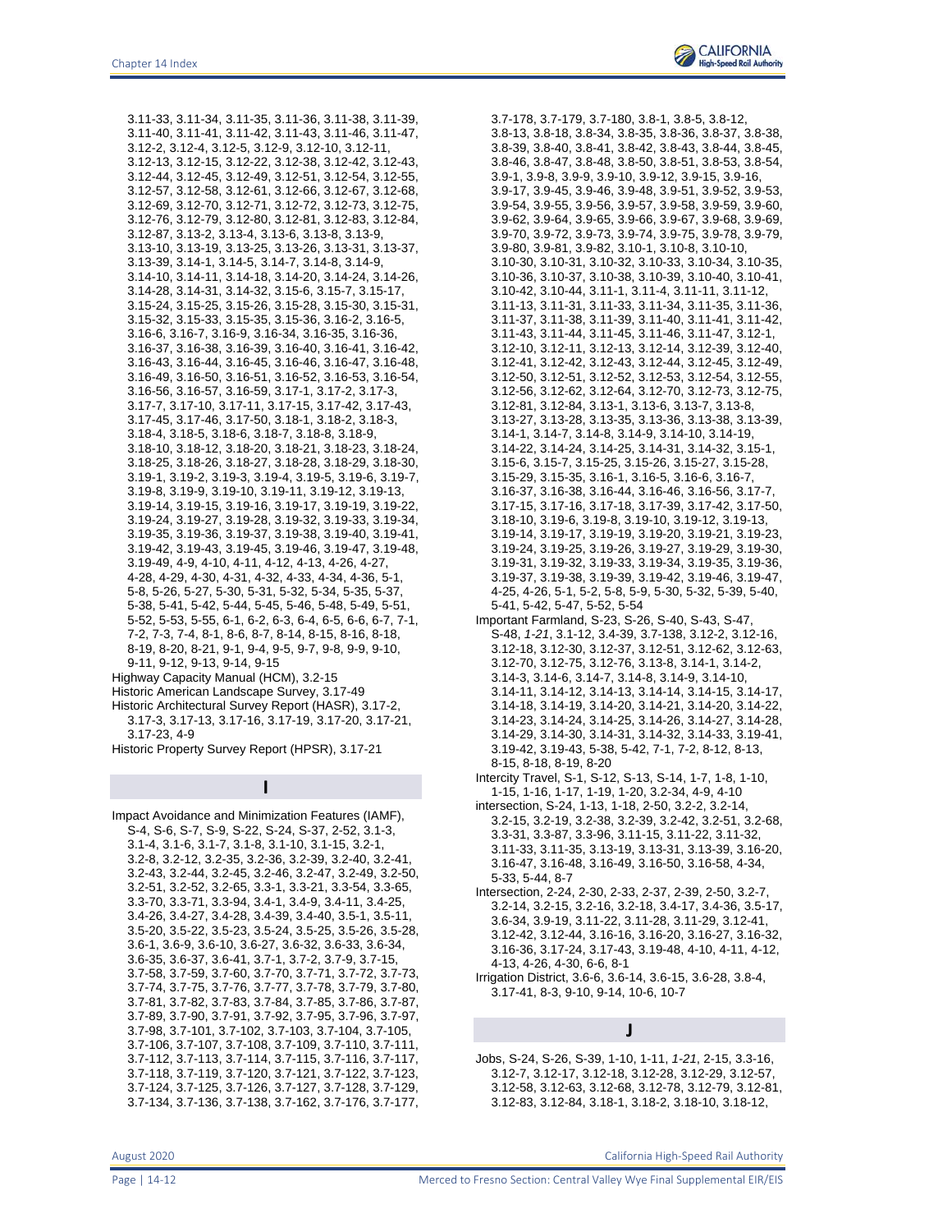3.11-33, 3.11-34, 3.11-35, 3.11-36, 3.11-38, 3.11-39, 3.11-40, 3.11-41, 3.11-42, 3.11-43, 3.11-46, 3.11-47, 3.12-2, 3.12-4, 3.12-5, 3.12-9, 3.12-10, 3.12-11, 3.12-13, 3.12-15, 3.12-22, 3.12-38, 3.12-42, 3.12-43, 3.12-44, 3.12-45, 3.12-49, 3.12-51, 3.12-54, 3.12-55, 3.12-57, 3.12-58, 3.12-61, 3.12-66, 3.12-67, 3.12-68, 3.12-69, 3.12-70, 3.12-71, 3.12-72, 3.12-73, 3.12-75, 3.12-76, 3.12-79, 3.12-80, 3.12-81, 3.12-83, 3.12-84, 3.12-87, 3.13-2, 3.13-4, 3.13-6, 3.13-8, 3.13-9, 3.13-10, 3.13-19, 3.13-25, 3.13-26, 3.13-31, 3.13-37, 3.13-39, 3.14-1, 3.14-5, 3.14-7, 3.14-8, 3.14-9, 3.14-10, 3.14-11, 3.14-18, 3.14-20, 3.14-24, 3.14-26, 3.14-28, 3.14-31, 3.14-32, 3.15-6, 3.15-7, 3.15-17, 3.15-24, 3.15-25, 3.15-26, 3.15-28, 3.15-30, 3.15-31, 3.15-32, 3.15-33, 3.15-35, 3.15-36, 3.16-2, 3.16-5, 3.16-6, 3.16-7, 3.16-9, 3.16-34, 3.16-35, 3.16-36, 3.16-37, 3.16-38, 3.16-39, 3.16-40, 3.16-41, 3.16-42, 3.16-43, 3.16-44, 3.16-45, 3.16-46, 3.16-47, 3.16-48, 3.16-49, 3.16-50, 3.16-51, 3.16-52, 3.16-53, 3.16-54, 3.16-56, 3.16-57, 3.16-59, 3.17-1, 3.17-2, 3.17-3, 3.17-7, 3.17-10, 3.17-11, 3.17-15, 3.17-42, 3.17-43, 3.17-45, 3.17-46, 3.17-50, 3.18-1, 3.18-2, 3.18-3, 3.18-4, 3.18-5, 3.18-6, 3.18-7, 3.18-8, 3.18-9, 3.18-10, 3.18-12, 3.18-20, 3.18-21, 3.18-23, 3.18-24, 3.18-25, 3.18-26, 3.18-27, 3.18-28, 3.18-29, 3.18-30, 3.19-1, 3.19-2, 3.19-3, 3.19-4, 3.19-5, 3.19-6, 3.19-7, 3.19-8, 3.19-9, 3.19-10, 3.19-11, 3.19-12, 3.19-13, 3.19-14, 3.19-15, 3.19-16, 3.19-17, 3.19-19, 3.19-22, 3.19-24, 3.19-27, 3.19-28, 3.19-32, 3.19-33, 3.19-34, 3.19-35, 3.19-36, 3.19-37, 3.19-38, 3.19-40, 3.19-41, 3.19-42, 3.19-43, 3.19-45, 3.19-46, 3.19-47, 3.19-48, 3.19-49, 4-9, 4-10, 4-11, 4-12, 4-13, 4-26, 4-27, 4-28, 4-29, 4-30, 4-31, 4-32, 4-33, 4-34, 4-36, 5-1, 5-8, 5-26, 5-27, 5-30, 5-31, 5-32, 5-34, 5-35, 5-37, 5-38, 5-41, 5-42, 5-44, 5-45, 5-46, 5-48, 5-49, 5-51, 5-52, 5-53, 5-55, 6-1, 6-2, 6-3, 6-4, 6-5, 6-6, 6-7, 7-1, 7-2, 7-3, 7-4, 8-1, 8-6, 8-7, 8-14, 8-15, 8-16, 8-18, 8-19, 8-20, 8-21, 9-1, 9-4, 9-5, 9-7, 9-8, 9-9, 9-10, 9-11, 9-12, 9-13, 9-14, 9-15

Highway Capacity Manual (HCM), 3.2-15

Historic American Landscape Survey, 3.17-49

Historic Architectural Survey Report (HASR), 3.17-2, 3.17-3, 3.17-13, 3.17-16, 3.17-19, 3.17-20, 3.17-21, 3.17-23, 4-9

Historic Property Survey Report (HPSR), 3.17-21

## I

Impact Avoidance and Minimization Features (IAMF), S-4, S-6, S-7, S-9, S-22, S-24, S-37, 2-52, 3.1-3, 3.1-4, 3.1-6, 3.1-7, 3.1-8, 3.1-10, 3.1-15, 3.2-1, 3.2-8, 3.2-12, 3.2-35, 3.2-36, 3.2-39, 3.2-40, 3.2-41, 3.2-43, 3.2-44, 3.2-45, 3.2-46, 3.2-47, 3.2-49, 3.2-50, 3.2-51, 3.2-52, 3.2-65, 3.3-1, 3.3-21, 3.3-54, 3.3-65, 3.3-70, 3.3-71, 3.3-94, 3.4-1, 3.4-9, 3.4-11, 3.4-25, 3.4-26, 3.4-27, 3.4-28, 3.4-39, 3.4-40, 3.5-1, 3.5-11, 3.5-20, 3.5-22, 3.5-23, 3.5-24, 3.5-25, 3.5-26, 3.5-28, 3.6-1, 3.6-9, 3.6-10, 3.6-27, 3.6-32, 3.6-33, 3.6-34, 3.6-35, 3.6-37, 3.6-41, 3.7-1, 3.7-2, 3.7-9, 3.7-15, 3.7-58, 3.7-59, 3.7-60, 3.7-70, 3.7-71, 3.7-72, 3.7-73, 3.7-74, 3.7-75, 3.7-76, 3.7-77, 3.7-78, 3.7-79, 3.7-80, 3.7-81, 3.7-82, 3.7-83, 3.7-84, 3.7-85, 3.7-86, 3.7-87, 3.7-89, 3.7-90, 3.7-91, 3.7-92, 3.7-95, 3.7-96, 3.7-97, 3.7-98, 3.7-101, 3.7-102, 3.7-103, 3.7-104, 3.7-105, 3.7-106, 3.7-107, 3.7-108, 3.7-109, 3.7-110, 3.7-111, 3.7-112, 3.7-113, 3.7-114, 3.7-115, 3.7-116, 3.7-117, 3.7-118, 3.7-119, 3.7-120, 3.7-121, 3.7-122, 3.7-123, 3.7-124, 3.7-125, 3.7-126, 3.7-127, 3.7-128, 3.7-129, 3.7-134, 3.7-136, 3.7-138, 3.7-162, 3.7-176, 3.7-177, 3.7-178, 3.7-179, 3.7-180, 3.8-1, 3.8-5, 3.8-12, 3.8-13, 3.8-18, 3.8-34, 3.8-35, 3.8-36, 3.8-37, 3.8-38, 3.8-39, 3.8-40, 3.8-41, 3.8-42, 3.8-43, 3.8-44, 3.8-45, 3.8-46, 3.8-47, 3.8-48, 3.8-50, 3.8-51, 3.8-53, 3.8-54, 3.9-1, 3.9-8, 3.9-9, 3.9-10, 3.9-12, 3.9-15, 3.9-16, 3.9-17, 3.9-45, 3.9-46, 3.9-48, 3.9-51, 3.9-52, 3.9-53, 3.9-54, 3.9-55, 3.9-56, 3.9-57, 3.9-58, 3.9-59, 3.9-60, 3.9-62, 3.9-64, 3.9-65, 3.9-66, 3.9-67, 3.9-68, 3.9-69, 3.9-70, 3.9-72, 3.9-73, 3.9-74, 3.9-75, 3.9-78, 3.9-79, 3.9-80, 3.9-81, 3.9-82, 3.10-1, 3.10-8, 3.10-10, 3.10-30, 3.10-31, 3.10-32, 3.10-33, 3.10-34, 3.10-35, 3.10-36, 3.10-37, 3.10-38, 3.10-39, 3.10-40, 3.10-41, 3.10-42, 3.10-44, 3.11-1, 3.11-4, 3.11-11, 3.11-12, 3.11-13, 3.11-31, 3.11-33, 3.11-34, 3.11-35, 3.11-36, 3.11-37, 3.11-38, 3.11-39, 3.11-40, 3.11-41, 3.11-42, 3.11-43, 3.11-44, 3.11-45, 3.11-46, 3.11-47, 3.12-1, 3.12-10, 3.12-11, 3.12-13, 3.12-14, 3.12-39, 3.12-40, 3.12-41, 3.12-42, 3.12-43, 3.12-44, 3.12-45, 3.12-49, 3.12-50, 3.12-51, 3.12-52, 3.12-53, 3.12-54, 3.12-55, 3.12-56, 3.12-62, 3.12-64, 3.12-70, 3.12-73, 3.12-75, 3.12-81, 3.12-84, 3.13-1, 3.13-6, 3.13-7, 3.13-8, 3.13-27, 3.13-28, 3.13-35, 3.13-36, 3.13-38, 3.13-39, 3.14-1, 3.14-7, 3.14-8, 3.14-9, 3.14-10, 3.14-19, 3.14-22, 3.14-24, 3.14-25, 3.14-31, 3.14-32, 3.15-1, 3.15-6, 3.15-7, 3.15-25, 3.15-26, 3.15-27, 3.15-28, 3.15-29, 3.15-35, 3.16-1, 3.16-5, 3.16-6, 3.16-7, 3.16-37, 3.16-38, 3.16-44, 3.16-46, 3.16-56, 3.17-7, 3.17-15, 3.17-16, 3.17-18, 3.17-39, 3.17-42, 3.17-50, 3.18-10, 3.19-6, 3.19-8, 3.19-10, 3.19-12, 3.19-13, 3.19-14, 3.19-17, 3.19-19, 3.19-20, 3.19-21, 3.19-23, 3.19-24, 3.19-25, 3.19-26, 3.19-27, 3.19-29, 3.19-30, 3.19-31, 3.19-32, 3.19-33, 3.19-34, 3.19-35, 3.19-36, 3.19-37, 3.19-38, 3.19-39, 3.19-42, 3.19-46, 3.19-47, 4-25, 4-26, 5-1, 5-2, 5-8, 5-9, 5-30, 5-32, 5-39, 5-40, 5-41, 5-42, 5-47, 5-52, 5-54

Important Farmland, S-23, S-26, S-40, S-43, S-47, S-48, *1-21*, 3.1-12, 3.4-39, 3.7-138, 3.12-2, 3.12-16, 3.12-18, 3.12-30, 3.12-37, 3.12-51, 3.12-62, 3.12-63, 3.12-70, 3.12-75, 3.12-76, 3.13-8, 3.14-1, 3.14-2, 3.14-3, 3.14-6, 3.14-7, 3.14-8, 3.14-9, 3.14-10, 3.14-11, 3.14-12, 3.14-13, 3.14-14, 3.14-15, 3.14-17, 3.14-18, 3.14-19, 3.14-20, 3.14-21, 3.14-20, 3.14-22, 3.14-23, 3.14-24, 3.14-25, 3.14-26, 3.14-27, 3.14-28, 3.14-29, 3.14-30, 3.14-31, 3.14-32, 3.14-33, 3.19-41, 3.19-42, 3.19-43, 5-38, 5-42, 7-1, 7-2, 8-12, 8-13, 8-15, 8-18, 8-19, 8-20

Intercity Travel, S-1, S-12, S-13, S-14, 1-7, 1-8, 1-10, 1-15, 1-16, 1-17, 1-19, 1-20, 3.2-34, 4-9, 4-10

intersection, S-24, 1-13, 1-18, 2-50, 3.2-2, 3.2-14, 3.2-15, 3.2-19, 3.2-38, 3.2-39, 3.2-42, 3.2-51, 3.2-68, 3.3-31, 3.3-87, 3.3-96, 3.11-15, 3.11-22, 3.11-32, 3.11-33, 3.11-35, 3.13-19, 3.13-31, 3.13-39, 3.16-20, 3.16-47, 3.16-48, 3.16-49, 3.16-50, 3.16-58, 4-34, 5-33, 5-44, 8-7

Intersection, 2-24, 2-30, 2-33, 2-37, 2-39, 2-50, 3.2-7, 3.2-14, 3.2-15, 3.2-16, 3.2-18, 3.4-17, 3.4-36, 3.5-17, 3.6-34, 3.9-19, 3.11-22, 3.11-28, 3.11-29, 3.12-41, 3.12-42, 3.12-44, 3.16-16, 3.16-20, 3.16-27, 3.16-32, 3.16-36, 3.17-24, 3.17-43, 3.19-48, 4-10, 4-11, 4-12, 4-13, 4-26, 4-30, 6-6, 8-1

Irrigation District, 3.6-6, 3.6-14, 3.6-15, 3.6-28, 3.8-4, 3.17-41, 8-3, 9-10, 9-14, 10-6, 10-7

## J

Jobs, S-24, S-26, S-39, 1-10, 1-11, *1-21*, 2-15, 3.3-16, 3.12-7, 3.12-17, 3.12-18, 3.12-28, 3.12-29, 3.12-57, 3.12-58, 3.12-63, 3.12-68, 3.12-78, 3.12-79, 3.12-81, 3.12-83, 3.12-84, 3.18-1, 3.18-2, 3.18-10, 3.18-12,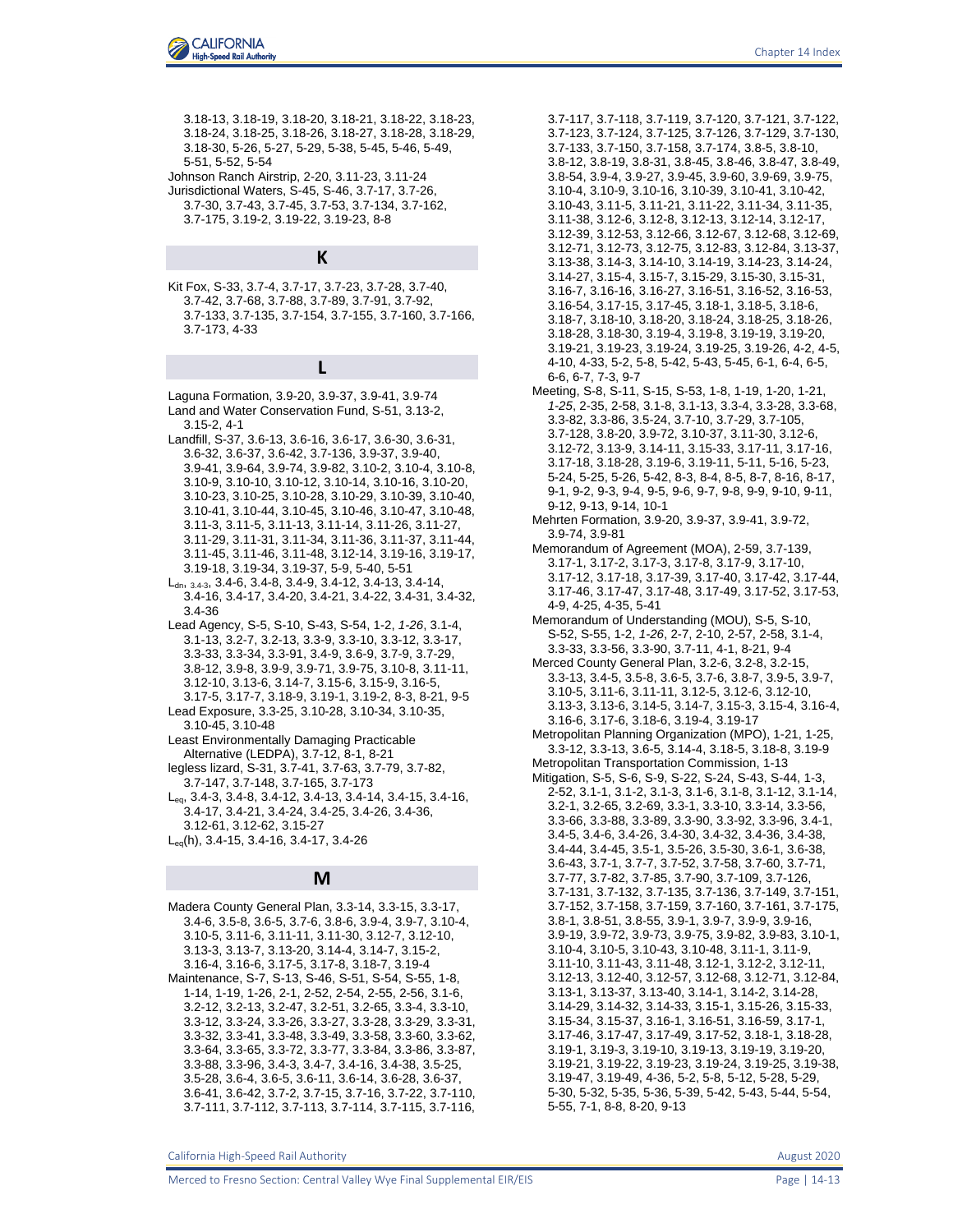3.18-13, 3.18-19, 3.18-20, 3.18-21, 3.18-22, 3.18-23, 3.18-24, 3.18-25, 3.18-26, 3.18-27, 3.18-28, 3.18-29, 3.18-30, 5-26, 5-27, 5-29, 5-38, 5-45, 5-46, 5-49, 5-51, 5-52, 5-54

Johnson Ranch Airstrip, 2-20, 3.11-23, 3.11-24

Jurisdictional Waters, S-45, S-46, 3.7-17, 3.7-26, 3.7-30, 3.7-43, 3.7-45, 3.7-53, 3.7-134, 3.7-162, 3.7-175, 3.19-2, 3.19-22, 3.19-23, 8-8

## K

Kit Fox, S-33, 3.7-4, 3.7-17, 3.7-23, 3.7-28, 3.7-40, 3.7-42, 3.7-68, 3.7-88, 3.7-89, 3.7-91, 3.7-92, 3.7-133, 3.7-135, 3.7-154, 3.7-155, 3.7-160, 3.7-166, 3.7-173, 4-33

## L

Laguna Formation, 3.9-20, 3.9-37, 3.9-41, 3.9-74

Land and Water Conservation Fund, S-51, 3.13-2, 3.15-2, 4-1

Landfill, S-37, 3.6-13, 3.6-16, 3.6-17, 3.6-30, 3.6-31, 3.6-32, 3.6-37, 3.6-42, 3.7-136, 3.9-37, 3.9-40, 3.9-41, 3.9-64, 3.9-74, 3.9-82, 3.10-2, 3.10-4, 3.10-8, 3.10-9, 3.10-10, 3.10-12, 3.10-14, 3.10-16, 3.10-20, 3.10-23, 3.10-25, 3.10-28, 3.10-29, 3.10-39, 3.10-40, 3.10-41, 3.10-44, 3.10-45, 3.10-46, 3.10-47, 3.10-48, 3.11-3, 3.11-5, 3.11-13, 3.11-14, 3.11-26, 3.11-27, 3.11-29, 3.11-31, 3.11-34, 3.11-36, 3.11-37, 3.11-44, 3.11-45, 3.11-46, 3.11-48, 3.12-14, 3.19-16, 3.19-17, 3.19-18, 3.19-34, 3.19-37, 5-9, 5-40, 5-51

$L_{dn}$, 3.4-3, 3.4-6, 3.4-8, 3.4-9, 3.4-12, 3.4-13, 3.4-14, 3.4-16, 3.4-17, 3.4-20, 3.4-21, 3.4-22, 3.4-31, 3.4-32, 3.4-36

Lead Agency, S-5, S-10, S-43, S-54, 1-2, *1-26*, 3.1-4, 3.1-13, 3.2-7, 3.2-13, 3.3-9, 3.3-10, 3.3-12, 3.3-17, 3.3-33, 3.3-34, 3.3-91, 3.4-9, 3.6-9, 3.7-9, 3.7-29, 3.8-12, 3.9-8, 3.9-9, 3.9-71, 3.9-75, 3.10-8, 3.11-11, 3.12-10, 3.13-6, 3.14-7, 3.15-6, 3.15-9, 3.16-5, 3.17-5, 3.17-7, 3.18-9, 3.19-1, 3.19-2, 8-3, 8-21, 9-5

Lead Exposure, 3.3-25, 3.10-28, 3.10-34, 3.10-35, 3.10-45, 3.10-48

Least Environmentally Damaging Practicable Alternative (LEDPA), 3.7-12, 8-1, 8-21

legless lizard, S-31, 3.7-41, 3.7-63, 3.7-79, 3.7-82, 3.7-147, 3.7-148, 3.7-165, 3.7-173

$L_{eq}$, 3.4-3, 3.4-8, 3.4-12, 3.4-13, 3.4-14, 3.4-15, 3.4-16, 3.4-17, 3.4-21, 3.4-24, 3.4-25, 3.4-26, 3.4-36, 3.12-61, 3.12-62, 3.15-27

$L_{eq}$(h), 3.4-15, 3.4-16, 3.4-17, 3.4-26

## M

Madera County General Plan, 3.3-14, 3.3-15, 3.3-17, 3.4-6, 3.5-8, 3.6-5, 3.7-6, 3.8-6, 3.9-4, 3.9-7, 3.10-4, 3.10-5, 3.11-6, 3.11-11, 3.11-30, 3.12-7, 3.12-10, 3.13-3, 3.13-7, 3.13-20, 3.14-4, 3.14-7, 3.15-2, 3.16-4, 3.16-6, 3.17-5, 3.17-8, 3.18-7, 3.19-4

Maintenance, S-7, S-13, S-46, S-51, S-54, S-55, 1-8, 1-14, 1-19, 1-26, 2-1, 2-52, 2-54, 2-55, 2-56, 3.1-6, 3.2-12, 3.2-13, 3.2-47, 3.2-51, 3.2-65, 3.3-4, 3.3-10, 3.3-12, 3.3-24, 3.3-26, 3.3-27, 3.3-28, 3.3-29, 3.3-31, 3.3-32, 3.3-41, 3.3-48, 3.3-49, 3.3-58, 3.3-60, 3.3-62, 3.3-64, 3.3-65, 3.3-72, 3.3-77, 3.3-84, 3.3-86, 3.3-87, 3.3-88, 3.3-96, 3.4-3, 3.4-7, 3.4-16, 3.4-38, 3.5-25, 3.5-28, 3.6-4, 3.6-5, 3.6-11, 3.6-14, 3.6-28, 3.6-37, 3.6-41, 3.6-42, 3.7-2, 3.7-15, 3.7-16, 3.7-22, 3.7-110, 3.7-111, 3.7-112, 3.7-113, 3.7-114, 3.7-115, 3.7-116, 3.7-117, 3.7-118, 3.7-119, 3.7-120, 3.7-121, 3.7-122, 3.7-123, 3.7-124, 3.7-125, 3.7-126, 3.7-129, 3.7-130, 3.7-133, 3.7-150, 3.7-158, 3.7-174, 3.8-5, 3.8-10, 3.8-12, 3.8-19, 3.8-31, 3.8-45, 3.8-46, 3.8-47, 3.8-49, 3.8-54, 3.9-4, 3.9-27, 3.9-45, 3.9-60, 3.9-69, 3.9-75, 3.10-4, 3.10-9, 3.10-16, 3.10-39, 3.10-41, 3.10-42, 3.10-43, 3.11-5, 3.11-21, 3.11-22, 3.11-34, 3.11-35, 3.11-38, 3.12-6, 3.12-8, 3.12-13, 3.12-14, 3.12-17, 3.12-39, 3.12-53, 3.12-66, 3.12-67, 3.12-68, 3.12-69, 3.12-71, 3.12-73, 3.12-75, 3.12-83, 3.12-84, 3.13-37, 3.13-38, 3.14-3, 3.14-10, 3.14-19, 3.14-23, 3.14-24, 3.14-27, 3.15-4, 3.15-7, 3.15-29, 3.15-30, 3.15-31, 3.16-7, 3.16-16, 3.16-27, 3.16-51, 3.16-52, 3.16-53, 3.16-54, 3.17-15, 3.17-45, 3.18-1, 3.18-5, 3.18-6, 3.18-7, 3.18-10, 3.18-20, 3.18-24, 3.18-25, 3.18-26, 3.18-28, 3.18-30, 3.19-4, 3.19-8, 3.19-19, 3.19-20, 3.19-21, 3.19-23, 3.19-24, 3.19-25, 3.19-26, 4-2, 4-5, 4-10, 4-33, 5-2, 5-8, 5-42, 5-43, 5-45, 6-1, 6-4, 6-5, 6-6, 6-7, 7-3, 9-7

Meeting, S-8, S-11, S-15, S-53, 1-8, 1-19, 1-20, 1-21, *1-25*, 2-35, 2-58, 3.1-8, 3.1-13, 3.3-4, 3.3-28, 3.3-68, 3.3-82, 3.3-86, 3.5-24, 3.7-10, 3.7-29, 3.7-105, 3.7-128, 3.8-20, 3.9-72, 3.10-37, 3.11-30, 3.12-6, 3.12-72, 3.13-9, 3.14-11, 3.15-33, 3.17-11, 3.17-16, 3.17-18, 3.18-28, 3.19-6, 3.19-11, 5-11, 5-16, 5-23, 5-24, 5-25, 5-26, 5-42, 8-3, 8-4, 8-5, 8-7, 8-16, 8-17, 9-1, 9-2, 9-3, 9-4, 9-5, 9-6, 9-7, 9-8, 9-9, 9-10, 9-11, 9-12, 9-13, 9-14, 10-1

Mehrten Formation, 3.9-20, 3.9-37, 3.9-41, 3.9-72, 3.9-74, 3.9-81

Memorandum of Agreement (MOA), 2-59, 3.7-139, 3.17-1, 3.17-2, 3.17-3, 3.17-8, 3.17-9, 3.17-10, 3.17-12, 3.17-18, 3.17-39, 3.17-40, 3.17-42, 3.17-44, 3.17-46, 3.17-47, 3.17-48, 3.17-49, 3.17-52, 3.17-53, 4-9, 4-25, 4-35, 5-41

Memorandum of Understanding (MOU), S-5, S-10, S-52, S-55, 1-2, *1-26*, 2-7, 2-10, 2-57, 2-58, 3.1-4, 3.3-33, 3.3-56, 3.3-90, 3.7-11, 4-1, 8-21, 9-4

Merced County General Plan, 3.2-6, 3.2-8, 3.2-15, 3.3-13, 3.4-5, 3.5-8, 3.6-5, 3.7-6, 3.8-7, 3.9-5, 3.9-7, 3.10-5, 3.11-6, 3.11-11, 3.12-5, 3.12-6, 3.12-10, 3.13-3, 3.13-6, 3.14-5, 3.14-7, 3.15-3, 3.15-4, 3.16-4, 3.16-6, 3.17-6, 3.18-6, 3.19-4, 3.19-17

Metropolitan Planning Organization (MPO), 1-21, 1-25, 3.3-12, 3.3-13, 3.6-5, 3.14-4, 3.18-5, 3.18-8, 3.19-9

Metropolitan Transportation Commission, 1-13

Mitigation, S-5, S-6, S-9, S-22, S-24, S-43, S-44, 1-3, 2-52, 3.1-1, 3.1-2, 3.1-3, 3.1-6, 3.1-8, 3.1-12, 3.1-14, 3.2-1, 3.2-65, 3.2-69, 3.3-1, 3.3-10, 3.3-14, 3.3-56, 3.3-66, 3.3-88, 3.3-89, 3.3-90, 3.3-92, 3.3-96, 3.4-1, 3.4-5, 3.4-6, 3.4-26, 3.4-30, 3.4-32, 3.4-36, 3.4-38, 3.4-44, 3.4-45, 3.5-1, 3.5-26, 3.5-30, 3.6-1, 3.6-38, 3.6-43, 3.7-1, 3.7-7, 3.7-52, 3.7-58, 3.7-60, 3.7-71, 3.7-77, 3.7-82, 3.7-85, 3.7-90, 3.7-109, 3.7-126, 3.7-131, 3.7-132, 3.7-135, 3.7-136, 3.7-149, 3.7-151, 3.7-152, 3.7-158, 3.7-159, 3.7-160, 3.7-161, 3.7-175, 3.8-1, 3.8-51, 3.8-55, 3.9-1, 3.9-7, 3.9-9, 3.9-16, 3.9-19, 3.9-72, 3.9-73, 3.9-75, 3.9-82, 3.9-83, 3.10-1, 3.10-4, 3.10-5, 3.10-43, 3.10-48, 3.11-1, 3.11-9, 3.11-10, 3.11-43, 3.11-48, 3.12-1, 3.12-2, 3.12-11, 3.12-13, 3.12-40, 3.12-57, 3.12-68, 3.12-71, 3.12-84, 3.13-1, 3.13-37, 3.13-40, 3.14-1, 3.14-2, 3.14-28, 3.14-29, 3.14-32, 3.14-33, 3.15-1, 3.15-26, 3.15-33, 3.15-34, 3.15-37, 3.16-1, 3.16-51, 3.16-59, 3.17-1, 3.17-46, 3.17-47, 3.17-49, 3.17-52, 3.18-1, 3.18-28, 3.19-1, 3.19-3, 3.19-10, 3.19-13, 3.19-19, 3.19-20, 3.19-21, 3.19-22, 3.19-23, 3.19-24, 3.19-25, 3.19-38, 3.19-47, 3.19-49, 4-36, 5-2, 5-8, 5-12, 5-28, 5-29, 5-30, 5-32, 5-35, 5-36, 5-39, 5-42, 5-43, 5-44, 5-54, 5-55, 7-1, 8-8, 8-20, 9-13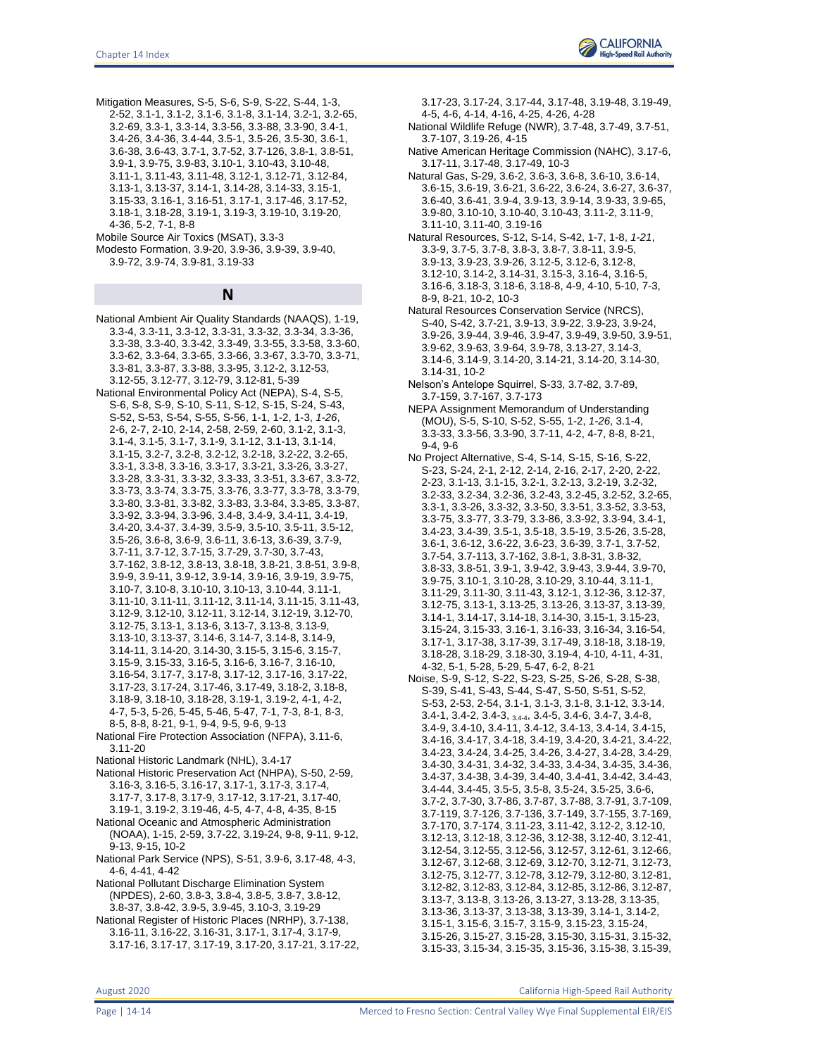Mitigation Measures, S-5, S-6, S-9, S-22, S-44, 1-3, 2-52, 3.1-1, 3.1-2, 3.1-6, 3.1-8, 3.1-14, 3.2-1, 3.2-65, 3.2-69, 3.3-1, 3.3-14, 3.3-56, 3.3-88, 3.3-90, 3.4-1, 3.4-26, 3.4-36, 3.4-44, 3.5-1, 3.5-26, 3.5-30, 3.6-1, 3.6-38, 3.6-43, 3.7-1, 3.7-52, 3.7-126, 3.8-1, 3.8-51, 3.9-1, 3.9-75, 3.9-83, 3.10-1, 3.10-43, 3.10-48, 3.11-1, 3.11-43, 3.11-48, 3.12-1, 3.12-71, 3.12-84, 3.13-1, 3.13-37, 3.14-1, 3.14-28, 3.14-33, 3.15-1, 3.15-33, 3.16-1, 3.16-51, 3.17-1, 3.17-46, 3.17-52, 3.18-1, 3.18-28, 3.19-1, 3.19-3, 3.19-10, 3.19-20, 4-36, 5-2, 7-1, 8-8

Mobile Source Air Toxics (MSAT), 3.3-3

Modesto Formation, 3.9-20, 3.9-36, 3.9-39, 3.9-40, 3.9-72, 3.9-74, 3.9-81, 3.19-33

## N

National Ambient Air Quality Standards (NAAQS), 1-19, 3.3-4, 3.3-11, 3.3-12, 3.3-31, 3.3-32, 3.3-34, 3.3-36, 3.3-38, 3.3-40, 3.3-42, 3.3-49, 3.3-55, 3.3-58, 3.3-60, 3.3-62, 3.3-64, 3.3-65, 3.3-66, 3.3-67, 3.3-70, 3.3-71, 3.3-81, 3.3-87, 3.3-88, 3.3-95, 3.12-2, 3.12-53, 3.12-55, 3.12-77, 3.12-79, 3.12-81, 5-39

National Environmental Policy Act (NEPA), S-4, S-5, S-6, S-8, S-9, S-10, S-11, S-12, S-15, S-24, S-43, S-52, S-53, S-54, S-55, S-56, 1-1, 1-2, 1-3, *1-26*, 2-6, 2-7, 2-10, 2-14, 2-58, 2-59, 2-60, 3.1-2, 3.1-3, 3.1-4, 3.1-5, 3.1-7, 3.1-9, 3.1-12, 3.1-13, 3.1-14, 3.1-15, 3.2-7, 3.2-8, 3.2-12, 3.2-18, 3.2-22, 3.2-65, 3.3-1, 3.3-8, 3.3-16, 3.3-17, 3.3-21, 3.3-26, 3.3-27, 3.3-28, 3.3-31, 3.3-32, 3.3-33, 3.3-51, 3.3-67, 3.3-72, 3.3-73, 3.3-74, 3.3-75, 3.3-76, 3.3-77, 3.3-78, 3.3-79, 3.3-80, 3.3-81, 3.3-82, 3.3-83, 3.3-84, 3.3-85, 3.3-87, 3.3-92, 3.3-94, 3.3-96, 3.4-8, 3.4-9, 3.4-11, 3.4-19, 3.4-20, 3.4-37, 3.4-39, 3.5-9, 3.5-10, 3.5-11, 3.5-12, 3.5-26, 3.6-8, 3.6-9, 3.6-11, 3.6-13, 3.6-39, 3.7-9, 3.7-11, 3.7-12, 3.7-15, 3.7-29, 3.7-30, 3.7-43, 3.7-162, 3.8-12, 3.8-13, 3.8-18, 3.8-21, 3.8-51, 3.9-8, 3.9-9, 3.9-11, 3.9-12, 3.9-14, 3.9-16, 3.9-19, 3.9-75, 3.10-7, 3.10-8, 3.10-10, 3.10-13, 3.10-44, 3.11-1, 3.11-10, 3.11-11, 3.11-12, 3.11-14, 3.11-15, 3.11-43, 3.12-9, 3.12-10, 3.12-11, 3.12-14, 3.12-19, 3.12-70, 3.12-75, 3.13-1, 3.13-6, 3.13-7, 3.13-8, 3.13-9, 3.13-10, 3.13-37, 3.14-6, 3.14-7, 3.14-8, 3.14-9, 3.14-11, 3.14-20, 3.14-30, 3.15-5, 3.15-6, 3.15-7, 3.15-9, 3.15-33, 3.16-5, 3.16-6, 3.16-7, 3.16-10, 3.16-54, 3.17-7, 3.17-8, 3.17-12, 3.17-16, 3.17-22, 3.17-23, 3.17-24, 3.17-46, 3.17-49, 3.18-2, 3.18-8, 3.18-9, 3.18-10, 3.18-28, 3.19-1, 3.19-2, 4-1, 4-2, 4-7, 5-3, 5-26, 5-45, 5-46, 5-47, 7-1, 7-3, 8-1, 8-3, 8-5, 8-8, 8-21, 9-1, 9-4, 9-5, 9-6, 9-13

National Fire Protection Association (NFPA), 3.11-6, 3.11-20

National Historic Landmark (NHL), 3.4-17

National Historic Preservation Act (NHPA), S-50, 2-59, 3.16-3, 3.16-5, 3.16-17, 3.17-1, 3.17-3, 3.17-4, 3.17-7, 3.17-8, 3.17-9, 3.17-12, 3.17-21, 3.17-40, 3.19-1, 3.19-2, 3.19-46, 4-5, 4-7, 4-8, 4-35, 8-15

National Oceanic and Atmospheric Administration (NOAA), 1-15, 2-59, 3.7-22, 3.19-24, 9-8, 9-11, 9-12, 9-13, 9-15, 10-2

National Park Service (NPS), S-51, 3.9-6, 3.17-48, 4-3, 4-6, 4-41, 4-42

National Pollutant Discharge Elimination System (NPDES), 2-60, 3.8-3, 3.8-4, 3.8-5, 3.8-7, 3.8-12, 3.8-37, 3.8-42, 3.9-5, 3.9-45, 3.10-3, 3.19-29

National Register of Historic Places (NRHP), 3.7-138, 3.16-11, 3.16-22, 3.16-31, 3.17-1, 3.17-4, 3.17-9, 3.17-16, 3.17-17, 3.17-19, 3.17-20, 3.17-21, 3.17-22, 3.17-23, 3.17-24, 3.17-44, 3.17-48, 3.19-48, 3.19-49, 4-5, 4-6, 4-14, 4-16, 4-25, 4-26, 4-28

National Wildlife Refuge (NWR), 3.7-48, 3.7-49, 3.7-51, 3.7-107, 3.19-26, 4-15

Native American Heritage Commission (NAHC), 3.17-6, 3.17-11, 3.17-48, 3.17-49, 10-3

Natural Gas, S-29, 3.6-2, 3.6-3, 3.6-8, 3.6-10, 3.6-14, 3.6-15, 3.6-19, 3.6-21, 3.6-22, 3.6-24, 3.6-27, 3.6-37, 3.6-40, 3.6-41, 3.9-4, 3.9-13, 3.9-14, 3.9-33, 3.9-65, 3.9-80, 3.10-10, 3.10-40, 3.10-43, 3.11-2, 3.11-9, 3.11-10, 3.11-40, 3.19-16

Natural Resources, S-12, S-14, S-42, 1-7, 1-8, *1-21*, 3.3-9, 3.7-5, 3.7-8, 3.8-3, 3.8-7, 3.8-11, 3.9-5, 3.9-13, 3.9-23, 3.9-26, 3.12-5, 3.12-6, 3.12-8, 3.12-10, 3.14-2, 3.14-31, 3.15-3, 3.16-4, 3.16-5, 3.16-6, 3.18-3, 3.18-6, 3.18-8, 4-9, 4-10, 5-10, 7-3, 8-9, 8-21, 10-2, 10-3

Natural Resources Conservation Service (NRCS), S-40, S-42, 3.7-21, 3.9-13, 3.9-22, 3.9-23, 3.9-24, 3.9-26, 3.9-44, 3.9-46, 3.9-47, 3.9-49, 3.9-50, 3.9-51, 3.9-62, 3.9-63, 3.9-64, 3.9-78, 3.13-27, 3.14-3, 3.14-6, 3.14-9, 3.14-20, 3.14-21, 3.14-20, 3.14-30, 3.14-31, 10-2

Nelson's Antelope Squirrel, S-33, 3.7-82, 3.7-89, 3.7-159, 3.7-167, 3.7-173

NEPA Assignment Memorandum of Understanding (MOU), S-5, S-10, S-52, S-55, 1-2, *1-26*, 3.1-4, 3.3-33, 3.3-56, 3.3-90, 3.7-11, 4-2, 4-7, 8-8, 8-21, 9-4, 9-6

No Project Alternative, S-4, S-14, S-15, S-16, S-22, S-23, S-24, 2-1, 2-12, 2-14, 2-16, 2-17, 2-20, 2-22, 2-23, 3.1-13, 3.1-15, 3.2-1, 3.2-13, 3.2-19, 3.2-32, 3.2-33, 3.2-34, 3.2-36, 3.2-43, 3.2-45, 3.2-52, 3.2-65, 3.3-1, 3.3-26, 3.3-32, 3.3-50, 3.3-51, 3.3-52, 3.3-53, 3.3-75, 3.3-77, 3.3-79, 3.3-86, 3.3-92, 3.3-94, 3.4-1, 3.4-23, 3.4-39, 3.5-1, 3.5-18, 3.5-19, 3.5-26, 3.5-28, 3.6-1, 3.6-12, 3.6-22, 3.6-23, 3.6-39, 3.7-1, 3.7-52, 3.7-54, 3.7-113, 3.7-162, 3.8-1, 3.8-31, 3.8-32, 3.8-33, 3.8-51, 3.9-1, 3.9-42, 3.9-43, 3.9-44, 3.9-70, 3.9-75, 3.10-1, 3.10-28, 3.10-29, 3.10-44, 3.11-1, 3.11-29, 3.11-30, 3.11-43, 3.12-1, 3.12-36, 3.12-37, 3.12-75, 3.13-1, 3.13-25, 3.13-26, 3.13-37, 3.13-39, 3.14-1, 3.14-17, 3.14-18, 3.14-30, 3.15-1, 3.15-23, 3.15-24, 3.15-33, 3.16-1, 3.16-33, 3.16-34, 3.16-54, 3.17-1, 3.17-38, 3.17-39, 3.17-49, 3.18-18, 3.18-19, 3.18-28, 3.18-29, 3.18-30, 3.19-4, 4-10, 4-11, 4-31, 4-32, 5-1, 5-28, 5-29, 5-47, 6-2, 8-21

Noise, S-9, S-12, S-22, S-23, S-25, S-26, S-28, S-38, S-39, S-41, S-43, S-44, S-47, S-50, S-51, S-52, S-53, 2-53, 2-54, 3.1-1, 3.1-3, 3.1-8, 3.1-12, 3.3-14, 3.4-1, 3.4-2, 3.4-3, 3.4-4, 3.4-5, 3.4-6, 3.4-7, 3.4-8, 3.4-9, 3.4-10, 3.4-11, 3.4-12, 3.4-13, 3.4-14, 3.4-15, 3.4-16, 3.4-17, 3.4-18, 3.4-19, 3.4-20, 3.4-21, 3.4-22, 3.4-23, 3.4-24, 3.4-25, 3.4-26, 3.4-27, 3.4-28, 3.4-29, 3.4-30, 3.4-31, 3.4-32, 3.4-33, 3.4-34, 3.4-35, 3.4-36, 3.4-37, 3.4-38, 3.4-39, 3.4-40, 3.4-41, 3.4-42, 3.4-43, 3.4-44, 3.4-45, 3.5-5, 3.5-8, 3.5-24, 3.5-25, 3.6-6, 3.7-2, 3.7-30, 3.7-86, 3.7-87, 3.7-88, 3.7-91, 3.7-109, 3.7-119, 3.7-126, 3.7-136, 3.7-149, 3.7-155, 3.7-169, 3.7-170, 3.7-174, 3.11-23, 3.11-42, 3.12-2, 3.12-10, 3.12-13, 3.12-18, 3.12-36, 3.12-38, 3.12-40, 3.12-41, 3.12-54, 3.12-55, 3.12-56, 3.12-57, 3.12-61, 3.12-66, 3.12-67, 3.12-68, 3.12-69, 3.12-70, 3.12-71, 3.12-73, 3.12-75, 3.12-77, 3.12-78, 3.12-79, 3.12-80, 3.12-81, 3.12-82, 3.12-83, 3.12-84, 3.12-85, 3.12-86, 3.12-87, 3.13-7, 3.13-8, 3.13-26, 3.13-27, 3.13-28, 3.13-35, 3.13-36, 3.13-37, 3.13-38, 3.13-39, 3.14-1, 3.14-2, 3.15-1, 3.15-6, 3.15-7, 3.15-9, 3.15-23, 3.15-24, 3.15-26, 3.15-27, 3.15-28, 3.15-30, 3.15-31, 3.15-32, 3.15-33, 3.15-34, 3.15-35, 3.15-36, 3.15-38, 3.15-39,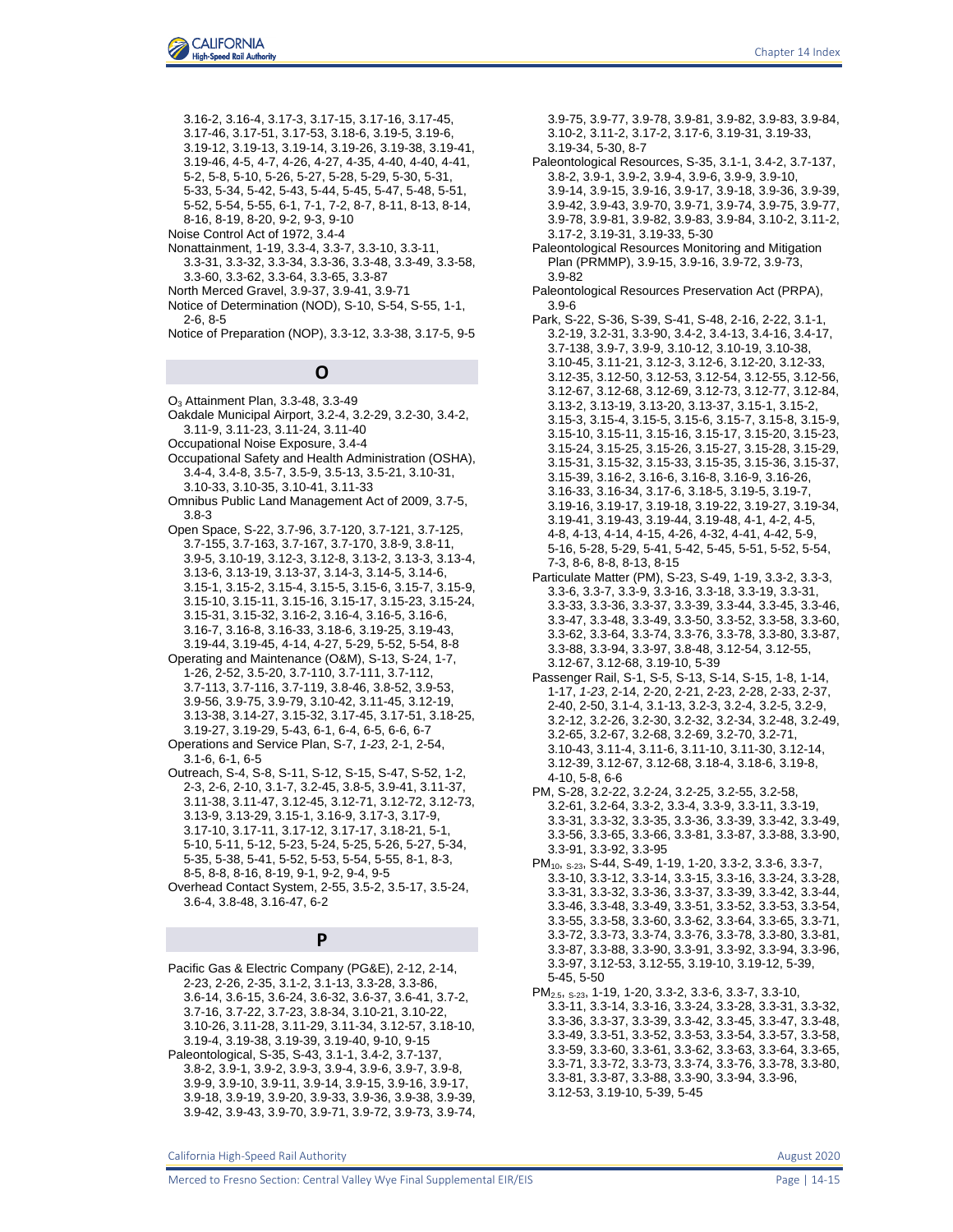3.16-2, 3.16-4, 3.17-3, 3.17-15, 3.17-16, 3.17-45, 3.17-46, 3.17-51, 3.17-53, 3.18-6, 3.19-5, 3.19-6, 3.19-12, 3.19-13, 3.19-14, 3.19-26, 3.19-38, 3.19-41, 3.19-46, 4-5, 4-7, 4-26, 4-27, 4-35, 4-40, 4-41, 5-2, 5-8, 5-10, 5-26, 5-27, 5-28, 5-29, 5-30, 5-31, 5-33, 5-34, 5-42, 5-43, 5-44, 5-45, 5-47, 5-48, 5-51, 5-52, 5-54, 5-55, 6-1, 7-1, 7-2, 8-7, 8-11, 8-13, 8-14, 8-16, 8-19, 8-20, 9-2, 9-3, 9-10

Noise Control Act of 1972, 3.4-4

Nonattainment, 1-19, 3.3-4, 3.3-7, 3.3-10, 3.3-11, 3.3-31, 3.3-32, 3.3-34, 3.3-36, 3.3-48, 3.3-49, 3.3-58, 3.3-60, 3.3-62, 3.3-64, 3.3-65, 3.3-87

North Merced Gravel, 3.9-37, 3.9-41, 3.9-71

Notice of Determination (NOD), S-10, S-54, S-55, 1-1, 2-6, 8-5

Notice of Preparation (NOP), 3.3-12, 3.3-38, 3.17-5, 9-5

## O

$O_3$ Attainment Plan, 3.3-48, 3.3-49

Oakdale Municipal Airport, 3.2-4, 3.2-29, 3.2-30, 3.4-2, 3.11-9, 3.11-23, 3.11-24, 3.11-40

Occupational Noise Exposure, 3.4-4

Occupational Safety and Health Administration (OSHA), 3.4-4, 3.4-8, 3.5-7, 3.5-9, 3.5-13, 3.5-21, 3.10-31, 3.10-33, 3.10-35, 3.10-41, 3.11-33

Omnibus Public Land Management Act of 2009, 3.7-5, 3.8-3

Open Space, S-22, 3.7-96, 3.7-120, 3.7-121, 3.7-125, 3.7-155, 3.7-163, 3.7-167, 3.7-170, 3.8-9, 3.8-11, 3.9-5, 3.10-19, 3.12-3, 3.12-8, 3.13-2, 3.13-3, 3.13-4, 3.13-6, 3.13-19, 3.13-37, 3.14-3, 3.14-5, 3.14-6, 3.15-1, 3.15-2, 3.15-4, 3.15-5, 3.15-6, 3.15-7, 3.15-9, 3.15-10, 3.15-11, 3.15-16, 3.15-17, 3.15-23, 3.15-24, 3.15-31, 3.15-32, 3.16-2, 3.16-4, 3.16-5, 3.16-6, 3.16-7, 3.16-8, 3.16-33, 3.18-6, 3.19-25, 3.19-43, 3.19-44, 3.19-45, 4-14, 4-27, 5-29, 5-52, 5-54, 8-8

Operating and Maintenance (O&M), S-13, S-24, 1-7, 1-26, 2-52, 3.5-20, 3.7-110, 3.7-111, 3.7-112, 3.7-113, 3.7-116, 3.7-119, 3.8-46, 3.8-52, 3.9-53, 3.9-56, 3.9-75, 3.9-79, 3.10-42, 3.11-45, 3.12-19, 3.13-38, 3.14-27, 3.15-32, 3.17-45, 3.17-51, 3.18-25, 3.19-27, 3.19-29, 5-43, 6-1, 6-4, 6-5, 6-6, 6-7

Operations and Service Plan, S-7, *1-23*, 2-1, 2-54, 3.1-6, 6-1, 6-5

Outreach, S-4, S-8, S-11, S-12, S-15, S-47, S-52, 1-2, 2-3, 2-6, 2-10, 3.1-7, 3.2-45, 3.8-5, 3.9-41, 3.11-37, 3.11-38, 3.11-47, 3.12-45, 3.12-71, 3.12-72, 3.12-73, 3.13-9, 3.13-29, 3.15-1, 3.16-9, 3.17-3, 3.17-9, 3.17-10, 3.17-11, 3.17-12, 3.17-17, 3.18-21, 5-1, 5-10, 5-11, 5-12, 5-23, 5-24, 5-25, 5-26, 5-27, 5-34, 5-35, 5-38, 5-41, 5-52, 5-53, 5-54, 5-55, 8-1, 8-3, 8-5, 8-8, 8-16, 8-19, 9-1, 9-2, 9-4, 9-5

Overhead Contact System, 2-55, 3.5-2, 3.5-17, 3.5-24, 3.6-4, 3.8-48, 3.16-47, 6-2

## P

Pacific Gas & Electric Company (PG&E), 2-12, 2-14, 2-23, 2-26, 2-35, 3.1-2, 3.1-13, 3.3-28, 3.3-86, 3.6-14, 3.6-15, 3.6-24, 3.6-32, 3.6-37, 3.6-41, 3.7-2, 3.7-16, 3.7-22, 3.7-23, 3.8-34, 3.10-21, 3.10-22, 3.10-26, 3.11-28, 3.11-29, 3.11-34, 3.12-57, 3.18-10, 3.19-4, 3.19-38, 3.19-39, 3.19-40, 9-10, 9-15

Paleontological, S-35, S-43, 3.1-1, 3.4-2, 3.7-137, 3.8-2, 3.9-1, 3.9-2, 3.9-3, 3.9-4, 3.9-6, 3.9-7, 3.9-8, 3.9-9, 3.9-10, 3.9-11, 3.9-14, 3.9-15, 3.9-16, 3.9-17, 3.9-18, 3.9-19, 3.9-20, 3.9-33, 3.9-36, 3.9-38, 3.9-39, 3.9-42, 3.9-43, 3.9-70, 3.9-71, 3.9-72, 3.9-73, 3.9-74, 3.9-75, 3.9-77, 3.9-78, 3.9-81, 3.9-82, 3.9-83, 3.9-84, 3.10-2, 3.11-2, 3.17-2, 3.17-6, 3.19-31, 3.19-33, 3.19-34, 5-30, 8-7

Paleontological Resources, S-35, 3.1-1, 3.4-2, 3.7-137, 3.8-2, 3.9-1, 3.9-2, 3.9-4, 3.9-6, 3.9-9, 3.9-10, 3.9-14, 3.9-15, 3.9-16, 3.9-17, 3.9-18, 3.9-36, 3.9-39, 3.9-42, 3.9-43, 3.9-70, 3.9-71, 3.9-74, 3.9-75, 3.9-77, 3.9-78, 3.9-81, 3.9-82, 3.9-83, 3.9-84, 3.10-2, 3.11-2, 3.17-2, 3.19-31, 3.19-33, 5-30

Paleontological Resources Monitoring and Mitigation Plan (PRMMP), 3.9-15, 3.9-16, 3.9-72, 3.9-73, 3.9-82

Paleontological Resources Preservation Act (PRPA), 3.9-6

Park, S-22, S-36, S-39, S-41, S-48, 2-16, 2-22, 3.1-1, 3.2-19, 3.2-31, 3.3-90, 3.4-2, 3.4-13, 3.4-16, 3.4-17, 3.7-138, 3.9-7, 3.9-9, 3.10-12, 3.10-19, 3.10-38, 3.10-45, 3.11-21, 3.12-3, 3.12-6, 3.12-20, 3.12-33, 3.12-35, 3.12-50, 3.12-53, 3.12-54, 3.12-55, 3.12-56, 3.12-67, 3.12-68, 3.12-69, 3.12-73, 3.12-77, 3.12-84, 3.13-2, 3.13-19, 3.13-20, 3.13-37, 3.15-1, 3.15-2, 3.15-3, 3.15-4, 3.15-5, 3.15-6, 3.15-7, 3.15-8, 3.15-9, 3.15-10, 3.15-11, 3.15-16, 3.15-17, 3.15-20, 3.15-23, 3.15-24, 3.15-25, 3.15-26, 3.15-27, 3.15-28, 3.15-29, 3.15-31, 3.15-32, 3.15-33, 3.15-35, 3.15-36, 3.15-37, 3.15-39, 3.16-2, 3.16-6, 3.16-8, 3.16-9, 3.16-26, 3.16-33, 3.16-34, 3.17-6, 3.18-5, 3.19-5, 3.19-7, 3.19-16, 3.19-17, 3.19-18, 3.19-22, 3.19-27, 3.19-34, 3.19-41, 3.19-43, 3.19-44, 3.19-48, 4-1, 4-2, 4-5, 4-8, 4-13, 4-14, 4-15, 4-26, 4-32, 4-41, 4-42, 5-9, 5-16, 5-28, 5-29, 5-41, 5-42, 5-45, 5-51, 5-52, 5-54, 7-3, 8-6, 8-8, 8-13, 8-15

Particulate Matter (PM), S-23, S-49, 1-19, 3.3-2, 3.3-3, 3.3-6, 3.3-7, 3.3-9, 3.3-16, 3.3-18, 3.3-19, 3.3-31, 3.3-33, 3.3-36, 3.3-37, 3.3-39, 3.3-44, 3.3-45, 3.3-46, 3.3-47, 3.3-48, 3.3-49, 3.3-50, 3.3-52, 3.3-58, 3.3-60, 3.3-62, 3.3-64, 3.3-74, 3.3-76, 3.3-78, 3.3-80, 3.3-87, 3.3-88, 3.3-94, 3.3-97, 3.8-48, 3.12-54, 3.12-55, 3.12-67, 3.12-68, 3.19-10, 5-39

Passenger Rail, S-1, S-5, S-13, S-14, S-15, 1-8, 1-14, 1-17, *1-23*, 2-14, 2-20, 2-21, 2-23, 2-28, 2-33, 2-37, 2-40, 2-50, 3.1-4, 3.1-13, 3.2-3, 3.2-4, 3.2-5, 3.2-9, 3.2-12, 3.2-26, 3.2-30, 3.2-32, 3.2-34, 3.2-48, 3.2-49, 3.2-65, 3.2-67, 3.2-68, 3.2-69, 3.2-70, 3.2-71, 3.10-43, 3.11-4, 3.11-6, 3.11-10, 3.11-30, 3.12-14, 3.12-39, 3.12-67, 3.12-68, 3.18-4, 3.18-6, 3.19-8, 4-10, 5-8, 6-6

PM, S-28, 3.2-22, 3.2-24, 3.2-25, 3.2-55, 3.2-58, 3.2-61, 3.2-64, 3.3-2, 3.3-4, 3.3-9, 3.3-11, 3.3-19, 3.3-31, 3.3-32, 3.3-35, 3.3-36, 3.3-39, 3.3-42, 3.3-49, 3.3-56, 3.3-65, 3.3-66, 3.3-81, 3.3-87, 3.3-88, 3.3-90, 3.3-91, 3.3-92, 3.3-95

$PM_{10}$, $_{S\text{-}23}$, S-44, S-49, 1-19, 1-20, 3.3-2, 3.3-6, 3.3-7, 3.3-10, 3.3-12, 3.3-14, 3.3-15, 3.3-16, 3.3-24, 3.3-28, 3.3-31, 3.3-32, 3.3-36, 3.3-37, 3.3-39, 3.3-42, 3.3-44, 3.3-46, 3.3-48, 3.3-49, 3.3-51, 3.3-52, 3.3-53, 3.3-54, 3.3-55, 3.3-58, 3.3-60, 3.3-62, 3.3-64, 3.3-65, 3.3-71, 3.3-72, 3.3-73, 3.3-74, 3.3-76, 3.3-78, 3.3-80, 3.3-81, 3.3-87, 3.3-88, 3.3-90, 3.3-91, 3.3-92, 3.3-94, 3.3-96, 3.3-97, 3.12-53, 3.12-55, 3.19-10, 3.19-12, 5-39, 5-45, 5-50

$PM_{2.5}$, $_{S\text{-}23}$, 1-19, 1-20, 3.3-2, 3.3-6, 3.3-7, 3.3-10, 3.3-11, 3.3-14, 3.3-16, 3.3-24, 3.3-28, 3.3-31, 3.3-32, 3.3-36, 3.3-37, 3.3-39, 3.3-42, 3.3-45, 3.3-47, 3.3-48, 3.3-49, 3.3-51, 3.3-52, 3.3-53, 3.3-54, 3.3-57, 3.3-58, 3.3-59, 3.3-60, 3.3-61, 3.3-62, 3.3-63, 3.3-64, 3.3-65, 3.3-71, 3.3-72, 3.3-73, 3.3-74, 3.3-76, 3.3-78, 3.3-80, 3.3-81, 3.3-87, 3.3-88, 3.3-90, 3.3-94, 3.3-96, 3.12-53, 3.19-10, 5-39, 5-45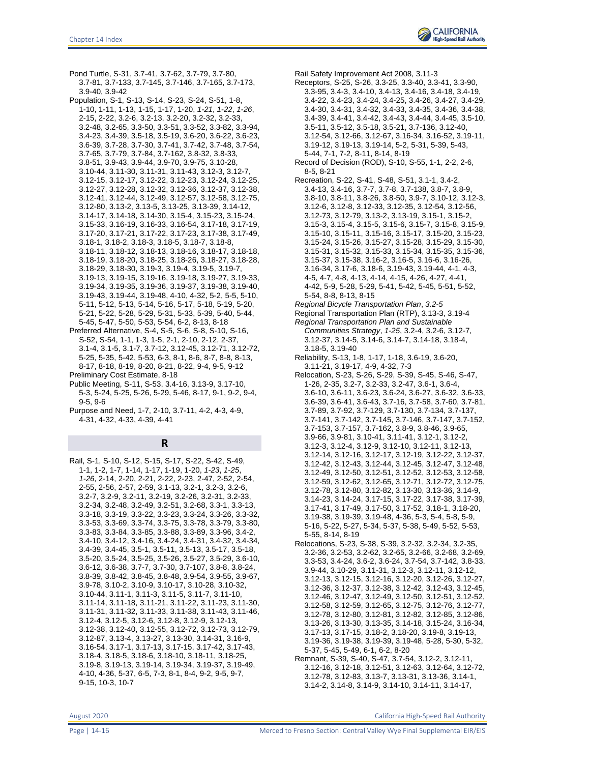Pond Turtle, S-31, 3.7-41, 3.7-62, 3.7-79, 3.7-80, 3.7-81, 3.7-133, 3.7-145, 3.7-146, 3.7-165, 3.7-173, 3.9-40, 3.9-42

Population, S-1, S-13, S-14, S-23, S-24, S-51, 1-8, 1-10, 1-11, 1-13, 1-15, 1-17, 1-20, *1-21*, *1-22*, *1-26*, 2-15, 2-22, 3.2-6, 3.2-13, 3.2-20, 3.2-32, 3.2-33, 3.2-48, 3.2-65, 3.3-50, 3.3-51, 3.3-52, 3.3-82, 3.3-94, 3.4-23, 3.4-39, 3.5-18, 3.5-19, 3.6-20, 3.6-22, 3.6-23, 3.6-39, 3.7-28, 3.7-30, 3.7-41, 3.7-42, 3.7-48, 3.7-54, 3.7-65, 3.7-79, 3.7-84, 3.7-162, 3.8-32, 3.8-33, 3.8-51, 3.9-43, 3.9-44, 3.9-70, 3.9-75, 3.10-28, 3.10-44, 3.11-30, 3.11-31, 3.11-43, 3.12-3, 3.12-7, 3.12-15, 3.12-17, 3.12-22, 3.12-23, 3.12-24, 3.12-25, 3.12-27, 3.12-28, 3.12-32, 3.12-36, 3.12-37, 3.12-38, 3.12-41, 3.12-44, 3.12-49, 3.12-57, 3.12-58, 3.12-75, 3.12-80, 3.13-2, 3.13-5, 3.13-25, 3.13-39, 3.14-12, 3.14-17, 3.14-18, 3.14-30, 3.15-4, 3.15-23, 3.15-24, 3.15-33, 3.16-19, 3.16-33, 3.16-54, 3.17-18, 3.17-19, 3.17-20, 3.17-21, 3.17-22, 3.17-23, 3.17-38, 3.17-49, 3.18-1, 3.18-2, 3.18-3, 3.18-5, 3.18-7, 3.18-8, 3.18-11, 3.18-12, 3.18-13, 3.18-16, 3.18-17, 3.18-18, 3.18-19, 3.18-20, 3.18-25, 3.18-26, 3.18-27, 3.18-28, 3.18-29, 3.18-30, 3.19-3, 3.19-4, 3.19-5, 3.19-7, 3.19-13, 3.19-15, 3.19-16, 3.19-18, 3.19-27, 3.19-33, 3.19-34, 3.19-35, 3.19-36, 3.19-37, 3.19-38, 3.19-40, 3.19-43, 3.19-44, 3.19-48, 4-10, 4-32, 5-2, 5-5, 5-10, 5-11, 5-12, 5-13, 5-14, 5-16, 5-17, 5-18, 5-19, 5-20, 5-21, 5-22, 5-28, 5-29, 5-31, 5-33, 5-39, 5-40, 5-44, 5-45, 5-47, 5-50, 5-53, 5-54, 6-2, 8-13, 8-18

Preferred Alternative, S-4, S-5, S-6, S-8, S-10, S-16, S-52, S-54, 1-1, 1-3, 1-5, 2-1, 2-10, 2-12, 2-37, 3.1-4, 3.1-5, 3.1-7, 3.7-12, 3.12-45, 3.12-71, 3.12-72, 5-25, 5-35, 5-42, 5-53, 6-3, 8-1, 8-6, 8-7, 8-8, 8-13, 8-17, 8-18, 8-19, 8-20, 8-21, 8-22, 9-4, 9-5, 9-12

Preliminary Cost Estimate, 8-18

Public Meeting, S-11, S-53, 3.4-16, 3.13-9, 3.17-10, 5-3, 5-24, 5-25, 5-26, 5-29, 5-46, 8-17, 9-1, 9-2, 9-4, 9-5, 9-6

Purpose and Need, 1-7, 2-10, 3.7-11, 4-2, 4-3, 4-9, 4-31, 4-32, 4-33, 4-39, 4-41

## R

Rail, S-1, S-10, S-12, S-15, S-17, S-22, S-42, S-49, 1-1, 1-2, 1-7, 1-14, 1-17, 1-19, 1-20, *1-23*, *1-25*, *1-26*, 2-14, 2-20, 2-21, 2-22, 2-23, 2-47, 2-52, 2-54, 2-55, 2-56, 2-57, 2-59, 3.1-13, 3.2-1, 3.2-3, 3.2-6, 3.2-7, 3.2-9, 3.2-11, 3.2-19, 3.2-26, 3.2-31, 3.2-33, 3.2-34, 3.2-48, 3.2-49, 3.2-51, 3.2-68, 3.3-1, 3.3-13, 3.3-18, 3.3-19, 3.3-22, 3.3-23, 3.3-24, 3.3-26, 3.3-32, 3.3-53, 3.3-69, 3.3-74, 3.3-75, 3.3-78, 3.3-79, 3.3-80, 3.3-83, 3.3-84, 3.3-85, 3.3-88, 3.3-89, 3.3-96, 3.4-2, 3.4-10, 3.4-12, 3.4-16, 3.4-24, 3.4-31, 3.4-32, 3.4-34, 3.4-39, 3.4-45, 3.5-1, 3.5-11, 3.5-13, 3.5-17, 3.5-18, 3.5-20, 3.5-24, 3.5-25, 3.5-26, 3.5-27, 3.5-29, 3.6-10, 3.6-12, 3.6-38, 3.7-7, 3.7-30, 3.7-107, 3.8-8, 3.8-24, 3.8-39, 3.8-42, 3.8-45, 3.8-48, 3.9-54, 3.9-55, 3.9-67, 3.9-78, 3.10-2, 3.10-9, 3.10-17, 3.10-28, 3.10-32, 3.10-44, 3.11-1, 3.11-3, 3.11-5, 3.11-7, 3.11-10, 3.11-14, 3.11-18, 3.11-21, 3.11-22, 3.11-23, 3.11-30, 3.11-31, 3.11-32, 3.11-33, 3.11-38, 3.11-43, 3.11-46, 3.12-4, 3.12-5, 3.12-6, 3.12-8, 3.12-9, 3.12-13, 3.12-38, 3.12-40, 3.12-55, 3.12-72, 3.12-73, 3.12-79, 3.12-87, 3.13-4, 3.13-27, 3.13-30, 3.14-31, 3.16-9, 3.16-54, 3.17-1, 3.17-13, 3.17-15, 3.17-42, 3.17-43, 3.18-4, 3.18-5, 3.18-6, 3.18-10, 3.18-11, 3.18-25, 3.19-8, 3.19-13, 3.19-14, 3.19-34, 3.19-37, 3.19-49, 4-10, 4-36, 5-37, 6-5, 7-3, 8-1, 8-4, 9-2, 9-5, 9-7, 9-15, 10-3, 10-7

Rail Safety Improvement Act 2008, 3.11-3

Receptors, S-25, S-26, 3.3-25, 3.3-40, 3.3-41, 3.3-90, 3.3-95, 3.4-3, 3.4-10, 3.4-13, 3.4-16, 3.4-18, 3.4-19, 3.4-22, 3.4-23, 3.4-24, 3.4-25, 3.4-26, 3.4-27, 3.4-29, 3.4-30, 3.4-31, 3.4-32, 3.4-33, 3.4-35, 3.4-36, 3.4-38, 3.4-39, 3.4-41, 3.4-42, 3.4-43, 3.4-44, 3.4-45, 3.5-10, 3.5-11, 3.5-12, 3.5-18, 3.5-21, 3.7-136, 3.12-40, 3.12-54, 3.12-66, 3.12-67, 3.16-34, 3.16-52, 3.19-11, 3.19-12, 3.19-13, 3.19-14, 5-2, 5-31, 5-39, 5-43, 5-44, 7-1, 7-2, 8-11, 8-14, 8-19

Record of Decision (ROD), S-10, S-55, 1-1, 2-2, 2-6, 8-5, 8-21

Recreation, S-22, S-41, S-48, S-51, 3.1-1, 3.4-2, 3.4-13, 3.4-16, 3.7-7, 3.7-8, 3.7-138, 3.8-7, 3.8-9, 3.8-10, 3.8-11, 3.8-26, 3.8-50, 3.9-7, 3.10-12, 3.12-3, 3.12-6, 3.12-8, 3.12-33, 3.12-35, 3.12-54, 3.12-56, 3.12-73, 3.12-79, 3.13-2, 3.13-19, 3.15-1, 3.15-2, 3.15-3, 3.15-4, 3.15-5, 3.15-6, 3.15-7, 3.15-8, 3.15-9, 3.15-10, 3.15-11, 3.15-16, 3.15-17, 3.15-20, 3.15-23, 3.15-24, 3.15-26, 3.15-27, 3.15-28, 3.15-29, 3.15-30, 3.15-31, 3.15-32, 3.15-33, 3.15-34, 3.15-35, 3.15-36, 3.15-37, 3.15-38, 3.16-2, 3.16-5, 3.16-6, 3.16-26, 3.16-34, 3.17-6, 3.18-6, 3.19-43, 3.19-44, 4-1, 4-3, 4-5, 4-7, 4-8, 4-13, 4-14, 4-15, 4-26, 4-27, 4-41, 4-42, 5-9, 5-28, 5-29, 5-41, 5-42, 5-45, 5-51, 5-52, 5-54, 8-8, 8-13, 8-15

*Regional Bicycle Transportation Plan*, *3.2-5*

Regional Transportation Plan (RTP), 3.13-3, 3.19-4

*Regional Transportation Plan and Sustainable Communities Strategy*, *1-25*, 3.2-4, 3.2-6, 3.12-7, 3.12-37, 3.14-5, 3.14-6, 3.14-7, 3.14-18, 3.18-4, 3.18-5, 3.19-40

Reliability, S-13, 1-8, 1-17, 1-18, 3.6-19, 3.6-20, 3.11-21, 3.19-17, 4-9, 4-32, 7-3

Relocation, S-23, S-26, S-29, S-39, S-45, S-46, S-47, 1-26, 2-35, 3.2-7, 3.2-33, 3.2-47, 3.6-1, 3.6-4, 3.6-10, 3.6-11, 3.6-23, 3.6-24, 3.6-27, 3.6-32, 3.6-33, 3.6-39, 3.6-41, 3.6-43, 3.7-16, 3.7-58, 3.7-60, 3.7-81, 3.7-89, 3.7-92, 3.7-129, 3.7-130, 3.7-134, 3.7-137, 3.7-141, 3.7-142, 3.7-145, 3.7-146, 3.7-147, 3.7-152, 3.7-153, 3.7-157, 3.7-162, 3.8-9, 3.8-46, 3.9-65, 3.9-66, 3.9-81, 3.10-41, 3.11-41, 3.12-1, 3.12-2, 3.12-3, 3.12-4, 3.12-9, 3.12-10, 3.12-11, 3.12-13, 3.12-14, 3.12-16, 3.12-17, 3.12-19, 3.12-22, 3.12-37, 3.12-42, 3.12-43, 3.12-44, 3.12-45, 3.12-47, 3.12-48, 3.12-49, 3.12-50, 3.12-51, 3.12-52, 3.12-53, 3.12-58, 3.12-59, 3.12-62, 3.12-65, 3.12-71, 3.12-72, 3.12-75, 3.12-78, 3.12-80, 3.12-82, 3.13-30, 3.13-36, 3.14-9, 3.14-23, 3.14-24, 3.17-15, 3.17-22, 3.17-38, 3.17-39, 3.17-41, 3.17-49, 3.17-50, 3.17-52, 3.18-1, 3.18-20, 3.19-38, 3.19-39, 3.19-48, 4-36, 5-3, 5-4, 5-8, 5-9, 5-16, 5-22, 5-27, 5-34, 5-37, 5-38, 5-49, 5-52, 5-53, 5-55, 8-14, 8-19

Relocations, S-23, S-38, S-39, 3.2-32, 3.2-34, 3.2-35, 3.2-36, 3.2-53, 3.2-62, 3.2-65, 3.2-66, 3.2-68, 3.2-69, 3.3-53, 3.4-24, 3.6-2, 3.6-24, 3.7-54, 3.7-142, 3.8-33, 3.9-44, 3.10-29, 3.11-31, 3.12-3, 3.12-11, 3.12-12, 3.12-13, 3.12-15, 3.12-16, 3.12-20, 3.12-26, 3.12-27, 3.12-36, 3.12-37, 3.12-38, 3.12-42, 3.12-43, 3.12-45, 3.12-46, 3.12-47, 3.12-49, 3.12-50, 3.12-51, 3.12-52, 3.12-58, 3.12-59, 3.12-65, 3.12-75, 3.12-76, 3.12-77, 3.12-78, 3.12-80, 3.12-81, 3.12-82, 3.12-85, 3.12-86, 3.13-26, 3.13-30, 3.13-35, 3.14-18, 3.15-24, 3.16-34, 3.17-13, 3.17-15, 3.18-2, 3.18-20, 3.19-8, 3.19-13, 3.19-36, 3.19-38, 3.19-39, 3.19-48, 5-28, 5-30, 5-32, 5-37, 5-45, 5-49, 6-1, 6-2, 8-20

Remnant, S-39, S-40, S-47, 3.7-54, 3.12-2, 3.12-11, 3.12-16, 3.12-18, 3.12-51, 3.12-63, 3.12-64, 3.12-72, 3.12-78, 3.12-83, 3.13-7, 3.13-31, 3.13-36, 3.14-1, 3.14-2, 3.14-8, 3.14-9, 3.14-10, 3.14-11, 3.14-17,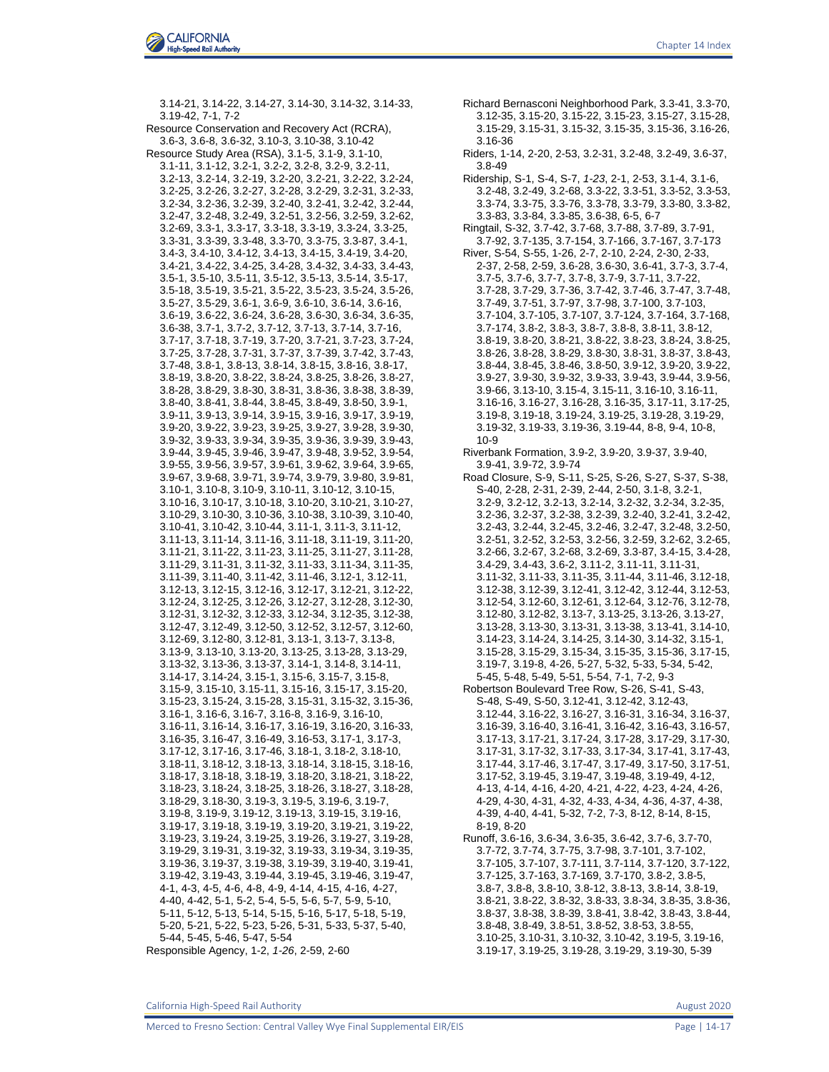3.14-21, 3.14-22, 3.14-27, 3.14-30, 3.14-32, 3.14-33, 3.19-42, 7-1, 7-2

Resource Conservation and Recovery Act (RCRA), 3.6-3, 3.6-8, 3.6-32, 3.10-3, 3.10-38, 3.10-42

Resource Study Area (RSA), 3.1-5, 3.1-9, 3.1-10, 3.1-11, 3.1-12, 3.2-1, 3.2-2, 3.2-8, 3.2-9, 3.2-11, 3.2-13, 3.2-14, 3.2-19, 3.2-20, 3.2-21, 3.2-22, 3.2-24, 3.2-25, 3.2-26, 3.2-27, 3.2-28, 3.2-29, 3.2-31, 3.2-33, 3.2-34, 3.2-36, 3.2-39, 3.2-40, 3.2-41, 3.2-42, 3.2-44, 3.2-47, 3.2-48, 3.2-49, 3.2-51, 3.2-56, 3.2-59, 3.2-62, 3.2-69, 3.3-1, 3.3-17, 3.3-18, 3.3-19, 3.3-24, 3.3-25, 3.3-31, 3.3-39, 3.3-48, 3.3-70, 3.3-75, 3.3-87, 3.4-1, 3.4-3, 3.4-10, 3.4-12, 3.4-13, 3.4-15, 3.4-19, 3.4-20, 3.4-21, 3.4-22, 3.4-25, 3.4-28, 3.4-32, 3.4-33, 3.4-43, 3.5-1, 3.5-10, 3.5-11, 3.5-12, 3.5-13, 3.5-14, 3.5-17, 3.5-18, 3.5-19, 3.5-21, 3.5-22, 3.5-23, 3.5-24, 3.5-26, 3.5-27, 3.5-29, 3.6-1, 3.6-9, 3.6-10, 3.6-14, 3.6-16, 3.6-19, 3.6-22, 3.6-24, 3.6-28, 3.6-30, 3.6-34, 3.6-35, 3.6-38, 3.7-1, 3.7-2, 3.7-12, 3.7-13, 3.7-14, 3.7-16, 3.7-17, 3.7-18, 3.7-19, 3.7-20, 3.7-21, 3.7-23, 3.7-24, 3.7-25, 3.7-28, 3.7-31, 3.7-37, 3.7-39, 3.7-42, 3.7-43, 3.7-48, 3.8-1, 3.8-13, 3.8-14, 3.8-15, 3.8-16, 3.8-17, 3.8-19, 3.8-20, 3.8-22, 3.8-24, 3.8-25, 3.8-26, 3.8-27, 3.8-28, 3.8-29, 3.8-30, 3.8-31, 3.8-36, 3.8-38, 3.8-39, 3.8-40, 3.8-41, 3.8-44, 3.8-45, 3.8-49, 3.8-50, 3.9-1, 3.9-11, 3.9-13, 3.9-14, 3.9-15, 3.9-16, 3.9-17, 3.9-19, 3.9-20, 3.9-22, 3.9-23, 3.9-25, 3.9-27, 3.9-28, 3.9-30, 3.9-32, 3.9-33, 3.9-34, 3.9-35, 3.9-36, 3.9-39, 3.9-43, 3.9-44, 3.9-45, 3.9-46, 3.9-47, 3.9-48, 3.9-52, 3.9-54, 3.9-55, 3.9-56, 3.9-57, 3.9-61, 3.9-62, 3.9-64, 3.9-65, 3.9-67, 3.9-68, 3.9-71, 3.9-74, 3.9-79, 3.9-80, 3.9-81, 3.10-1, 3.10-8, 3.10-9, 3.10-11, 3.10-12, 3.10-15, 3.10-16, 3.10-17, 3.10-18, 3.10-20, 3.10-21, 3.10-27, 3.10-29, 3.10-30, 3.10-36, 3.10-38, 3.10-39, 3.10-40, 3.10-41, 3.10-42, 3.10-44, 3.11-1, 3.11-3, 3.11-12, 3.11-13, 3.11-14, 3.11-16, 3.11-18, 3.11-19, 3.11-20, 3.11-21, 3.11-22, 3.11-23, 3.11-25, 3.11-27, 3.11-28, 3.11-29, 3.11-31, 3.11-32, 3.11-33, 3.11-34, 3.11-35, 3.11-39, 3.11-40, 3.11-42, 3.11-46, 3.12-1, 3.12-11, 3.12-13, 3.12-15, 3.12-16, 3.12-17, 3.12-21, 3.12-22, 3.12-24, 3.12-25, 3.12-26, 3.12-27, 3.12-28, 3.12-30, 3.12-31, 3.12-32, 3.12-33, 3.12-34, 3.12-35, 3.12-38, 3.12-47, 3.12-49, 3.12-50, 3.12-52, 3.12-57, 3.12-60, 3.12-69, 3.12-80, 3.12-81, 3.13-1, 3.13-7, 3.13-8, 3.13-9, 3.13-10, 3.13-20, 3.13-25, 3.13-28, 3.13-29, 3.13-32, 3.13-36, 3.13-37, 3.14-1, 3.14-8, 3.14-11, 3.14-17, 3.14-24, 3.15-1, 3.15-6, 3.15-7, 3.15-8, 3.15-9, 3.15-10, 3.15-11, 3.15-16, 3.15-17, 3.15-20, 3.15-23, 3.15-24, 3.15-28, 3.15-31, 3.15-32, 3.15-36, 3.16-1, 3.16-6, 3.16-7, 3.16-8, 3.16-9, 3.16-10, 3.16-11, 3.16-14, 3.16-17, 3.16-19, 3.16-20, 3.16-33, 3.16-35, 3.16-47, 3.16-49, 3.16-53, 3.17-1, 3.17-3, 3.17-12, 3.17-16, 3.17-46, 3.18-1, 3.18-2, 3.18-10, 3.18-11, 3.18-12, 3.18-13, 3.18-14, 3.18-15, 3.18-16, 3.18-17, 3.18-18, 3.18-19, 3.18-20, 3.18-21, 3.18-22, 3.18-23, 3.18-24, 3.18-25, 3.18-26, 3.18-27, 3.18-28, 3.18-29, 3.18-30, 3.19-3, 3.19-5, 3.19-6, 3.19-7, 3.19-8, 3.19-9, 3.19-12, 3.19-13, 3.19-15, 3.19-16, 3.19-17, 3.19-18, 3.19-19, 3.19-20, 3.19-21, 3.19-22, 3.19-23, 3.19-24, 3.19-25, 3.19-26, 3.19-27, 3.19-28, 3.19-29, 3.19-31, 3.19-32, 3.19-33, 3.19-34, 3.19-35, 3.19-36, 3.19-37, 3.19-38, 3.19-39, 3.19-40, 3.19-41, 3.19-42, 3.19-43, 3.19-44, 3.19-45, 3.19-46, 3.19-47, 4-1, 4-3, 4-5, 4-6, 4-8, 4-9, 4-14, 4-15, 4-16, 4-27, 4-40, 4-42, 5-1, 5-2, 5-4, 5-5, 5-6, 5-7, 5-9, 5-10, 5-11, 5-12, 5-13, 5-14, 5-15, 5-16, 5-17, 5-18, 5-19, 5-20, 5-21, 5-22, 5-23, 5-26, 5-31, 5-33, 5-37, 5-40, 5-44, 5-45, 5-46, 5-47, 5-54

Responsible Agency, 1-2, *1-26*, 2-59, 2-60

Richard Bernasconi Neighborhood Park, 3.3-41, 3.3-70, 3.12-35, 3.15-20, 3.15-22, 3.15-23, 3.15-27, 3.15-28, 3.15-29, 3.15-31, 3.15-32, 3.15-35, 3.15-36, 3.16-26, 3.16-36

Riders, 1-14, 2-20, 2-53, 3.2-31, 3.2-48, 3.2-49, 3.6-37, 3.8-49

Ridership, S-1, S-4, S-7, *1-23*, 2-1, 2-53, 3.1-4, 3.1-6, 3.2-48, 3.2-49, 3.2-68, 3.3-22, 3.3-51, 3.3-52, 3.3-53, 3.3-74, 3.3-75, 3.3-76, 3.3-78, 3.3-79, 3.3-80, 3.3-82, 3.3-83, 3.3-84, 3.3-85, 3.6-38, 6-5, 6-7

Ringtail, S-32, 3.7-42, 3.7-68, 3.7-88, 3.7-89, 3.7-91, 3.7-92, 3.7-135, 3.7-154, 3.7-166, 3.7-167, 3.7-173

River, S-54, S-55, 1-26, 2-7, 2-10, 2-24, 2-30, 2-33, 2-37, 2-58, 2-59, 3.6-28, 3.6-30, 3.6-41, 3.7-3, 3.7-4, 3.7-5, 3.7-6, 3.7-7, 3.7-8, 3.7-9, 3.7-11, 3.7-22, 3.7-28, 3.7-29, 3.7-36, 3.7-42, 3.7-46, 3.7-47, 3.7-48, 3.7-49, 3.7-51, 3.7-97, 3.7-98, 3.7-100, 3.7-103, 3.7-104, 3.7-105, 3.7-107, 3.7-124, 3.7-164, 3.7-168, 3.7-174, 3.8-2, 3.8-3, 3.8-7, 3.8-8, 3.8-11, 3.8-12, 3.8-19, 3.8-20, 3.8-21, 3.8-22, 3.8-23, 3.8-24, 3.8-25, 3.8-26, 3.8-28, 3.8-29, 3.8-30, 3.8-31, 3.8-37, 3.8-43, 3.8-44, 3.8-45, 3.8-46, 3.8-50, 3.9-12, 3.9-20, 3.9-22, 3.9-27, 3.9-30, 3.9-32, 3.9-33, 3.9-43, 3.9-44, 3.9-56, 3.9-66, 3.13-10, 3.15-4, 3.15-11, 3.16-10, 3.16-11, 3.16-16, 3.16-27, 3.16-28, 3.16-35, 3.17-11, 3.17-25, 3.19-8, 3.19-18, 3.19-24, 3.19-25, 3.19-28, 3.19-29, 3.19-32, 3.19-33, 3.19-36, 3.19-44, 8-8, 9-4, 10-8, 10-9

Riverbank Formation, 3.9-2, 3.9-20, 3.9-37, 3.9-40, 3.9-41, 3.9-72, 3.9-74

Road Closure, S-9, S-11, S-25, S-26, S-27, S-37, S-38, S-40, 2-28, 2-31, 2-39, 2-44, 2-50, 3.1-8, 3.2-1, 3.2-9, 3.2-12, 3.2-13, 3.2-14, 3.2-32, 3.2-34, 3.2-35, 3.2-36, 3.2-37, 3.2-38, 3.2-39, 3.2-40, 3.2-41, 3.2-42, 3.2-43, 3.2-44, 3.2-45, 3.2-46, 3.2-47, 3.2-48, 3.2-50, 3.2-51, 3.2-52, 3.2-53, 3.2-56, 3.2-59, 3.2-62, 3.2-65, 3.2-66, 3.2-67, 3.2-68, 3.2-69, 3.3-87, 3.4-15, 3.4-28, 3.4-29, 3.4-43, 3.6-2, 3.11-2, 3.11-11, 3.11-31, 3.11-32, 3.11-33, 3.11-35, 3.11-44, 3.11-46, 3.12-18, 3.12-38, 3.12-39, 3.12-41, 3.12-42, 3.12-44, 3.12-53, 3.12-54, 3.12-60, 3.12-61, 3.12-64, 3.12-76, 3.12-78, 3.12-80, 3.12-82, 3.13-7, 3.13-25, 3.13-26, 3.13-27, 3.13-28, 3.13-30, 3.13-31, 3.13-38, 3.13-41, 3.14-10, 3.14-23, 3.14-24, 3.14-25, 3.14-30, 3.14-32, 3.15-1, 3.15-28, 3.15-29, 3.15-34, 3.15-35, 3.15-36, 3.17-15, 3.19-7, 3.19-8, 4-26, 5-27, 5-32, 5-33, 5-34, 5-42, 5-45, 5-48, 5-49, 5-51, 5-54, 7-1, 7-2, 9-3

Robertson Boulevard Tree Row, S-26, S-41, S-43, S-48, S-49, S-50, 3.12-41, 3.12-43, 3.12-44, 3.16-22, 3.16-27, 3.16-31, 3.16-34, 3.16-37, 3.16-39, 3.16-40, 3.16-41, 3.16-43, 3.16-57, 3.17-13, 3.17-21, 3.17-24, 3.17-28, 3.17-29, 3.17-30, 3.17-31, 3.17-32, 3.17-33, 3.17-34, 3.17-41, 3.17-43, 3.17-44, 3.17-46, 3.17-47, 3.17-49, 3.17-50, 3.17-51, 3.17-52, 3.19-45, 3.19-47, 3.19-48, 3.19-49, 4-12, 4-13, 4-14, 4-16, 4-20, 4-21, 4-22, 4-23, 4-24, 4-26, 4-29, 4-30, 4-31, 4-32, 4-33, 4-34, 4-36, 4-37, 4-38, 4-39, 4-40, 4-41, 5-32, 7-2, 7-3, 8-12, 8-14, 8-15, 8-19, 8-20

Runoff, 3.6-16, 3.6-34, 3.6-35, 3.6-42, 3.7-6, 3.7-70, 3.7-72, 3.7-74, 3.7-75, 3.7-98, 3.7-101, 3.7-102, 3.7-105, 3.7-107, 3.7-111, 3.7-114, 3.7-120, 3.7-122, 3.7-125, 3.7-163, 3.7-169, 3.7-170, 3.8-2, 3.8-5, 3.8-7, 3.8-8, 3.8-10, 3.8-12, 3.8-13, 3.8-14, 3.8-19, 3.8-21, 3.8-22, 3.8-32, 3.8-33, 3.8-34, 3.8-35, 3.8-36, 3.8-37, 3.8-38, 3.8-39, 3.8-41, 3.8-42, 3.8-43, 3.8-44, 3.8-48, 3.8-49, 3.8-51, 3.8-52, 3.8-53, 3.8-55, 3.10-25, 3.10-31, 3.10-32, 3.10-42, 3.19-5, 3.19-16, 3.19-17, 3.19-25, 3.19-28, 3.19-29, 3.19-30, 5-39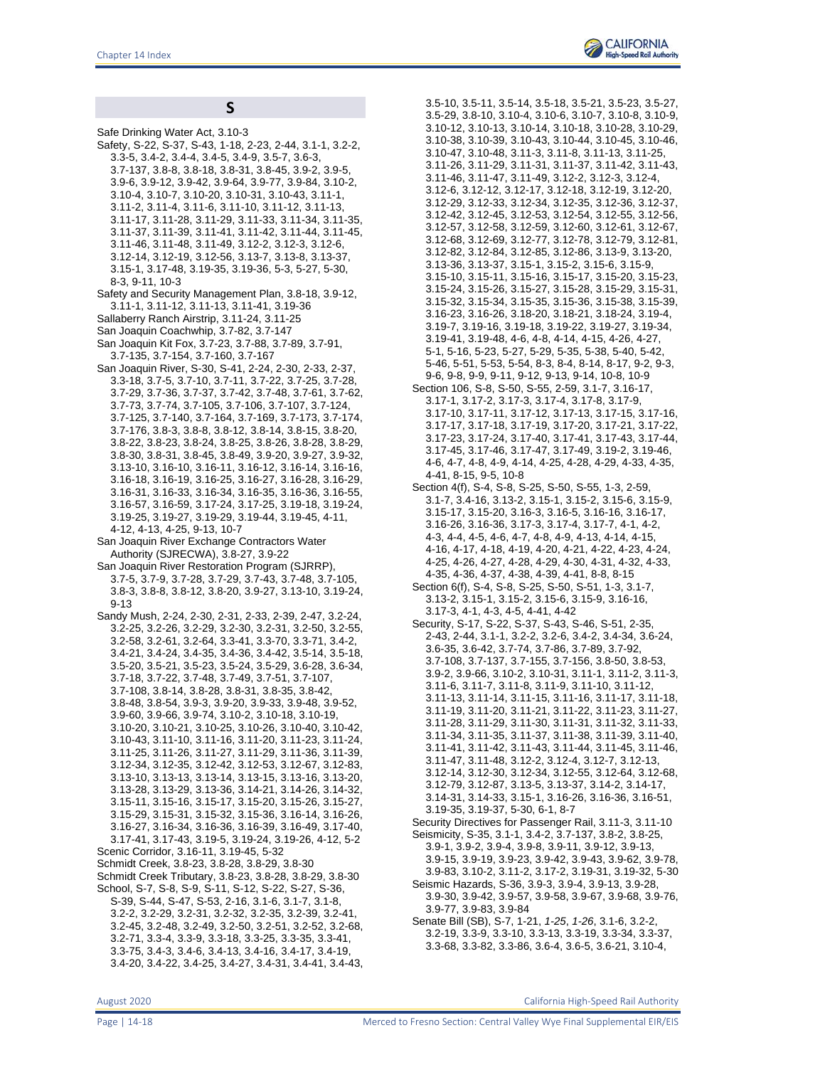## S

Safe Drinking Water Act, 3.10-3

Safety, S-22, S-37, S-43, 1-18, 2-23, 2-44, 3.1-1, 3.2-2, 3.3-5, 3.4-2, 3.4-4, 3.4-5, 3.4-9, 3.5-7, 3.6-3, 3.7-137, 3.8-8, 3.8-18, 3.8-31, 3.8-45, 3.9-2, 3.9-5, 3.9-6, 3.9-12, 3.9-42, 3.9-64, 3.9-77, 3.9-84, 3.10-2, 3.10-4, 3.10-7, 3.10-20, 3.10-31, 3.10-43, 3.11-1, 3.11-2, 3.11-4, 3.11-6, 3.11-10, 3.11-12, 3.11-13, 3.11-17, 3.11-28, 3.11-29, 3.11-33, 3.11-34, 3.11-35, 3.11-37, 3.11-39, 3.11-41, 3.11-42, 3.11-44, 3.11-45, 3.11-46, 3.11-48, 3.11-49, 3.12-2, 3.12-3, 3.12-6, 3.12-14, 3.12-19, 3.12-56, 3.13-7, 3.13-8, 3.13-37, 3.15-1, 3.17-48, 3.19-35, 3.19-36, 5-3, 5-27, 5-30, 8-3, 9-11, 10-3

Safety and Security Management Plan, 3.8-18, 3.9-12, 3.11-1, 3.11-12, 3.11-13, 3.11-41, 3.19-36

Sallaberry Ranch Airstrip, 3.11-24, 3.11-25

San Joaquin Coachwhip, 3.7-82, 3.7-147

San Joaquin Kit Fox, 3.7-23, 3.7-88, 3.7-89, 3.7-91, 3.7-135, 3.7-154, 3.7-160, 3.7-167

San Joaquin River, S-30, S-41, 2-24, 2-30, 2-33, 2-37, 3.3-18, 3.7-5, 3.7-10, 3.7-11, 3.7-22, 3.7-25, 3.7-28, 3.7-29, 3.7-36, 3.7-37, 3.7-42, 3.7-48, 3.7-61, 3.7-62, 3.7-73, 3.7-74, 3.7-105, 3.7-106, 3.7-107, 3.7-124, 3.7-125, 3.7-140, 3.7-164, 3.7-169, 3.7-173, 3.7-174, 3.7-176, 3.8-3, 3.8-8, 3.8-12, 3.8-14, 3.8-15, 3.8-20, 3.8-22, 3.8-23, 3.8-24, 3.8-25, 3.8-26, 3.8-28, 3.8-29, 3.8-30, 3.8-31, 3.8-45, 3.8-49, 3.9-20, 3.9-27, 3.9-32, 3.13-10, 3.16-10, 3.16-11, 3.16-12, 3.16-14, 3.16-16, 3.16-18, 3.16-19, 3.16-25, 3.16-27, 3.16-28, 3.16-29, 3.16-31, 3.16-33, 3.16-34, 3.16-35, 3.16-36, 3.16-55, 3.16-57, 3.16-59, 3.17-24, 3.17-25, 3.19-18, 3.19-24, 3.19-25, 3.19-27, 3.19-29, 3.19-44, 3.19-45, 4-11, 4-12, 4-13, 4-25, 9-13, 10-7

San Joaquin River Exchange Contractors Water Authority (SJRECWA), 3.8-27, 3.9-22

San Joaquin River Restoration Program (SJRRP), 3.7-5, 3.7-9, 3.7-28, 3.7-29, 3.7-43, 3.7-48, 3.7-105, 3.8-3, 3.8-8, 3.8-12, 3.8-20, 3.9-27, 3.13-10, 3.19-24, 9-13

Sandy Mush, 2-24, 2-30, 2-31, 2-33, 2-39, 2-47, 3.2-24, 3.2-25, 3.2-26, 3.2-29, 3.2-30, 3.2-31, 3.2-50, 3.2-55, 3.2-58, 3.2-61, 3.2-64, 3.3-41, 3.3-70, 3.3-71, 3.4-2, 3.4-21, 3.4-24, 3.4-35, 3.4-36, 3.4-42, 3.5-14, 3.5-18, 3.5-20, 3.5-21, 3.5-23, 3.5-24, 3.5-29, 3.6-28, 3.6-34, 3.7-18, 3.7-22, 3.7-48, 3.7-49, 3.7-51, 3.7-107, 3.7-108, 3.8-14, 3.8-28, 3.8-31, 3.8-35, 3.8-42, 3.8-48, 3.8-54, 3.9-3, 3.9-20, 3.9-33, 3.9-48, 3.9-52, 3.9-60, 3.9-66, 3.9-74, 3.10-2, 3.10-18, 3.10-19, 3.10-20, 3.10-21, 3.10-25, 3.10-26, 3.10-40, 3.10-42, 3.10-43, 3.11-10, 3.11-16, 3.11-20, 3.11-23, 3.11-24, 3.11-25, 3.11-26, 3.11-27, 3.11-29, 3.11-36, 3.11-39, 3.12-34, 3.12-35, 3.12-42, 3.12-53, 3.12-67, 3.12-83, 3.13-10, 3.13-13, 3.13-14, 3.13-15, 3.13-16, 3.13-20, 3.13-28, 3.13-29, 3.13-36, 3.14-21, 3.14-26, 3.14-32, 3.15-11, 3.15-16, 3.15-17, 3.15-20, 3.15-26, 3.15-27, 3.15-29, 3.15-31, 3.15-32, 3.15-36, 3.16-14, 3.16-26, 3.16-27, 3.16-34, 3.16-36, 3.16-39, 3.16-49, 3.17-40, 3.17-41, 3.17-43, 3.19-5, 3.19-24, 3.19-26, 4-12, 5-2

Scenic Corridor, 3.16-11, 3.19-45, 5-32

Schmidt Creek, 3.8-23, 3.8-28, 3.8-29, 3.8-30

Schmidt Creek Tributary, 3.8-23, 3.8-28, 3.8-29, 3.8-30

School, S-7, S-8, S-9, S-11, S-12, S-22, S-27, S-36, S-39, S-44, S-47, S-53, 2-16, 3.1-6, 3.1-7, 3.1-8, 3.2-2, 3.2-29, 3.2-31, 3.2-32, 3.2-35, 3.2-39, 3.2-41, 3.2-45, 3.2-48, 3.2-49, 3.2-50, 3.2-51, 3.2-52, 3.2-68, 3.2-71, 3.3-4, 3.3-9, 3.3-18, 3.3-25, 3.3-35, 3.3-41, 3.3-75, 3.4-3, 3.4-6, 3.4-13, 3.4-16, 3.4-17, 3.4-19, 3.4-20, 3.4-22, 3.4-25, 3.4-27, 3.4-31, 3.4-41, 3.4-43, 3.5-10, 3.5-11, 3.5-14, 3.5-18, 3.5-21, 3.5-23, 3.5-27, 3.5-29, 3.8-10, 3.10-4, 3.10-6, 3.10-7, 3.10-8, 3.10-9, 3.10-12, 3.10-13, 3.10-14, 3.10-18, 3.10-28, 3.10-29, 3.10-38, 3.10-39, 3.10-43, 3.10-44, 3.10-45, 3.10-46, 3.10-47, 3.10-48, 3.11-3, 3.11-8, 3.11-13, 3.11-25, 3.11-26, 3.11-29, 3.11-31, 3.11-37, 3.11-42, 3.11-43, 3.11-46, 3.11-47, 3.11-49, 3.12-2, 3.12-3, 3.12-4, 3.12-6, 3.12-12, 3.12-17, 3.12-18, 3.12-19, 3.12-20, 3.12-29, 3.12-33, 3.12-34, 3.12-35, 3.12-36, 3.12-37, 3.12-42, 3.12-45, 3.12-53, 3.12-54, 3.12-55, 3.12-56, 3.12-57, 3.12-58, 3.12-59, 3.12-60, 3.12-61, 3.12-67, 3.12-68, 3.12-69, 3.12-77, 3.12-78, 3.12-79, 3.12-81, 3.12-82, 3.12-84, 3.12-85, 3.12-86, 3.13-9, 3.13-20, 3.13-36, 3.13-37, 3.15-1, 3.15-2, 3.15-6, 3.15-9, 3.15-10, 3.15-11, 3.15-16, 3.15-17, 3.15-20, 3.15-23, 3.15-24, 3.15-26, 3.15-27, 3.15-28, 3.15-29, 3.15-31, 3.15-32, 3.15-34, 3.15-35, 3.15-36, 3.15-38, 3.15-39, 3.16-23, 3.16-26, 3.18-20, 3.18-21, 3.18-24, 3.19-4, 3.19-7, 3.19-16, 3.19-18, 3.19-22, 3.19-27, 3.19-34, 3.19-41, 3.19-48, 4-6, 4-8, 4-14, 4-15, 4-26, 4-27, 5-1, 5-16, 5-23, 5-27, 5-29, 5-35, 5-38, 5-40, 5-42, 5-46, 5-51, 5-53, 5-54, 8-3, 8-4, 8-14, 8-17, 9-2, 9-3, 9-6, 9-8, 9-9, 9-11, 9-12, 9-13, 9-14, 10-8, 10-9

Section 106, S-8, S-50, S-55, 2-59, 3.1-7, 3.16-17, 3.17-1, 3.17-2, 3.17-3, 3.17-4, 3.17-8, 3.17-9, 3.17-10, 3.17-11, 3.17-12, 3.17-13, 3.17-15, 3.17-16, 3.17-17, 3.17-18, 3.17-19, 3.17-20, 3.17-21, 3.17-22, 3.17-23, 3.17-24, 3.17-40, 3.17-41, 3.17-43, 3.17-44, 3.17-45, 3.17-46, 3.17-47, 3.17-49, 3.19-2, 3.19-46, 4-6, 4-7, 4-8, 4-9, 4-14, 4-25, 4-28, 4-29, 4-33, 4-35, 4-41, 8-15, 9-5, 10-8

Section 4(f), S-4, S-8, S-25, S-50, S-55, 1-3, 2-59, 3.1-7, 3.4-16, 3.13-2, 3.15-1, 3.15-2, 3.15-6, 3.15-9, 3.15-17, 3.15-20, 3.16-3, 3.16-5, 3.16-16, 3.16-17, 3.16-26, 3.16-36, 3.17-3, 3.17-4, 3.17-7, 4-1, 4-2, 4-3, 4-4, 4-5, 4-6, 4-7, 4-8, 4-9, 4-13, 4-14, 4-15, 4-16, 4-17, 4-18, 4-19, 4-20, 4-21, 4-22, 4-23, 4-24, 4-25, 4-26, 4-27, 4-28, 4-29, 4-30, 4-31, 4-32, 4-33, 4-35, 4-36, 4-37, 4-38, 4-39, 4-41, 8-8, 8-15

Section 6(f), S-4, S-8, S-25, S-50, S-51, 1-3, 3.1-7, 3.13-2, 3.15-1, 3.15-2, 3.15-6, 3.15-9, 3.16-16, 3.17-3, 4-1, 4-3, 4-5, 4-41, 4-42

Security, S-17, S-22, S-37, S-43, S-46, S-51, 2-35, 2-43, 2-44, 3.1-1, 3.2-2, 3.2-6, 3.4-2, 3.4-34, 3.6-24, 3.6-35, 3.6-42, 3.7-74, 3.7-86, 3.7-89, 3.7-92, 3.7-108, 3.7-137, 3.7-155, 3.7-156, 3.8-50, 3.8-53, 3.9-2, 3.9-66, 3.10-2, 3.10-31, 3.11-1, 3.11-2, 3.11-3, 3.11-6, 3.11-7, 3.11-8, 3.11-9, 3.11-10, 3.11-12, 3.11-13, 3.11-14, 3.11-15, 3.11-16, 3.11-17, 3.11-18, 3.11-19, 3.11-20, 3.11-21, 3.11-22, 3.11-23, 3.11-27, 3.11-28, 3.11-29, 3.11-30, 3.11-31, 3.11-32, 3.11-33, 3.11-34, 3.11-35, 3.11-37, 3.11-38, 3.11-39, 3.11-40, 3.11-41, 3.11-42, 3.11-43, 3.11-44, 3.11-45, 3.11-46, 3.11-47, 3.11-48, 3.12-2, 3.12-4, 3.12-7, 3.12-13, 3.12-14, 3.12-30, 3.12-34, 3.12-55, 3.12-64, 3.12-68, 3.12-79, 3.12-87, 3.13-5, 3.13-37, 3.14-2, 3.14-17, 3.14-31, 3.14-33, 3.15-1, 3.16-26, 3.16-36, 3.16-51, 3.19-35, 3.19-37, 5-30, 6-1, 8-7

Security Directives for Passenger Rail, 3.11-3, 3.11-10

Seismicity, S-35, 3.1-1, 3.4-2, 3.7-137, 3.8-2, 3.8-25, 3.9-1, 3.9-2, 3.9-4, 3.9-8, 3.9-11, 3.9-12, 3.9-13, 3.9-15, 3.9-19, 3.9-23, 3.9-42, 3.9-43, 3.9-62, 3.9-78, 3.9-83, 3.10-2, 3.11-2, 3.17-2, 3.19-31, 3.19-32, 5-30

Seismic Hazards, S-36, 3.9-3, 3.9-4, 3.9-13, 3.9-28, 3.9-30, 3.9-42, 3.9-57, 3.9-58, 3.9-67, 3.9-68, 3.9-76, 3.9-77, 3.9-83, 3.9-84

Senate Bill (SB), S-7, 1-21, *1-25*, *1-26*, 3.1-6, 3.2-2, 3.2-19, 3.3-9, 3.3-10, 3.3-13, 3.3-19, 3.3-34, 3.3-37, 3.3-68, 3.3-82, 3.3-86, 3.6-4, 3.6-5, 3.6-21, 3.10-4,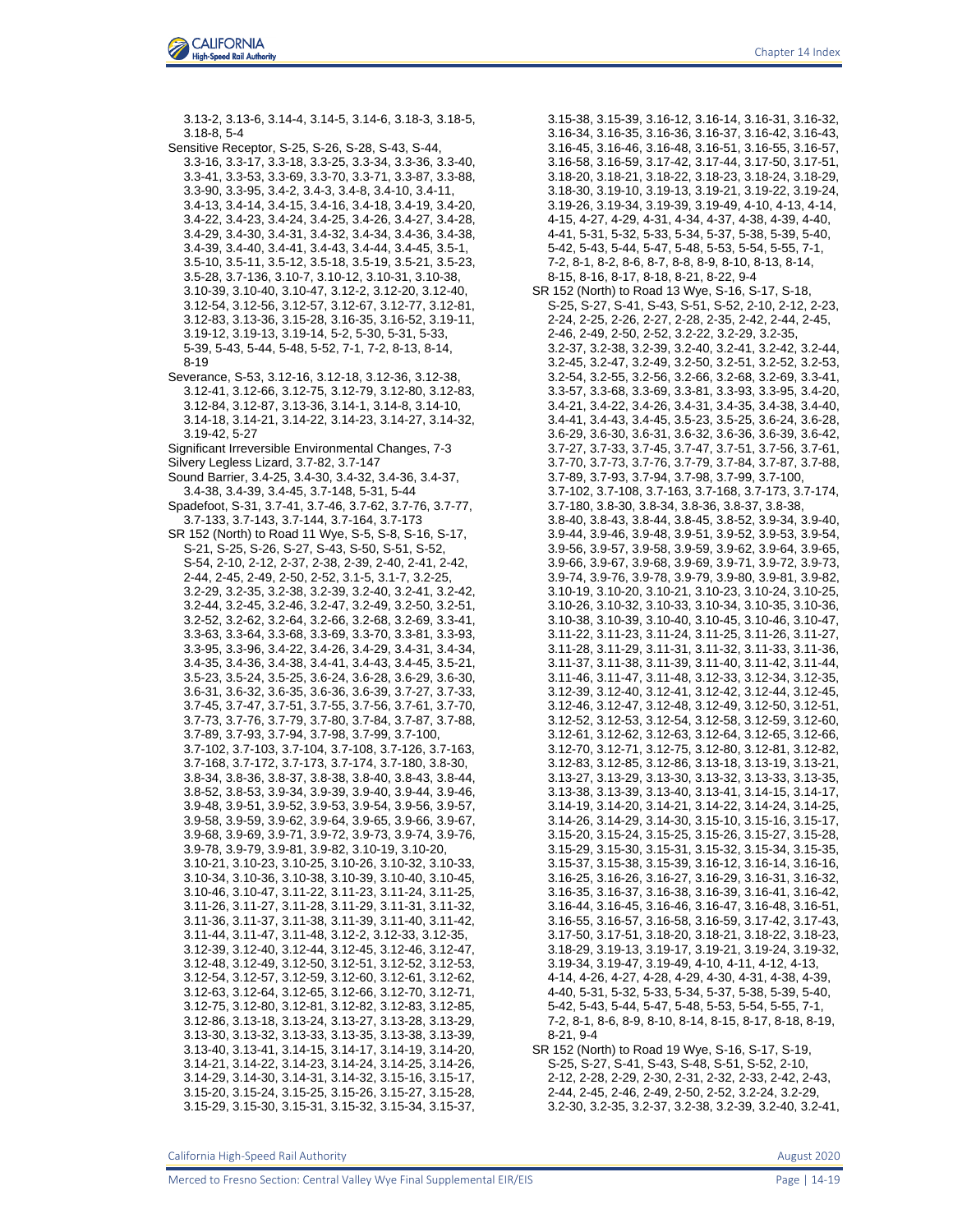3.13-2, 3.13-6, 3.14-4, 3.14-5, 3.14-6, 3.18-3, 3.18-5, 3.18-8, 5-4

Sensitive Receptor, S-25, S-26, S-28, S-43, S-44, 3.3-16, 3.3-17, 3.3-18, 3.3-25, 3.3-34, 3.3-36, 3.3-40, 3.3-41, 3.3-53, 3.3-69, 3.3-70, 3.3-71, 3.3-87, 3.3-88, 3.3-90, 3.3-95, 3.4-2, 3.4-3, 3.4-8, 3.4-10, 3.4-11, 3.4-13, 3.4-14, 3.4-15, 3.4-16, 3.4-18, 3.4-19, 3.4-20, 3.4-22, 3.4-23, 3.4-24, 3.4-25, 3.4-26, 3.4-27, 3.4-28, 3.4-29, 3.4-30, 3.4-31, 3.4-32, 3.4-34, 3.4-36, 3.4-38, 3.4-39, 3.4-40, 3.4-41, 3.4-43, 3.4-44, 3.4-45, 3.5-1, 3.5-10, 3.5-11, 3.5-12, 3.5-18, 3.5-19, 3.5-21, 3.5-23, 3.5-28, 3.7-136, 3.10-7, 3.10-12, 3.10-31, 3.10-38, 3.10-39, 3.10-40, 3.10-47, 3.12-2, 3.12-20, 3.12-40, 3.12-54, 3.12-56, 3.12-57, 3.12-67, 3.12-77, 3.12-81, 3.12-83, 3.13-36, 3.15-28, 3.16-35, 3.16-52, 3.19-11, 3.19-12, 3.19-13, 3.19-14, 5-2, 5-30, 5-31, 5-33, 5-39, 5-43, 5-44, 5-48, 5-52, 7-1, 7-2, 8-13, 8-14, 8-19

Severance, S-53, 3.12-16, 3.12-18, 3.12-36, 3.12-38, 3.12-41, 3.12-66, 3.12-75, 3.12-79, 3.12-80, 3.12-83, 3.12-84, 3.12-87, 3.13-36, 3.14-1, 3.14-8, 3.14-10, 3.14-18, 3.14-21, 3.14-22, 3.14-23, 3.14-27, 3.14-32, 3.19-42, 5-27

Significant Irreversible Environmental Changes, 7-3

Silvery Legless Lizard, 3.7-82, 3.7-147

Sound Barrier, 3.4-25, 3.4-30, 3.4-32, 3.4-36, 3.4-37, 3.4-38, 3.4-39, 3.4-45, 3.7-148, 5-31, 5-44

Spadefoot, S-31, 3.7-41, 3.7-46, 3.7-62, 3.7-76, 3.7-77, 3.7-133, 3.7-143, 3.7-144, 3.7-164, 3.7-173

SR 152 (North) to Road 11 Wye, S-5, S-8, S-16, S-17, S-21, S-25, S-26, S-27, S-43, S-50, S-51, S-52, S-54, 2-10, 2-12, 2-37, 2-38, 2-39, 2-40, 2-41, 2-42, 2-44, 2-45, 2-49, 2-50, 2-52, 3.1-5, 3.1-7, 3.2-25, 3.2-29, 3.2-35, 3.2-38, 3.2-39, 3.2-40, 3.2-41, 3.2-42, 3.2-44, 3.2-45, 3.2-46, 3.2-47, 3.2-49, 3.2-50, 3.2-51, 3.2-52, 3.2-62, 3.2-64, 3.2-66, 3.2-68, 3.2-69, 3.3-41, 3.3-63, 3.3-64, 3.3-68, 3.3-69, 3.3-70, 3.3-81, 3.3-93, 3.3-95, 3.3-96, 3.4-22, 3.4-26, 3.4-29, 3.4-31, 3.4-34, 3.4-35, 3.4-36, 3.4-38, 3.4-41, 3.4-43, 3.4-45, 3.5-21, 3.5-23, 3.5-24, 3.5-25, 3.6-24, 3.6-28, 3.6-29, 3.6-30, 3.6-31, 3.6-32, 3.6-35, 3.6-36, 3.6-39, 3.7-27, 3.7-33, 3.7-45, 3.7-47, 3.7-51, 3.7-55, 3.7-56, 3.7-61, 3.7-70, 3.7-73, 3.7-76, 3.7-79, 3.7-80, 3.7-84, 3.7-87, 3.7-88, 3.7-89, 3.7-93, 3.7-94, 3.7-98, 3.7-99, 3.7-100, 3.7-102, 3.7-103, 3.7-104, 3.7-108, 3.7-126, 3.7-163, 3.7-168, 3.7-172, 3.7-173, 3.7-174, 3.7-180, 3.8-30, 3.8-34, 3.8-36, 3.8-37, 3.8-38, 3.8-40, 3.8-43, 3.8-44, 3.8-52, 3.8-53, 3.9-34, 3.9-39, 3.9-40, 3.9-44, 3.9-46, 3.9-48, 3.9-51, 3.9-52, 3.9-53, 3.9-54, 3.9-56, 3.9-57, 3.9-58, 3.9-59, 3.9-62, 3.9-64, 3.9-65, 3.9-66, 3.9-67, 3.9-68, 3.9-69, 3.9-71, 3.9-72, 3.9-73, 3.9-74, 3.9-76, 3.9-78, 3.9-79, 3.9-81, 3.9-82, 3.10-19, 3.10-20, 3.10-21, 3.10-23, 3.10-25, 3.10-26, 3.10-32, 3.10-33, 3.10-34, 3.10-36, 3.10-38, 3.10-39, 3.10-40, 3.10-45, 3.10-46, 3.10-47, 3.11-22, 3.11-23, 3.11-24, 3.11-25, 3.11-26, 3.11-27, 3.11-28, 3.11-29, 3.11-31, 3.11-32, 3.11-36, 3.11-37, 3.11-38, 3.11-39, 3.11-40, 3.11-42, 3.11-44, 3.11-47, 3.11-48, 3.12-2, 3.12-33, 3.12-35, 3.12-39, 3.12-40, 3.12-44, 3.12-45, 3.12-46, 3.12-47, 3.12-48, 3.12-49, 3.12-50, 3.12-51, 3.12-52, 3.12-53, 3.12-54, 3.12-57, 3.12-59, 3.12-60, 3.12-61, 3.12-62, 3.12-63, 3.12-64, 3.12-65, 3.12-66, 3.12-70, 3.12-71, 3.12-75, 3.12-80, 3.12-81, 3.12-82, 3.12-83, 3.12-85, 3.12-86, 3.13-18, 3.13-24, 3.13-27, 3.13-28, 3.13-29, 3.13-30, 3.13-32, 3.13-33, 3.13-35, 3.13-38, 3.13-39, 3.13-40, 3.13-41, 3.14-15, 3.14-17, 3.14-19, 3.14-20, 3.14-21, 3.14-22, 3.14-23, 3.14-24, 3.14-25, 3.14-26, 3.14-29, 3.14-30, 3.14-31, 3.14-32, 3.15-16, 3.15-17, 3.15-20, 3.15-24, 3.15-25, 3.15-26, 3.15-27, 3.15-28, 3.15-29, 3.15-30, 3.15-31, 3.15-32, 3.15-34, 3.15-37, 3.15-38, 3.15-39, 3.16-12, 3.16-14, 3.16-31, 3.16-32, 3.16-34, 3.16-35, 3.16-36, 3.16-37, 3.16-42, 3.16-43, 3.16-45, 3.16-46, 3.16-48, 3.16-51, 3.16-55, 3.16-57, 3.16-58, 3.16-59, 3.17-42, 3.17-44, 3.17-50, 3.17-51, 3.18-20, 3.18-21, 3.18-22, 3.18-23, 3.18-24, 3.18-29, 3.18-30, 3.19-10, 3.19-13, 3.19-21, 3.19-22, 3.19-24, 3.19-26, 3.19-34, 3.19-39, 3.19-49, 4-10, 4-13, 4-14, 4-15, 4-27, 4-29, 4-31, 4-34, 4-37, 4-38, 4-39, 4-40, 4-41, 5-31, 5-32, 5-33, 5-34, 5-37, 5-38, 5-39, 5-40, 5-42, 5-43, 5-44, 5-47, 5-48, 5-53, 5-54, 5-55, 7-1, 7-2, 8-1, 8-2, 8-6, 8-7, 8-8, 8-9, 8-10, 8-13, 8-14, 8-15, 8-16, 8-17, 8-18, 8-21, 8-22, 9-4

SR 152 (North) to Road 13 Wye, S-16, S-17, S-18, S-25, S-27, S-41, S-43, S-51, S-52, 2-10, 2-12, 2-23, 2-24, 2-25, 2-26, 2-27, 2-28, 2-35, 2-42, 2-44, 2-45, 2-46, 2-49, 2-50, 2-52, 3.2-22, 3.2-29, 3.2-35, 3.2-37, 3.2-38, 3.2-39, 3.2-40, 3.2-41, 3.2-42, 3.2-44, 3.2-45, 3.2-47, 3.2-49, 3.2-50, 3.2-51, 3.2-52, 3.2-53, 3.2-54, 3.2-55, 3.2-56, 3.2-66, 3.2-68, 3.2-69, 3.3-41, 3.3-57, 3.3-68, 3.3-69, 3.3-81, 3.3-93, 3.3-95, 3.4-20, 3.4-21, 3.4-22, 3.4-26, 3.4-31, 3.4-35, 3.4-38, 3.4-40, 3.4-41, 3.4-43, 3.4-45, 3.5-23, 3.5-25, 3.6-24, 3.6-28, 3.6-29, 3.6-30, 3.6-31, 3.6-32, 3.6-36, 3.6-39, 3.6-42, 3.7-27, 3.7-33, 3.7-45, 3.7-47, 3.7-51, 3.7-56, 3.7-61, 3.7-70, 3.7-73, 3.7-76, 3.7-79, 3.7-84, 3.7-87, 3.7-88, 3.7-89, 3.7-93, 3.7-94, 3.7-98, 3.7-99, 3.7-100, 3.7-102, 3.7-108, 3.7-163, 3.7-168, 3.7-173, 3.7-174, 3.7-180, 3.8-30, 3.8-34, 3.8-36, 3.8-37, 3.8-38, 3.8-40, 3.8-43, 3.8-44, 3.8-45, 3.8-52, 3.9-34, 3.9-40, 3.9-44, 3.9-46, 3.9-48, 3.9-51, 3.9-52, 3.9-53, 3.9-54, 3.9-56, 3.9-57, 3.9-58, 3.9-59, 3.9-62, 3.9-64, 3.9-65, 3.9-66, 3.9-67, 3.9-68, 3.9-69, 3.9-71, 3.9-72, 3.9-73, 3.9-74, 3.9-76, 3.9-78, 3.9-79, 3.9-80, 3.9-81, 3.9-82, 3.10-19, 3.10-20, 3.10-21, 3.10-23, 3.10-24, 3.10-25, 3.10-26, 3.10-32, 3.10-33, 3.10-34, 3.10-35, 3.10-36, 3.10-38, 3.10-39, 3.10-40, 3.10-45, 3.10-46, 3.10-47, 3.11-22, 3.11-23, 3.11-24, 3.11-25, 3.11-26, 3.11-27, 3.11-28, 3.11-29, 3.11-31, 3.11-32, 3.11-33, 3.11-36, 3.11-37, 3.11-38, 3.11-39, 3.11-40, 3.11-42, 3.11-44, 3.11-46, 3.11-47, 3.11-48, 3.12-33, 3.12-34, 3.12-35, 3.12-39, 3.12-40, 3.12-41, 3.12-42, 3.12-44, 3.12-45, 3.12-46, 3.12-47, 3.12-48, 3.12-49, 3.12-50, 3.12-51, 3.12-52, 3.12-53, 3.12-54, 3.12-58, 3.12-59, 3.12-60, 3.12-61, 3.12-62, 3.12-63, 3.12-64, 3.12-65, 3.12-66, 3.12-70, 3.12-71, 3.12-75, 3.12-80, 3.12-81, 3.12-82, 3.12-83, 3.12-85, 3.12-86, 3.13-18, 3.13-19, 3.13-21, 3.13-27, 3.13-29, 3.13-30, 3.13-32, 3.13-33, 3.13-35, 3.13-38, 3.13-39, 3.13-40, 3.13-41, 3.14-15, 3.14-17, 3.14-19, 3.14-20, 3.14-21, 3.14-22, 3.14-24, 3.14-25, 3.14-26, 3.14-29, 3.14-30, 3.14-32, 3.15-10, 3.15-16, 3.15-17, 3.15-20, 3.15-24, 3.15-25, 3.15-26, 3.15-27, 3.15-28, 3.15-29, 3.15-30, 3.15-31, 3.15-32, 3.15-34, 3.15-35, 3.15-37, 3.15-38, 3.15-39, 3.16-12, 3.16-14, 3.16-16, 3.16-25, 3.16-26, 3.16-27, 3.16-29, 3.16-31, 3.16-32, 3.16-35, 3.16-37, 3.16-38, 3.16-39, 3.16-41, 3.16-42, 3.16-44, 3.16-45, 3.16-46, 3.16-47, 3.16-48, 3.16-51, 3.16-55, 3.16-57, 3.16-58, 3.16-59, 3.17-42, 3.17-43, 3.17-50, 3.17-51, 3.18-20, 3.18-21, 3.18-22, 3.18-23, 3.18-29, 3.19-13, 3.19-17, 3.19-21, 3.19-24, 3.19-32, 3.19-34, 3.19-47, 3.19-49, 4-10, 4-11, 4-12, 4-13, 4-14, 4-26, 4-27, 4-28, 4-29, 4-30, 4-31, 4-38, 4-39, 4-40, 4-41, 5-31, 5-32, 5-33, 5-34, 5-37, 5-38, 5-39, 5-40, 5-42, 5-43, 5-44, 5-47, 5-48, 5-53, 5-54, 5-55, 7-1, 7-2, 8-1, 8-6, 8-9, 8-10, 8-14, 8-15, 8-17, 8-18, 8-19, 8-21, 9-4

SR 152 (North) to Road 19 Wye, S-16, S-17, S-19, S-25, S-27, S-41, S-43, S-48, S-51, S-52, 2-10, 2-12, 2-28, 2-29, 2-30, 2-31, 2-32, 2-33, 2-42, 2-43, 2-44, 2-45, 2-46, 2-49, 2-50, 2-52, 3.2-24, 3.2-29, 3.2-30, 3.2-35, 3.2-37, 3.2-38, 3.2-39, 3.2-40, 3.2-41,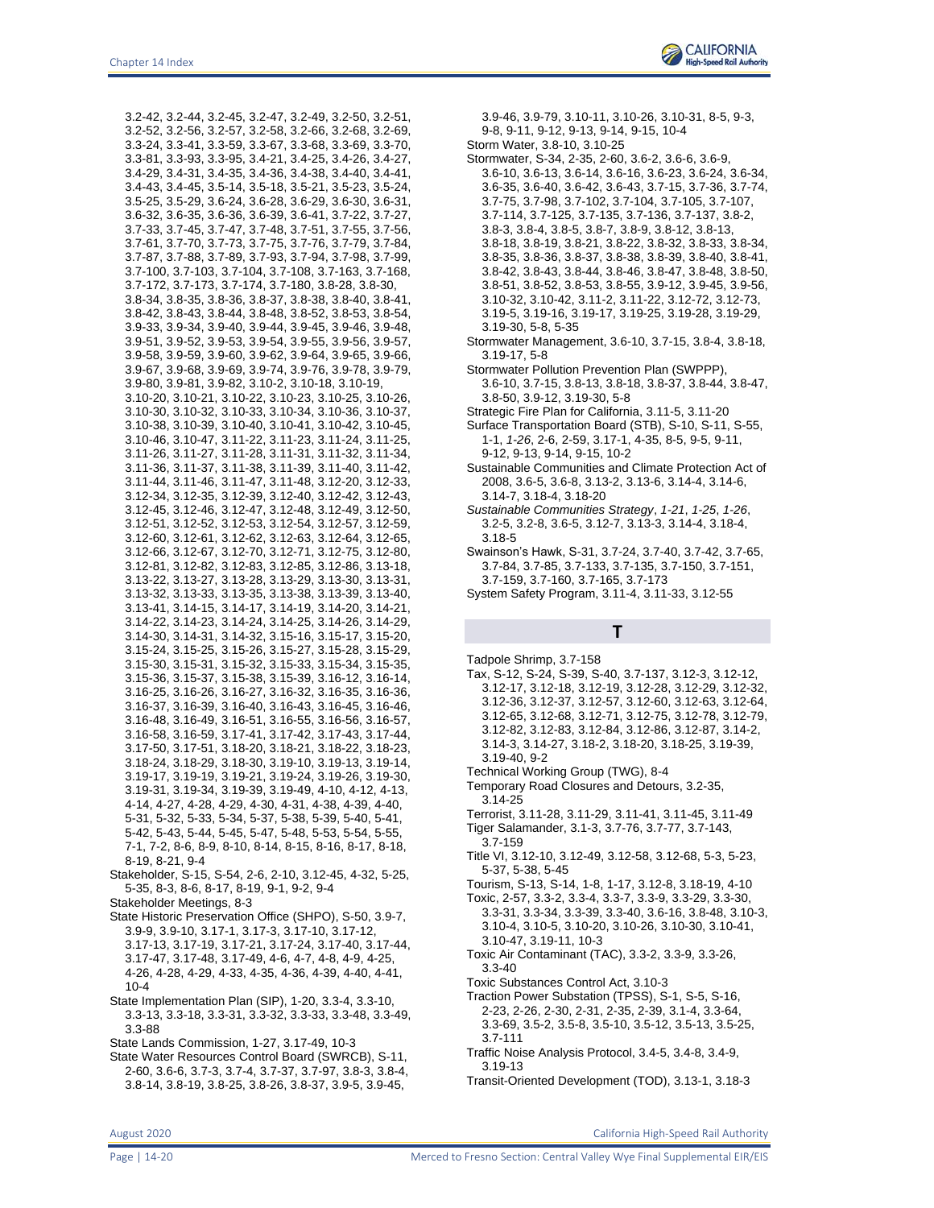3.2-42, 3.2-44, 3.2-45, 3.2-47, 3.2-49, 3.2-50, 3.2-51, 3.2-52, 3.2-56, 3.2-57, 3.2-58, 3.2-66, 3.2-68, 3.2-69, 3.3-24, 3.3-41, 3.3-59, 3.3-67, 3.3-68, 3.3-69, 3.3-70, 3.3-81, 3.3-93, 3.3-95, 3.4-21, 3.4-25, 3.4-26, 3.4-27, 3.4-29, 3.4-31, 3.4-35, 3.4-36, 3.4-38, 3.4-40, 3.4-41, 3.4-43, 3.4-45, 3.5-14, 3.5-18, 3.5-21, 3.5-23, 3.5-24, 3.5-25, 3.5-29, 3.6-24, 3.6-28, 3.6-29, 3.6-30, 3.6-31, 3.6-32, 3.6-35, 3.6-36, 3.6-39, 3.6-41, 3.7-22, 3.7-27, 3.7-33, 3.7-45, 3.7-47, 3.7-48, 3.7-51, 3.7-55, 3.7-56, 3.7-61, 3.7-70, 3.7-73, 3.7-75, 3.7-76, 3.7-79, 3.7-84, 3.7-87, 3.7-88, 3.7-89, 3.7-93, 3.7-94, 3.7-98, 3.7-99, 3.7-100, 3.7-103, 3.7-104, 3.7-108, 3.7-163, 3.7-168, 3.7-172, 3.7-173, 3.7-174, 3.7-180, 3.8-28, 3.8-30, 3.8-34, 3.8-35, 3.8-36, 3.8-37, 3.8-38, 3.8-40, 3.8-41, 3.8-42, 3.8-43, 3.8-44, 3.8-48, 3.8-52, 3.8-53, 3.8-54, 3.9-33, 3.9-34, 3.9-40, 3.9-44, 3.9-45, 3.9-46, 3.9-48, 3.9-51, 3.9-52, 3.9-53, 3.9-54, 3.9-55, 3.9-56, 3.9-57, 3.9-58, 3.9-59, 3.9-60, 3.9-62, 3.9-64, 3.9-65, 3.9-66, 3.9-67, 3.9-68, 3.9-69, 3.9-74, 3.9-76, 3.9-78, 3.9-79, 3.9-80, 3.9-81, 3.9-82, 3.10-2, 3.10-18, 3.10-19, 3.10-20, 3.10-21, 3.10-22, 3.10-23, 3.10-25, 3.10-26, 3.10-30, 3.10-32, 3.10-33, 3.10-34, 3.10-36, 3.10-37, 3.10-38, 3.10-39, 3.10-40, 3.10-41, 3.10-42, 3.10-45, 3.10-46, 3.10-47, 3.11-22, 3.11-23, 3.11-24, 3.11-25, 3.11-26, 3.11-27, 3.11-28, 3.11-31, 3.11-32, 3.11-34, 3.11-36, 3.11-37, 3.11-38, 3.11-39, 3.11-40, 3.11-42, 3.11-44, 3.11-46, 3.11-47, 3.11-48, 3.12-20, 3.12-33, 3.12-34, 3.12-35, 3.12-39, 3.12-40, 3.12-42, 3.12-43, 3.12-45, 3.12-46, 3.12-47, 3.12-48, 3.12-49, 3.12-50, 3.12-51, 3.12-52, 3.12-53, 3.12-54, 3.12-57, 3.12-59, 3.12-60, 3.12-61, 3.12-62, 3.12-63, 3.12-64, 3.12-65, 3.12-66, 3.12-67, 3.12-70, 3.12-71, 3.12-75, 3.12-80, 3.12-81, 3.12-82, 3.12-83, 3.12-85, 3.12-86, 3.13-18, 3.13-22, 3.13-27, 3.13-28, 3.13-29, 3.13-30, 3.13-31, 3.13-32, 3.13-33, 3.13-35, 3.13-38, 3.13-39, 3.13-40, 3.13-41, 3.14-15, 3.14-17, 3.14-19, 3.14-20, 3.14-21, 3.14-22, 3.14-23, 3.14-24, 3.14-25, 3.14-26, 3.14-29, 3.14-30, 3.14-31, 3.14-32, 3.15-16, 3.15-17, 3.15-20, 3.15-24, 3.15-25, 3.15-26, 3.15-27, 3.15-28, 3.15-29, 3.15-30, 3.15-31, 3.15-32, 3.15-33, 3.15-34, 3.15-35, 3.15-36, 3.15-37, 3.15-38, 3.15-39, 3.16-12, 3.16-14, 3.16-25, 3.16-26, 3.16-27, 3.16-32, 3.16-35, 3.16-36, 3.16-37, 3.16-39, 3.16-40, 3.16-43, 3.16-45, 3.16-46, 3.16-48, 3.16-49, 3.16-51, 3.16-55, 3.16-56, 3.16-57, 3.16-58, 3.16-59, 3.17-41, 3.17-42, 3.17-43, 3.17-44, 3.17-50, 3.17-51, 3.18-20, 3.18-21, 3.18-22, 3.18-23, 3.18-24, 3.18-29, 3.18-30, 3.19-10, 3.19-13, 3.19-14, 3.19-17, 3.19-19, 3.19-21, 3.19-24, 3.19-26, 3.19-30, 3.19-31, 3.19-34, 3.19-39, 3.19-49, 4-10, 4-12, 4-13, 4-14, 4-27, 4-28, 4-29, 4-30, 4-31, 4-38, 4-39, 4-40, 5-31, 5-32, 5-33, 5-34, 5-37, 5-38, 5-39, 5-40, 5-41, 5-42, 5-43, 5-44, 5-45, 5-47, 5-48, 5-53, 5-54, 5-55, 7-1, 7-2, 8-6, 8-9, 8-10, 8-14, 8-15, 8-16, 8-17, 8-18, 8-19, 8-21, 9-4

Stakeholder, S-15, S-54, 2-6, 2-10, 3.12-45, 4-32, 5-25, 5-35, 8-3, 8-6, 8-17, 8-19, 9-1, 9-2, 9-4

Stakeholder Meetings, 8-3

State Historic Preservation Office (SHPO), S-50, 3.9-7, 3.9-9, 3.9-10, 3.17-1, 3.17-3, 3.17-10, 3.17-12, 3.17-13, 3.17-19, 3.17-21, 3.17-24, 3.17-40, 3.17-44, 3.17-47, 3.17-48, 3.17-49, 4-6, 4-7, 4-8, 4-9, 4-25, 4-26, 4-28, 4-29, 4-33, 4-35, 4-36, 4-39, 4-40, 4-41, 10-4

State Implementation Plan (SIP), 1-20, 3.3-4, 3.3-10, 3.3-13, 3.3-18, 3.3-31, 3.3-32, 3.3-33, 3.3-48, 3.3-49, 3.3-88

State Lands Commission, 1-27, 3.17-49, 10-3

State Water Resources Control Board (SWRCB), S-11, 2-60, 3.6-6, 3.7-3, 3.7-4, 3.7-37, 3.7-97, 3.8-3, 3.8-4, 3.8-14, 3.8-19, 3.8-25, 3.8-26, 3.8-37, 3.9-5, 3.9-45, 3.9-46, 3.9-79, 3.10-11, 3.10-26, 3.10-31, 8-5, 9-3, 9-8, 9-11, 9-12, 9-13, 9-14, 9-15, 10-4

Storm Water, 3.8-10, 3.10-25

Stormwater, S-34, 2-35, 2-60, 3.6-2, 3.6-6, 3.6-9, 3.6-10, 3.6-13, 3.6-14, 3.6-16, 3.6-23, 3.6-24, 3.6-34, 3.6-35, 3.6-40, 3.6-42, 3.6-43, 3.7-15, 3.7-36, 3.7-74, 3.7-75, 3.7-98, 3.7-102, 3.7-104, 3.7-105, 3.7-107, 3.7-114, 3.7-125, 3.7-135, 3.7-136, 3.7-137, 3.8-2, 3.8-3, 3.8-4, 3.8-5, 3.8-7, 3.8-9, 3.8-12, 3.8-13, 3.8-18, 3.8-19, 3.8-21, 3.8-22, 3.8-32, 3.8-33, 3.8-34, 3.8-35, 3.8-36, 3.8-37, 3.8-38, 3.8-39, 3.8-40, 3.8-41, 3.8-42, 3.8-43, 3.8-44, 3.8-46, 3.8-47, 3.8-48, 3.8-50, 3.8-51, 3.8-52, 3.8-53, 3.8-55, 3.9-12, 3.9-45, 3.9-56, 3.10-32, 3.10-42, 3.11-2, 3.11-22, 3.12-72, 3.12-73, 3.19-5, 3.19-16, 3.19-17, 3.19-25, 3.19-28, 3.19-29, 3.19-30, 5-8, 5-35

Stormwater Management, 3.6-10, 3.7-15, 3.8-4, 3.8-18, 3.19-17, 5-8

Stormwater Pollution Prevention Plan (SWPPP), 3.6-10, 3.7-15, 3.8-13, 3.8-18, 3.8-37, 3.8-44, 3.8-47, 3.8-50, 3.9-12, 3.19-30, 5-8

Strategic Fire Plan for California, 3.11-5, 3.11-20

Surface Transportation Board (STB), S-10, S-11, S-55, 1-1, *1-26*, 2-6, 2-59, 3.17-1, 4-35, 8-5, 9-5, 9-11, 9-12, 9-13, 9-14, 9-15, 10-2

Sustainable Communities and Climate Protection Act of 2008, 3.6-5, 3.6-8, 3.13-2, 3.13-6, 3.14-4, 3.14-6, 3.14-7, 3.18-4, 3.18-20

*Sustainable Communities Strategy*, *1-21*, *1-25*, *1-26*, 3.2-5, 3.2-8, 3.6-5, 3.12-7, 3.13-3, 3.14-4, 3.18-4, 3.18-5

Swainson's Hawk, S-31, 3.7-24, 3.7-40, 3.7-42, 3.7-65, 3.7-84, 3.7-85, 3.7-133, 3.7-135, 3.7-150, 3.7-151, 3.7-159, 3.7-160, 3.7-165, 3.7-173

System Safety Program, 3.11-4, 3.11-33, 3.12-55

## T

Tadpole Shrimp, 3.7-158

Tax, S-12, S-24, S-39, S-40, 3.7-137, 3.12-3, 3.12-12, 3.12-17, 3.12-18, 3.12-19, 3.12-28, 3.12-29, 3.12-32, 3.12-36, 3.12-37, 3.12-57, 3.12-60, 3.12-63, 3.12-64, 3.12-65, 3.12-68, 3.12-71, 3.12-75, 3.12-78, 3.12-79, 3.12-82, 3.12-83, 3.12-84, 3.12-86, 3.12-87, 3.14-2, 3.14-3, 3.14-27, 3.18-2, 3.18-20, 3.18-25, 3.19-39, 3.19-40, 9-2

Technical Working Group (TWG), 8-4

Temporary Road Closures and Detours, 3.2-35, 3.14-25

Terrorist, 3.11-28, 3.11-29, 3.11-41, 3.11-45, 3.11-49

Tiger Salamander, 3.1-3, 3.7-76, 3.7-77, 3.7-143, 3.7-159

Title VI, 3.12-10, 3.12-49, 3.12-58, 3.12-68, 5-3, 5-23, 5-37, 5-38, 5-45

Tourism, S-13, S-14, 1-8, 1-17, 3.12-8, 3.18-19, 4-10

Toxic, 2-57, 3.3-2, 3.3-4, 3.3-7, 3.3-9, 3.3-29, 3.3-30, 3.3-31, 3.3-34, 3.3-39, 3.3-40, 3.6-16, 3.8-48, 3.10-3, 3.10-4, 3.10-5, 3.10-20, 3.10-26, 3.10-30, 3.10-41, 3.10-47, 3.19-11, 10-3

Toxic Air Contaminant (TAC), 3.3-2, 3.3-9, 3.3-26, 3.3-40

Toxic Substances Control Act, 3.10-3

Traction Power Substation (TPSS), S-1, S-5, S-16, 2-23, 2-26, 2-30, 2-31, 2-35, 2-39, 3.1-4, 3.3-64, 3.3-69, 3.5-2, 3.5-8, 3.5-10, 3.5-12, 3.5-13, 3.5-25, 3.7-111

Traffic Noise Analysis Protocol, 3.4-5, 3.4-8, 3.4-9, 3.19-13

Transit-Oriented Development (TOD), 3.13-1, 3.18-3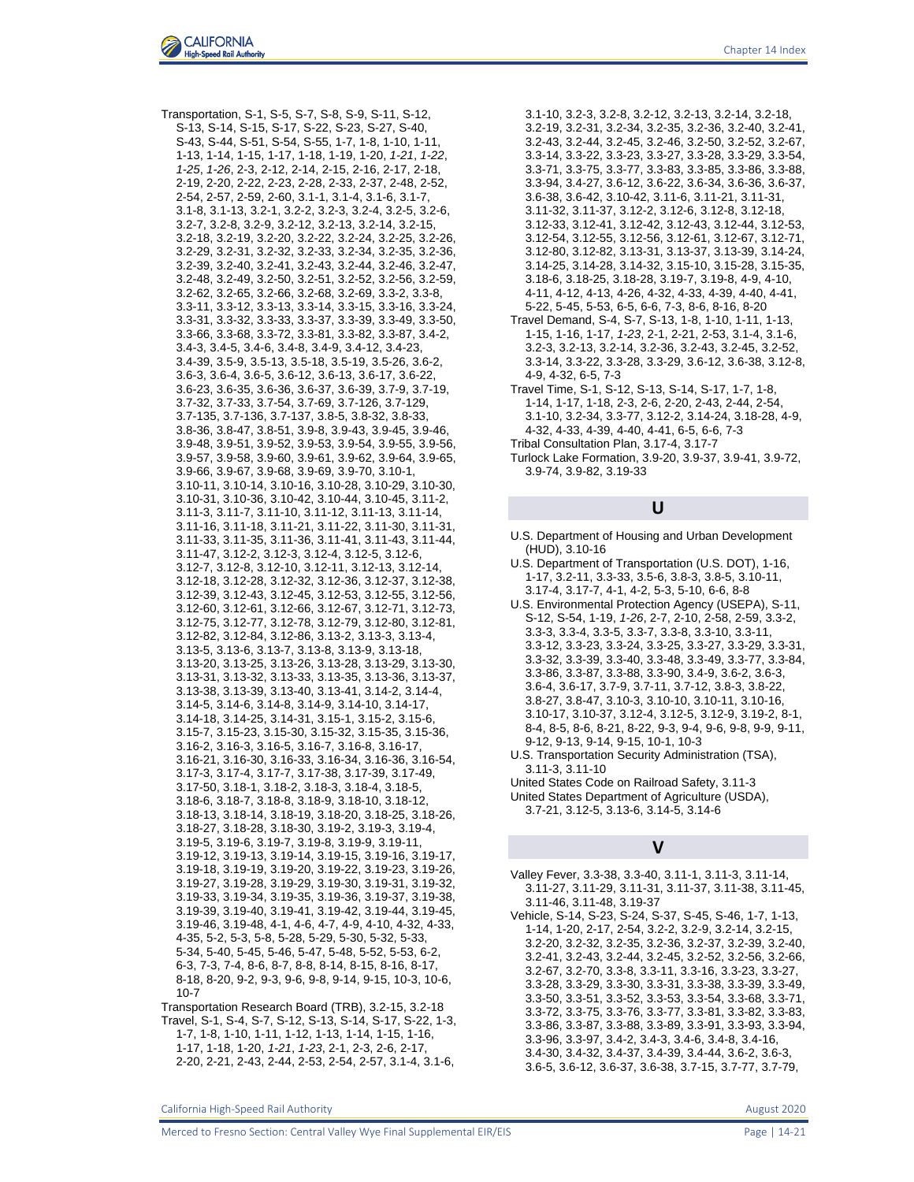Transportation, S-1, S-5, S-7, S-8, S-9, S-11, S-12, S-13, S-14, S-15, S-17, S-22, S-23, S-27, S-40, S-43, S-44, S-51, S-54, S-55, 1-7, 1-8, 1-10, 1-11, 1-13, 1-14, 1-15, 1-17, 1-18, 1-19, 1-20, *1-21*, *1-22*, *1-25*, *1-26*, 2-3, 2-12, 2-14, 2-15, 2-16, 2-17, 2-18, 2-19, 2-20, 2-22, 2-23, 2-28, 2-33, 2-37, 2-48, 2-52, 2-54, 2-57, 2-59, 2-60, 3.1-1, 3.1-4, 3.1-6, 3.1-7, 3.1-8, 3.1-13, 3.2-1, 3.2-2, 3.2-3, 3.2-4, 3.2-5, 3.2-6, 3.2-7, 3.2-8, 3.2-9, 3.2-12, 3.2-13, 3.2-14, 3.2-15, 3.2-18, 3.2-19, 3.2-20, 3.2-22, 3.2-24, 3.2-25, 3.2-26, 3.2-29, 3.2-31, 3.2-32, 3.2-33, 3.2-34, 3.2-35, 3.2-36, 3.2-39, 3.2-40, 3.2-41, 3.2-43, 3.2-44, 3.2-46, 3.2-47, 3.2-48, 3.2-49, 3.2-50, 3.2-51, 3.2-52, 3.2-56, 3.2-59, 3.2-62, 3.2-65, 3.2-66, 3.2-68, 3.2-69, 3.3-2, 3.3-8, 3.3-11, 3.3-12, 3.3-13, 3.3-14, 3.3-15, 3.3-16, 3.3-24, 3.3-31, 3.3-32, 3.3-33, 3.3-37, 3.3-39, 3.3-49, 3.3-50, 3.3-66, 3.3-68, 3.3-72, 3.3-81, 3.3-82, 3.3-87, 3.4-2, 3.4-3, 3.4-5, 3.4-6, 3.4-8, 3.4-9, 3.4-12, 3.4-23, 3.4-39, 3.5-9, 3.5-13, 3.5-18, 3.5-19, 3.5-26, 3.6-2, 3.6-3, 3.6-4, 3.6-5, 3.6-12, 3.6-13, 3.6-17, 3.6-22, 3.6-23, 3.6-35, 3.6-36, 3.6-37, 3.6-39, 3.7-9, 3.7-19, 3.7-32, 3.7-33, 3.7-54, 3.7-69, 3.7-126, 3.7-129, 3.7-135, 3.7-136, 3.7-137, 3.8-5, 3.8-32, 3.8-33, 3.8-36, 3.8-47, 3.8-51, 3.9-8, 3.9-43, 3.9-45, 3.9-46, 3.9-48, 3.9-51, 3.9-52, 3.9-53, 3.9-54, 3.9-55, 3.9-56, 3.9-57, 3.9-58, 3.9-60, 3.9-61, 3.9-62, 3.9-64, 3.9-65, 3.9-66, 3.9-67, 3.9-68, 3.9-69, 3.9-70, 3.10-1, 3.10-11, 3.10-14, 3.10-16, 3.10-28, 3.10-29, 3.10-30, 3.10-31, 3.10-36, 3.10-42, 3.10-44, 3.10-45, 3.11-2, 3.11-3, 3.11-7, 3.11-10, 3.11-12, 3.11-13, 3.11-14, 3.11-16, 3.11-18, 3.11-21, 3.11-22, 3.11-30, 3.11-31, 3.11-33, 3.11-35, 3.11-36, 3.11-41, 3.11-43, 3.11-44, 3.11-47, 3.12-2, 3.12-3, 3.12-4, 3.12-5, 3.12-6, 3.12-7, 3.12-8, 3.12-10, 3.12-11, 3.12-13, 3.12-14, 3.12-18, 3.12-28, 3.12-32, 3.12-36, 3.12-37, 3.12-38, 3.12-39, 3.12-43, 3.12-45, 3.12-53, 3.12-55, 3.12-56, 3.12-60, 3.12-61, 3.12-66, 3.12-67, 3.12-71, 3.12-73, 3.12-75, 3.12-77, 3.12-78, 3.12-79, 3.12-80, 3.12-81, 3.12-82, 3.12-84, 3.12-86, 3.13-2, 3.13-3, 3.13-4, 3.13-5, 3.13-6, 3.13-7, 3.13-8, 3.13-9, 3.13-18, 3.13-20, 3.13-25, 3.13-26, 3.13-28, 3.13-29, 3.13-30, 3.13-31, 3.13-32, 3.13-33, 3.13-35, 3.13-36, 3.13-37, 3.13-38, 3.13-39, 3.13-40, 3.13-41, 3.14-2, 3.14-4, 3.14-5, 3.14-6, 3.14-8, 3.14-9, 3.14-10, 3.14-17, 3.14-18, 3.14-25, 3.14-31, 3.15-1, 3.15-2, 3.15-6, 3.15-7, 3.15-23, 3.15-30, 3.15-32, 3.15-35, 3.15-36, 3.16-2, 3.16-3, 3.16-5, 3.16-7, 3.16-8, 3.16-17, 3.16-21, 3.16-30, 3.16-33, 3.16-34, 3.16-36, 3.16-54, 3.17-3, 3.17-4, 3.17-7, 3.17-38, 3.17-39, 3.17-49, 3.17-50, 3.18-1, 3.18-2, 3.18-3, 3.18-4, 3.18-5, 3.18-6, 3.18-7, 3.18-8, 3.18-9, 3.18-10, 3.18-12, 3.18-13, 3.18-14, 3.18-19, 3.18-20, 3.18-25, 3.18-26, 3.18-27, 3.18-28, 3.18-30, 3.19-2, 3.19-3, 3.19-4, 3.19-5, 3.19-6, 3.19-7, 3.19-8, 3.19-9, 3.19-11, 3.19-12, 3.19-13, 3.19-14, 3.19-15, 3.19-16, 3.19-17, 3.19-18, 3.19-19, 3.19-20, 3.19-22, 3.19-23, 3.19-26, 3.19-27, 3.19-28, 3.19-29, 3.19-30, 3.19-31, 3.19-32, 3.19-33, 3.19-34, 3.19-35, 3.19-36, 3.19-37, 3.19-38, 3.19-39, 3.19-40, 3.19-41, 3.19-42, 3.19-44, 3.19-45, 3.19-46, 3.19-48, 4-1, 4-6, 4-7, 4-9, 4-10, 4-32, 4-33, 4-35, 5-2, 5-3, 5-8, 5-28, 5-29, 5-30, 5-32, 5-33, 5-34, 5-40, 5-45, 5-46, 5-47, 5-48, 5-52, 5-53, 6-2, 6-3, 7-3, 7-4, 8-6, 8-7, 8-8, 8-14, 8-15, 8-16, 8-17, 8-18, 8-20, 9-2, 9-3, 9-6, 9-8, 9-14, 9-15, 10-3, 10-6, 10-7

Transportation Research Board (TRB), 3.2-15, 3.2-18

Travel, S-1, S-4, S-7, S-12, S-13, S-14, S-17, S-22, 1-3, 1-7, 1-8, 1-10, 1-11, 1-12, 1-13, 1-14, 1-15, 1-16, 1-17, 1-18, 1-20, *1-21*, *1-23*, 2-1, 2-3, 2-6, 2-17, 2-20, 2-21, 2-43, 2-44, 2-53, 2-54, 2-57, 3.1-4, 3.1-6, 3.1-10, 3.2-3, 3.2-8, 3.2-12, 3.2-13, 3.2-14, 3.2-18, 3.2-19, 3.2-31, 3.2-34, 3.2-35, 3.2-36, 3.2-40, 3.2-41, 3.2-43, 3.2-44, 3.2-45, 3.2-46, 3.2-50, 3.2-52, 3.2-67, 3.3-14, 3.3-22, 3.3-23, 3.3-27, 3.3-28, 3.3-29, 3.3-54, 3.3-71, 3.3-75, 3.3-77, 3.3-83, 3.3-85, 3.3-86, 3.3-88, 3.3-94, 3.4-27, 3.6-12, 3.6-22, 3.6-34, 3.6-36, 3.6-37, 3.6-38, 3.6-42, 3.10-42, 3.11-6, 3.11-21, 3.11-31, 3.11-32, 3.11-37, 3.12-2, 3.12-6, 3.12-8, 3.12-18, 3.12-33, 3.12-41, 3.12-42, 3.12-43, 3.12-44, 3.12-53, 3.12-54, 3.12-55, 3.12-56, 3.12-61, 3.12-67, 3.12-71, 3.12-80, 3.12-82, 3.13-31, 3.13-37, 3.13-39, 3.14-24, 3.14-25, 3.14-28, 3.14-32, 3.15-10, 3.15-28, 3.15-35, 3.18-6, 3.18-25, 3.18-28, 3.19-7, 3.19-8, 4-9, 4-10, 4-11, 4-12, 4-13, 4-26, 4-32, 4-33, 4-39, 4-40, 4-41, 5-22, 5-45, 5-53, 6-5, 6-6, 7-3, 8-6, 8-16, 8-20

Travel Demand, S-4, S-7, S-13, 1-8, 1-10, 1-11, 1-13, 1-15, 1-16, 1-17, *1-23*, 2-1, 2-21, 2-53, 3.1-4, 3.1-6, 3.2-3, 3.2-13, 3.2-14, 3.2-36, 3.2-43, 3.2-45, 3.2-52, 3.3-14, 3.3-22, 3.3-28, 3.3-29, 3.6-12, 3.6-38, 3.12-8, 4-9, 4-32, 6-5, 7-3

Travel Time, S-1, S-12, S-13, S-14, S-17, 1-7, 1-8, 1-14, 1-17, 1-18, 2-3, 2-6, 2-20, 2-43, 2-44, 2-54, 3.1-10, 3.2-34, 3.3-77, 3.12-2, 3.14-24, 3.18-28, 4-9, 4-32, 4-33, 4-39, 4-40, 4-41, 6-5, 6-6, 7-3

Tribal Consultation Plan, 3.17-4, 3.17-7

Turlock Lake Formation, 3.9-20, 3.9-37, 3.9-41, 3.9-72, 3.9-74, 3.9-82, 3.19-33

## U

U.S. Department of Housing and Urban Development (HUD), 3.10-16

U.S. Department of Transportation (U.S. DOT), 1-16, 1-17, 3.2-11, 3.3-33, 3.5-6, 3.8-3, 3.8-5, 3.10-11, 3.17-4, 3.17-7, 4-1, 4-2, 5-3, 5-10, 6-6, 8-8

U.S. Environmental Protection Agency (USEPA), S-11, S-12, S-54, 1-19, *1-26*, 2-7, 2-10, 2-58, 2-59, 3.3-2, 3.3-3, 3.3-4, 3.3-5, 3.3-7, 3.3-8, 3.3-10, 3.3-11, 3.3-12, 3.3-23, 3.3-24, 3.3-25, 3.3-27, 3.3-29, 3.3-31, 3.3-32, 3.3-39, 3.3-40, 3.3-48, 3.3-49, 3.3-77, 3.3-84, 3.3-86, 3.3-87, 3.3-88, 3.3-90, 3.4-9, 3.6-2, 3.6-3, 3.6-4, 3.6-17, 3.7-9, 3.7-11, 3.7-12, 3.8-3, 3.8-22, 3.8-27, 3.8-47, 3.10-3, 3.10-10, 3.10-11, 3.10-16, 3.10-17, 3.10-37, 3.12-4, 3.12-5, 3.12-9, 3.19-2, 8-1, 8-4, 8-5, 8-6, 8-21, 8-22, 9-3, 9-4, 9-6, 9-8, 9-9, 9-11, 9-12, 9-13, 9-14, 9-15, 10-1, 10-3

U.S. Transportation Security Administration (TSA), 3.11-3, 3.11-10

United States Code on Railroad Safety, 3.11-3

United States Department of Agriculture (USDA), 3.7-21, 3.12-5, 3.13-6, 3.14-5, 3.14-6

## V

Valley Fever, 3.3-38, 3.3-40, 3.11-1, 3.11-3, 3.11-14, 3.11-27, 3.11-29, 3.11-31, 3.11-37, 3.11-38, 3.11-45, 3.11-46, 3.11-48, 3.19-37

Vehicle, S-14, S-23, S-24, S-37, S-45, S-46, 1-7, 1-13, 1-14, 1-20, 2-17, 2-54, 3.2-2, 3.2-9, 3.2-14, 3.2-15, 3.2-20, 3.2-32, 3.2-35, 3.2-36, 3.2-37, 3.2-39, 3.2-40, 3.2-41, 3.2-43, 3.2-44, 3.2-45, 3.2-52, 3.2-56, 3.2-66, 3.2-67, 3.2-70, 3.3-8, 3.3-11, 3.3-16, 3.3-23, 3.3-27, 3.3-28, 3.3-29, 3.3-30, 3.3-31, 3.3-38, 3.3-39, 3.3-49, 3.3-50, 3.3-51, 3.3-52, 3.3-53, 3.3-54, 3.3-68, 3.3-71, 3.3-72, 3.3-75, 3.3-76, 3.3-77, 3.3-81, 3.3-82, 3.3-83, 3.3-86, 3.3-87, 3.3-88, 3.3-89, 3.3-91, 3.3-93, 3.3-94, 3.3-96, 3.3-97, 3.4-2, 3.4-3, 3.4-6, 3.4-8, 3.4-16, 3.4-30, 3.4-32, 3.4-37, 3.4-39, 3.4-44, 3.6-2, 3.6-3, 3.6-5, 3.6-12, 3.6-37, 3.6-38, 3.7-15, 3.7-77, 3.7-79,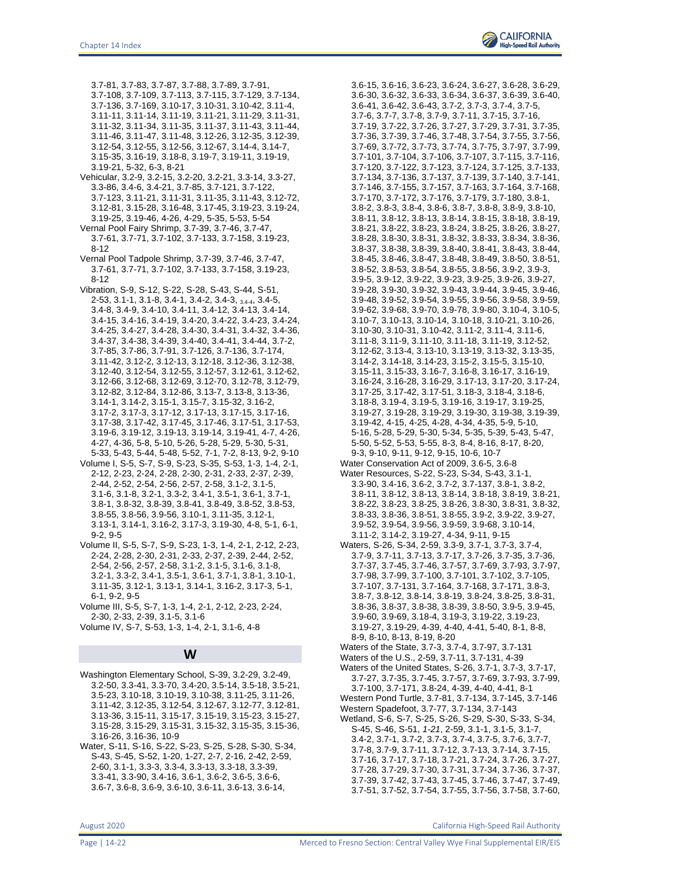3.7-81, 3.7-83, 3.7-87, 3.7-88, 3.7-89, 3.7-91, 3.7-108, 3.7-109, 3.7-113, 3.7-115, 3.7-129, 3.7-134, 3.7-136, 3.7-169, 3.10-17, 3.10-31, 3.10-42, 3.11-4, 3.11-11, 3.11-14, 3.11-19, 3.11-21, 3.11-29, 3.11-31, 3.11-32, 3.11-34, 3.11-35, 3.11-37, 3.11-43, 3.11-44, 3.11-46, 3.11-47, 3.11-48, 3.12-26, 3.12-35, 3.12-39, 3.12-54, 3.12-55, 3.12-56, 3.12-67, 3.14-4, 3.14-7, 3.15-35, 3.16-19, 3.18-8, 3.19-7, 3.19-11, 3.19-19, 3.19-21, 5-32, 6-3, 8-21

Vehicular, 3.2-9, 3.2-15, 3.2-20, 3.2-21, 3.3-14, 3.3-27, 3.3-86, 3.4-6, 3.4-21, 3.7-85, 3.7-121, 3.7-122, 3.7-123, 3.11-21, 3.11-31, 3.11-35, 3.11-43, 3.12-72, 3.12-81, 3.15-28, 3.16-48, 3.17-45, 3.19-23, 3.19-24, 3.19-25, 3.19-46, 4-26, 4-29, 5-35, 5-53, 5-54

Vernal Pool Fairy Shrimp, 3.7-39, 3.7-46, 3.7-47, 3.7-61, 3.7-71, 3.7-102, 3.7-133, 3.7-158, 3.19-23, 8-12

Vernal Pool Tadpole Shrimp, 3.7-39, 3.7-46, 3.7-47, 3.7-61, 3.7-71, 3.7-102, 3.7-133, 3.7-158, 3.19-23, 8-12

Vibration, S-9, S-12, S-22, S-28, S-43, S-44, S-51, 2-53, 3.1-1, 3.1-8, 3.4-1, 3.4-2, 3.4-3, 3.4-4, 3.4-5, 3.4-8, 3.4-9, 3.4-10, 3.4-11, 3.4-12, 3.4-13, 3.4-14, 3.4-15, 3.4-16, 3.4-19, 3.4-20, 3.4-22, 3.4-23, 3.4-24, 3.4-25, 3.4-27, 3.4-28, 3.4-30, 3.4-31, 3.4-32, 3.4-36, 3.4-37, 3.4-38, 3.4-39, 3.4-40, 3.4-41, 3.4-44, 3.7-2, 3.7-85, 3.7-86, 3.7-91, 3.7-126, 3.7-136, 3.7-174, 3.11-42, 3.12-2, 3.12-13, 3.12-18, 3.12-36, 3.12-38, 3.12-40, 3.12-54, 3.12-55, 3.12-57, 3.12-61, 3.12-62, 3.12-66, 3.12-68, 3.12-69, 3.12-70, 3.12-78, 3.12-79, 3.12-82, 3.12-84, 3.12-86, 3.13-7, 3.13-8, 3.13-36, 3.14-1, 3.14-2, 3.15-1, 3.15-7, 3.15-32, 3.16-2, 3.17-2, 3.17-3, 3.17-12, 3.17-13, 3.17-15, 3.17-16, 3.17-38, 3.17-42, 3.17-45, 3.17-46, 3.17-51, 3.17-53, 3.19-6, 3.19-12, 3.19-13, 3.19-14, 3.19-41, 4-7, 4-26, 4-27, 4-36, 5-8, 5-10, 5-26, 5-28, 5-29, 5-30, 5-31, 5-33, 5-43, 5-44, 5-48, 5-52, 7-1, 7-2, 8-13, 9-2, 9-10

Volume I, S-5, S-7, S-9, S-23, S-35, S-53, 1-3, 1-4, 2-1, 2-12, 2-23, 2-24, 2-28, 2-30, 2-31, 2-33, 2-37, 2-39, 2-44, 2-52, 2-54, 2-56, 2-57, 2-58, 3.1-2, 3.1-5, 3.1-6, 3.1-8, 3.2-1, 3.3-2, 3.4-1, 3.5-1, 3.6-1, 3.7-1, 3.8-1, 3.8-32, 3.8-39, 3.8-41, 3.8-49, 3.8-52, 3.8-53, 3.8-55, 3.8-56, 3.9-56, 3.10-1, 3.11-35, 3.12-1, 3.13-1, 3.14-1, 3.16-2, 3.17-3, 3.19-30, 4-8, 5-1, 6-1, 9-2, 9-5

Volume II, S-5, S-7, S-9, S-23, 1-3, 1-4, 2-1, 2-12, 2-23, 2-24, 2-28, 2-30, 2-31, 2-33, 2-37, 2-39, 2-44, 2-52, 2-54, 2-56, 2-57, 2-58, 3.1-2, 3.1-5, 3.1-6, 3.1-8, 3.2-1, 3.3-2, 3.4-1, 3.5-1, 3.6-1, 3.7-1, 3.8-1, 3.10-1, 3.11-35, 3.12-1, 3.13-1, 3.14-1, 3.16-2, 3.17-3, 5-1, 6-1, 9-2, 9-5

Volume III, S-5, S-7, 1-3, 1-4, 2-1, 2-12, 2-23, 2-24, 2-30, 2-33, 2-39, 3.1-5, 3.1-6

Volume IV, S-7, S-53, 1-3, 1-4, 2-1, 3.1-6, 4-8

## W

Washington Elementary School, S-39, 3.2-29, 3.2-49, 3.2-50, 3.3-41, 3.3-70, 3.4-20, 3.5-14, 3.5-18, 3.5-21, 3.5-23, 3.10-18, 3.10-19, 3.10-38, 3.11-25, 3.11-26, 3.11-42, 3.12-35, 3.12-54, 3.12-67, 3.12-77, 3.12-81, 3.13-36, 3.15-11, 3.15-17, 3.15-19, 3.15-23, 3.15-27, 3.15-28, 3.15-29, 3.15-31, 3.15-32, 3.15-35, 3.15-36, 3.16-26, 3.16-36, 10-9

Water, S-11, S-16, S-22, S-23, S-25, S-28, S-30, S-34, S-43, S-45, S-52, 1-20, 1-27, 2-7, 2-16, 2-42, 2-59, 2-60, 3.1-1, 3.3-3, 3.3-4, 3.3-13, 3.3-18, 3.3-39, 3.3-41, 3.3-90, 3.4-16, 3.6-1, 3.6-2, 3.6-5, 3.6-6, 3.6-7, 3.6-8, 3.6-9, 3.6-10, 3.6-11, 3.6-13, 3.6-14, 3.6-15, 3.6-16, 3.6-23, 3.6-24, 3.6-27, 3.6-28, 3.6-29, 3.6-30, 3.6-32, 3.6-33, 3.6-34, 3.6-37, 3.6-39, 3.6-40, 3.6-41, 3.6-42, 3.6-43, 3.7-2, 3.7-3, 3.7-4, 3.7-5, 3.7-6, 3.7-7, 3.7-8, 3.7-9, 3.7-11, 3.7-15, 3.7-16, 3.7-19, 3.7-22, 3.7-26, 3.7-27, 3.7-29, 3.7-31, 3.7-35, 3.7-36, 3.7-39, 3.7-46, 3.7-48, 3.7-54, 3.7-55, 3.7-56, 3.7-69, 3.7-72, 3.7-73, 3.7-74, 3.7-75, 3.7-97, 3.7-99, 3.7-101, 3.7-104, 3.7-106, 3.7-107, 3.7-115, 3.7-116, 3.7-120, 3.7-122, 3.7-123, 3.7-124, 3.7-125, 3.7-133, 3.7-134, 3.7-136, 3.7-137, 3.7-139, 3.7-140, 3.7-141, 3.7-146, 3.7-155, 3.7-157, 3.7-163, 3.7-164, 3.7-168, 3.7-170, 3.7-172, 3.7-176, 3.7-179, 3.7-180, 3.8-1, 3.8-2, 3.8-3, 3.8-4, 3.8-6, 3.8-7, 3.8-8, 3.8-9, 3.8-10, 3.8-11, 3.8-12, 3.8-13, 3.8-14, 3.8-15, 3.8-18, 3.8-19, 3.8-21, 3.8-22, 3.8-23, 3.8-24, 3.8-25, 3.8-26, 3.8-27, 3.8-28, 3.8-30, 3.8-31, 3.8-32, 3.8-33, 3.8-34, 3.8-36, 3.8-37, 3.8-38, 3.8-39, 3.8-40, 3.8-41, 3.8-43, 3.8-44, 3.8-45, 3.8-46, 3.8-47, 3.8-48, 3.8-49, 3.8-50, 3.8-51, 3.8-52, 3.8-53, 3.8-54, 3.8-55, 3.8-56, 3.9-2, 3.9-3, 3.9-5, 3.9-12, 3.9-22, 3.9-23, 3.9-25, 3.9-26, 3.9-27, 3.9-28, 3.9-30, 3.9-32, 3.9-43, 3.9-44, 3.9-45, 3.9-46, 3.9-48, 3.9-52, 3.9-54, 3.9-55, 3.9-56, 3.9-58, 3.9-59, 3.9-62, 3.9-68, 3.9-70, 3.9-78, 3.9-80, 3.10-4, 3.10-5, 3.10-7, 3.10-13, 3.10-14, 3.10-18, 3.10-21, 3.10-26, 3.10-30, 3.10-31, 3.10-42, 3.11-2, 3.11-4, 3.11-6, 3.11-8, 3.11-9, 3.11-10, 3.11-18, 3.11-19, 3.12-52, 3.12-62, 3.13-4, 3.13-10, 3.13-19, 3.13-32, 3.13-35, 3.14-2, 3.14-18, 3.14-23, 3.15-2, 3.15-5, 3.15-10, 3.15-11, 3.15-33, 3.16-7, 3.16-8, 3.16-17, 3.16-19, 3.16-24, 3.16-28, 3.16-29, 3.17-13, 3.17-20, 3.17-24, 3.17-25, 3.17-42, 3.17-51, 3.18-3, 3.18-4, 3.18-6, 3.18-8, 3.19-4, 3.19-5, 3.19-16, 3.19-17, 3.19-25, 3.19-27, 3.19-28, 3.19-29, 3.19-30, 3.19-38, 3.19-39, 3.19-42, 4-15, 4-25, 4-28, 4-34, 4-35, 5-9, 5-10, 5-16, 5-28, 5-29, 5-30, 5-34, 5-35, 5-39, 5-43, 5-47, 5-50, 5-52, 5-53, 5-55, 8-3, 8-4, 8-16, 8-17, 8-20, 9-3, 9-10, 9-11, 9-12, 9-15, 10-6, 10-7

Water Conservation Act of 2009, 3.6-5, 3.6-8

Water Resources, S-22, S-23, S-34, S-43, 3.1-1, 3.3-90, 3.4-16, 3.6-2, 3.7-2, 3.7-137, 3.8-1, 3.8-2, 3.8-11, 3.8-12, 3.8-13, 3.8-14, 3.8-18, 3.8-19, 3.8-21, 3.8-22, 3.8-23, 3.8-25, 3.8-26, 3.8-30, 3.8-31, 3.8-32, 3.8-33, 3.8-36, 3.8-51, 3.8-55, 3.9-2, 3.9-22, 3.9-27, 3.9-52, 3.9-54, 3.9-56, 3.9-59, 3.9-68, 3.10-14, 3.11-2, 3.14-2, 3.19-27, 4-34, 9-11, 9-15

Waters, S-26, S-34, 2-59, 3.3-9, 3.7-1, 3.7-3, 3.7-4, 3.7-9, 3.7-11, 3.7-13, 3.7-17, 3.7-26, 3.7-35, 3.7-36, 3.7-37, 3.7-45, 3.7-46, 3.7-57, 3.7-69, 3.7-93, 3.7-97, 3.7-98, 3.7-99, 3.7-100, 3.7-101, 3.7-102, 3.7-105, 3.7-107, 3.7-131, 3.7-164, 3.7-168, 3.7-171, 3.8-3, 3.8-7, 3.8-12, 3.8-14, 3.8-19, 3.8-24, 3.8-25, 3.8-31, 3.8-36, 3.8-37, 3.8-38, 3.8-39, 3.8-50, 3.9-5, 3.9-45, 3.9-60, 3.9-69, 3.18-4, 3.19-3, 3.19-22, 3.19-23, 3.19-27, 3.19-29, 4-39, 4-40, 4-41, 5-40, 8-1, 8-8, 8-9, 8-10, 8-13, 8-19, 8-20

Waters of the State, 3.7-3, 3.7-4, 3.7-97, 3.7-131

Waters of the U.S., 2-59, 3.7-11, 3.7-131, 4-39

Waters of the United States, S-26, 3.7-1, 3.7-3, 3.7-17, 3.7-27, 3.7-35, 3.7-45, 3.7-57, 3.7-69, 3.7-93, 3.7-99, 3.7-100, 3.7-171, 3.8-24, 4-39, 4-40, 4-41, 8-1

Western Pond Turtle, 3.7-81, 3.7-134, 3.7-145, 3.7-146

Western Spadefoot, 3.7-77, 3.7-134, 3.7-143

Wetland, S-6, S-7, S-25, S-26, S-29, S-30, S-33, S-34, S-45, S-46, S-51, *1-21*, 2-59, 3.1-1, 3.1-5, 3.1-7, 3.4-2, 3.7-1, 3.7-2, 3.7-3, 3.7-4, 3.7-5, 3.7-6, 3.7-7, 3.7-8, 3.7-9, 3.7-11, 3.7-12, 3.7-13, 3.7-14, 3.7-15, 3.7-16, 3.7-17, 3.7-18, 3.7-21, 3.7-24, 3.7-26, 3.7-27, 3.7-28, 3.7-29, 3.7-30, 3.7-31, 3.7-34, 3.7-36, 3.7-37, 3.7-39, 3.7-42, 3.7-43, 3.7-45, 3.7-46, 3.7-47, 3.7-49, 3.7-51, 3.7-52, 3.7-54, 3.7-55, 3.7-56, 3.7-58, 3.7-60,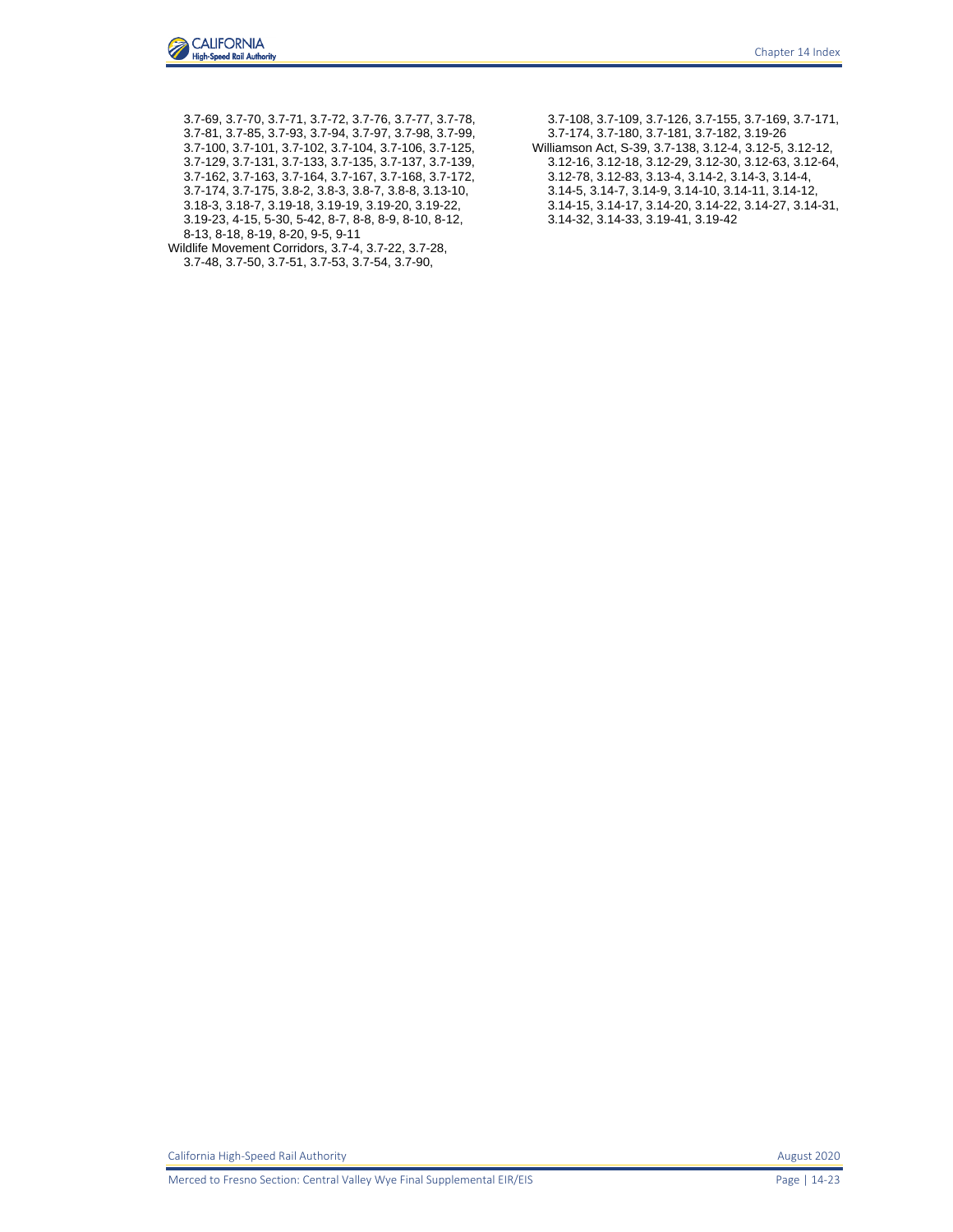3.7-69, 3.7-70, 3.7-71, 3.7-72, 3.7-76, 3.7-77, 3.7-78, 3.7-81, 3.7-85, 3.7-93, 3.7-94, 3.7-97, 3.7-98, 3.7-99, 3.7-100, 3.7-101, 3.7-102, 3.7-104, 3.7-106, 3.7-125, 3.7-129, 3.7-131, 3.7-133, 3.7-135, 3.7-137, 3.7-139, 3.7-162, 3.7-163, 3.7-164, 3.7-167, 3.7-168, 3.7-172, 3.7-174, 3.7-175, 3.8-2, 3.8-3, 3.8-7, 3.8-8, 3.13-10, 3.18-3, 3.18-7, 3.19-18, 3.19-19, 3.19-20, 3.19-22, 3.19-23, 4-15, 5-30, 5-42, 8-7, 8-8, 8-9, 8-10, 8-12, 8-13, 8-18, 8-19, 8-20, 9-5, 9-11

Wildlife Movement Corridors, 3.7-4, 3.7-22, 3.7-28, 3.7-48, 3.7-50, 3.7-51, 3.7-53, 3.7-54, 3.7-90, 3.7-108, 3.7-109, 3.7-126, 3.7-155, 3.7-169, 3.7-171, 3.7-174, 3.7-180, 3.7-181, 3.7-182, 3.19-26

Williamson Act, S-39, 3.7-138, 3.12-4, 3.12-5, 3.12-12, 3.12-16, 3.12-18, 3.12-29, 3.12-30, 3.12-63, 3.12-64, 3.12-78, 3.12-83, 3.13-4, 3.14-2, 3.14-3, 3.14-4, 3.14-5, 3.14-7, 3.14-9, 3.14-10, 3.14-11, 3.14-12, 3.14-15, 3.14-17, 3.14-20, 3.14-22, 3.14-27, 3.14-31, 3.14-32, 3.14-33, 3.19-41, 3.19-42